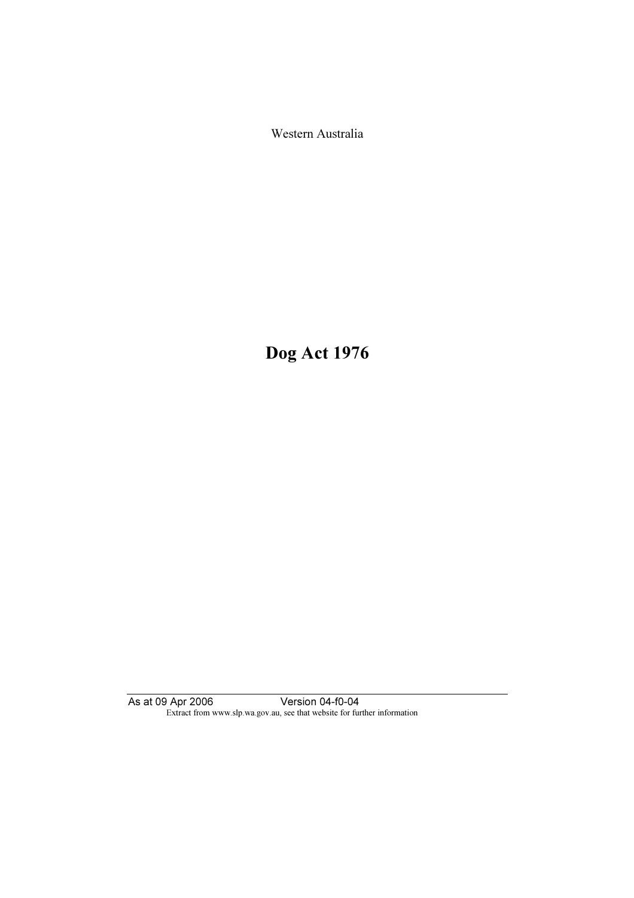Western Australia

# Dog Act 1976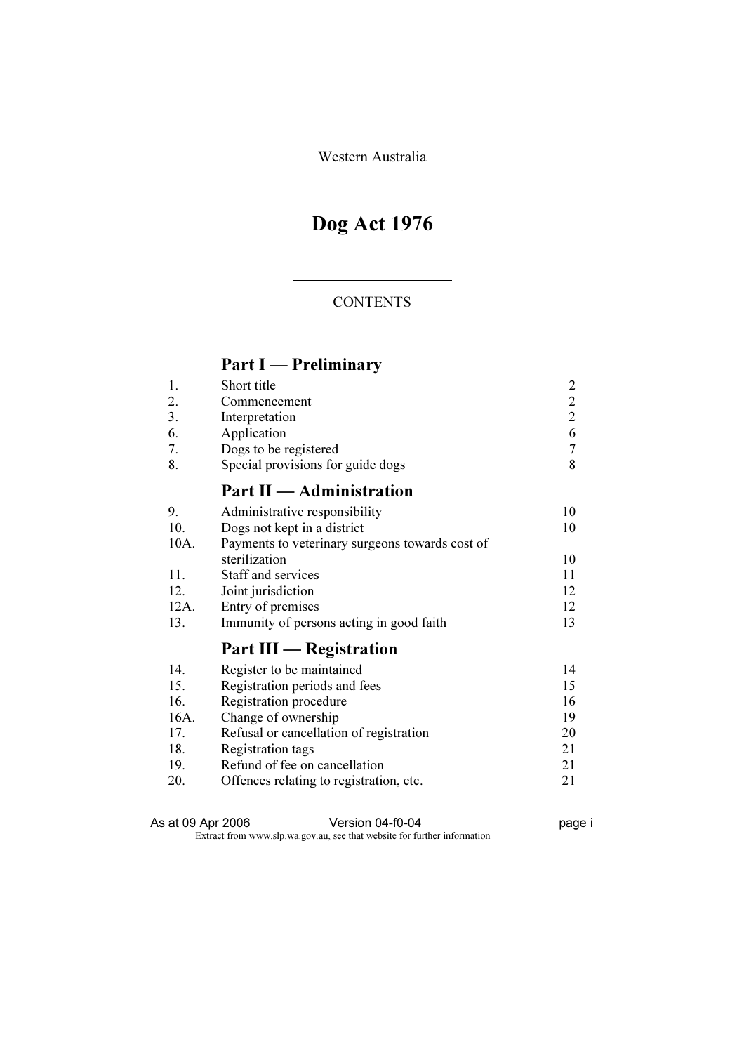Western Australia

# Dog Act 1976

CONTENTS

## Part I — Preliminary

| | | |
|---|---|---|
| 1. | Short title | 2 |
| 2. | Commencement | 2 |
| 3. | Interpretation | 2 |
| 6. | Application | 6 |
| 7. | Dogs to be registered | 7 |
| 8. | Special provisions for guide dogs | 8 |

## Part II — Administration

| | | |
|---|---|---|
| 9. | Administrative responsibility | 10 |
| 10. | Dogs not kept in a district | 10 |
| 10A. | Payments to veterinary surgeons towards cost of sterilization | 10 |
| 11. | Staff and services | 11 |
| 12. | Joint jurisdiction | 12 |
| 12A. | Entry of premises | 12 |
| 13. | Immunity of persons acting in good faith | 13 |

## Part III — Registration

| | | |
|---|---|---|
| 14. | Register to be maintained | 14 |
| 15. | Registration periods and fees | 15 |
| 16. | Registration procedure | 16 |
| 16A. | Change of ownership | 19 |
| 17. | Refusal or cancellation of registration | 20 |
| 18. | Registration tags | 21 |
| 19. | Refund of fee on cancellation | 21 |
| 20. | Offences relating to registration, etc. | 21 |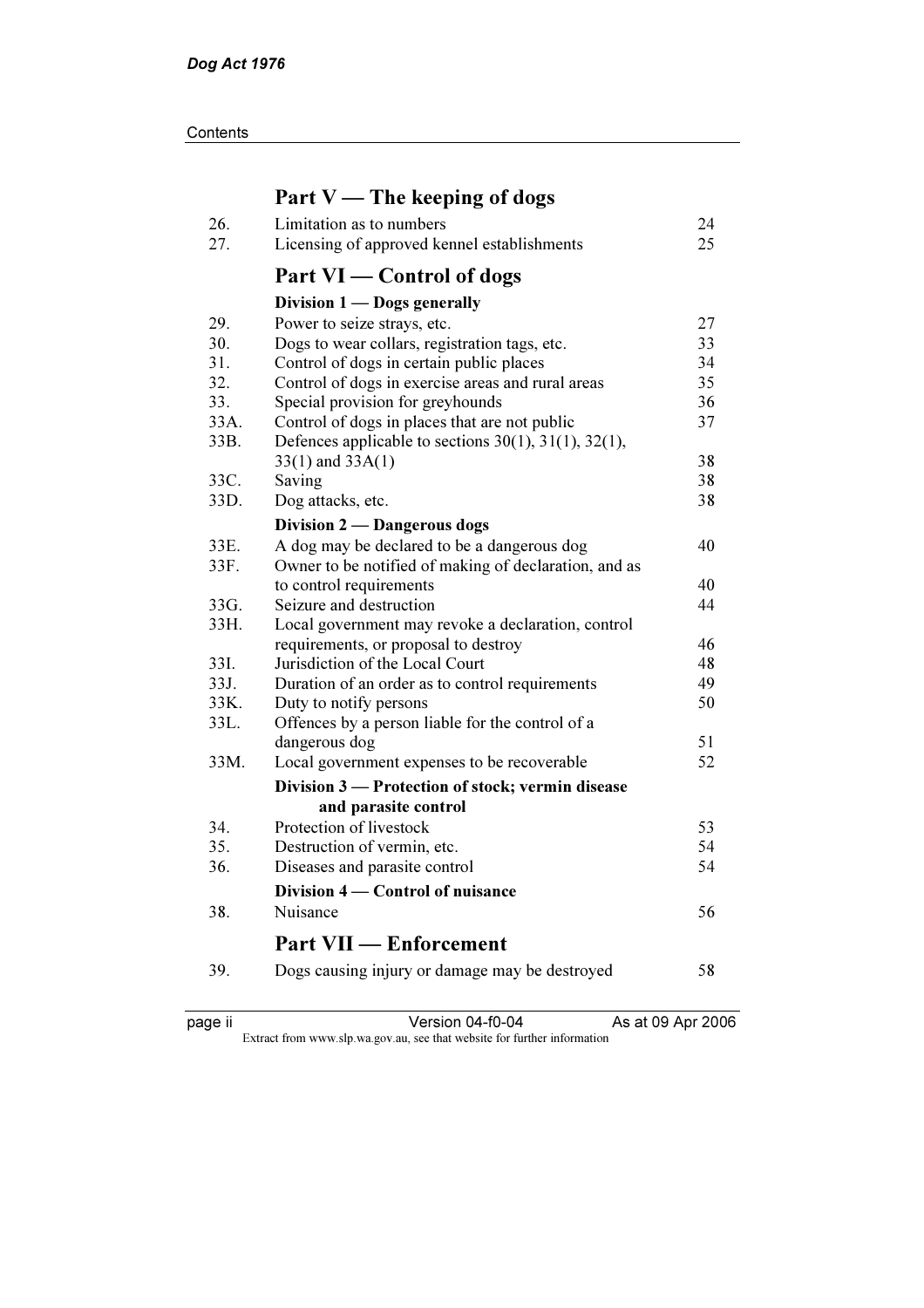## Part V — The keeping of dogs

| | | |
|---|---|---|
| 26. | Limitation as to numbers | 24 |
| 27. | Licensing of approved kennel establishments | 25 |

## Part VI — Control of dogs

### Division 1 — Dogs generally

| | | |
|---|---|---|
| 29. | Power to seize strays, etc. | 27 |
| 30. | Dogs to wear collars, registration tags, etc. | 33 |
| 31. | Control of dogs in certain public places | 34 |
| 32. | Control of dogs in exercise areas and rural areas | 35 |
| 33. | Special provision for greyhounds | 36 |
| 33A. | Control of dogs in places that are not public | 37 |
| 33B. | Defences applicable to sections 30(1), 31(1), 32(1), 33(1) and 33A(1) | 38 |
| 33C. | Saving | 38 |
| 33D. | Dog attacks, etc. | 38 |

### Division 2 — Dangerous dogs

| | | |
|---|---|---|
| 33E. | A dog may be declared to be a dangerous dog | 40 |
| 33F. | Owner to be notified of making of declaration, and as to control requirements | 40 |
| 33G. | Seizure and destruction | 44 |
| 33H. | Local government may revoke a declaration, control requirements, or proposal to destroy | 46 |
| 33I. | Jurisdiction of the Local Court | 48 |
| 33J. | Duration of an order as to control requirements | 49 |
| 33K. | Duty to notify persons | 50 |
| 33L. | Offences by a person liable for the control of a dangerous dog | 51 |
| 33M. | Local government expenses to be recoverable | 52 |

### Division 3 — Protection of stock; vermin disease and parasite control

| | | |
|---|---|---|
| 34. | Protection of livestock | 53 |
| 35. | Destruction of vermin, etc. | 54 |
| 36. | Diseases and parasite control | 54 |

### Division 4 — Control of nuisance

| | | |
|---|---|---|
| 38. | Nuisance | 56 |

## Part VII — Enforcement

| | | |
|---|---|---|
| 39. | Dogs causing injury or damage may be destroyed | 58 |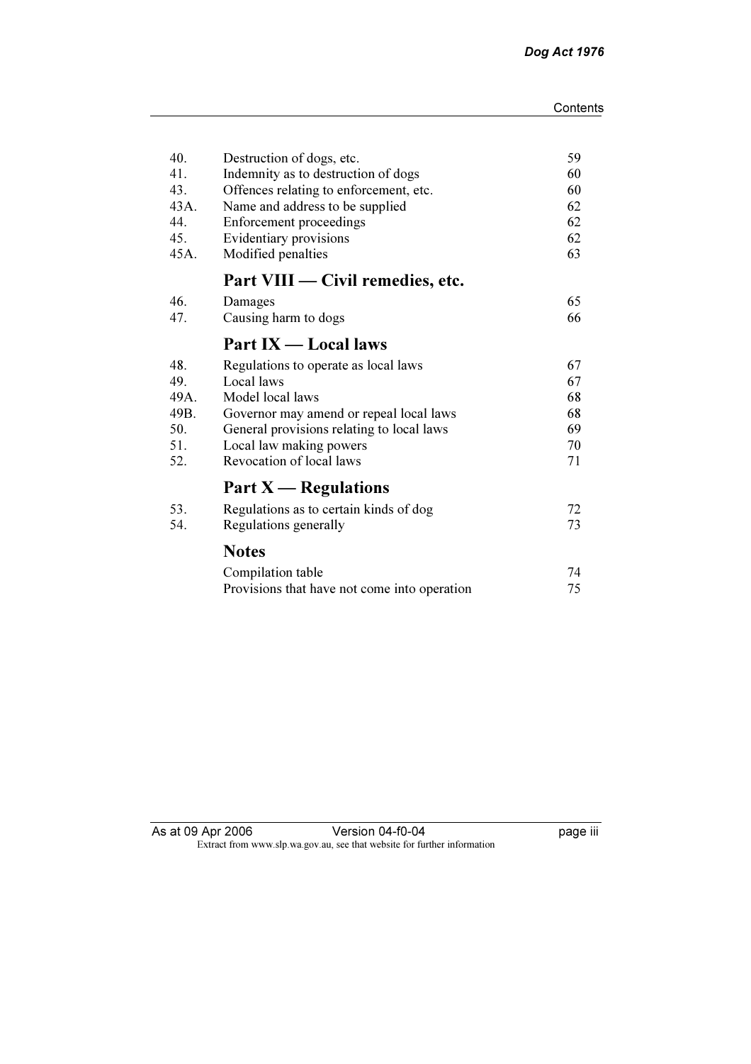| | | |
|---|---|---|
| 40. | Destruction of dogs, etc. | 59 |
| 41. | Indemnity as to destruction of dogs | 60 |
| 43. | Offences relating to enforcement, etc. | 60 |
| 43A. | Name and address to be supplied | 62 |
| 44. | Enforcement proceedings | 62 |
| 45. | Evidentiary provisions | 62 |
| 45A. | Modified penalties | 63 |

## Part VIII — Civil remedies, etc.

| | | |
|---|---|---|
| 46. | Damages | 65 |
| 47. | Causing harm to dogs | 66 |

## Part IX — Local laws

| | | |
|---|---|---|
| 48. | Regulations to operate as local laws | 67 |
| 49. | Local laws | 67 |
| 49A. | Model local laws | 68 |
| 49B. | Governor may amend or repeal local laws | 68 |
| 50. | General provisions relating to local laws | 69 |
| 51. | Local law making powers | 70 |
| 52. | Revocation of local laws | 71 |

## Part X — Regulations

| | | |
|---|---|---|
| 53. | Regulations as to certain kinds of dog | 72 |
| 54. | Regulations generally | 73 |

## Notes

| | |
|---|---|
| Compilation table | 74 |
| Provisions that have not come into operation | 75 |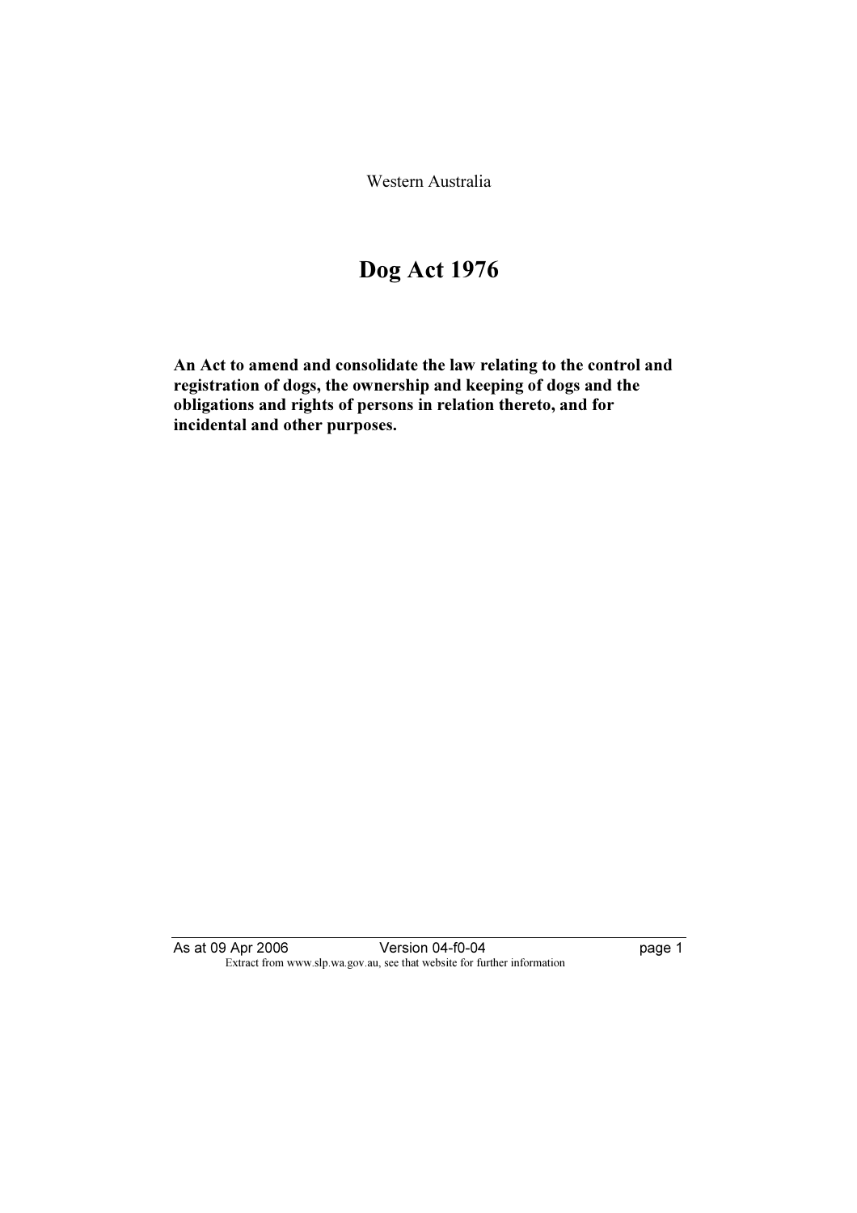Western Australia

# Dog Act 1976

**An Act to amend and consolidate the law relating to the control and registration of dogs, the ownership and keeping of dogs and the obligations and rights of persons in relation thereto, and for incidental and other purposes.**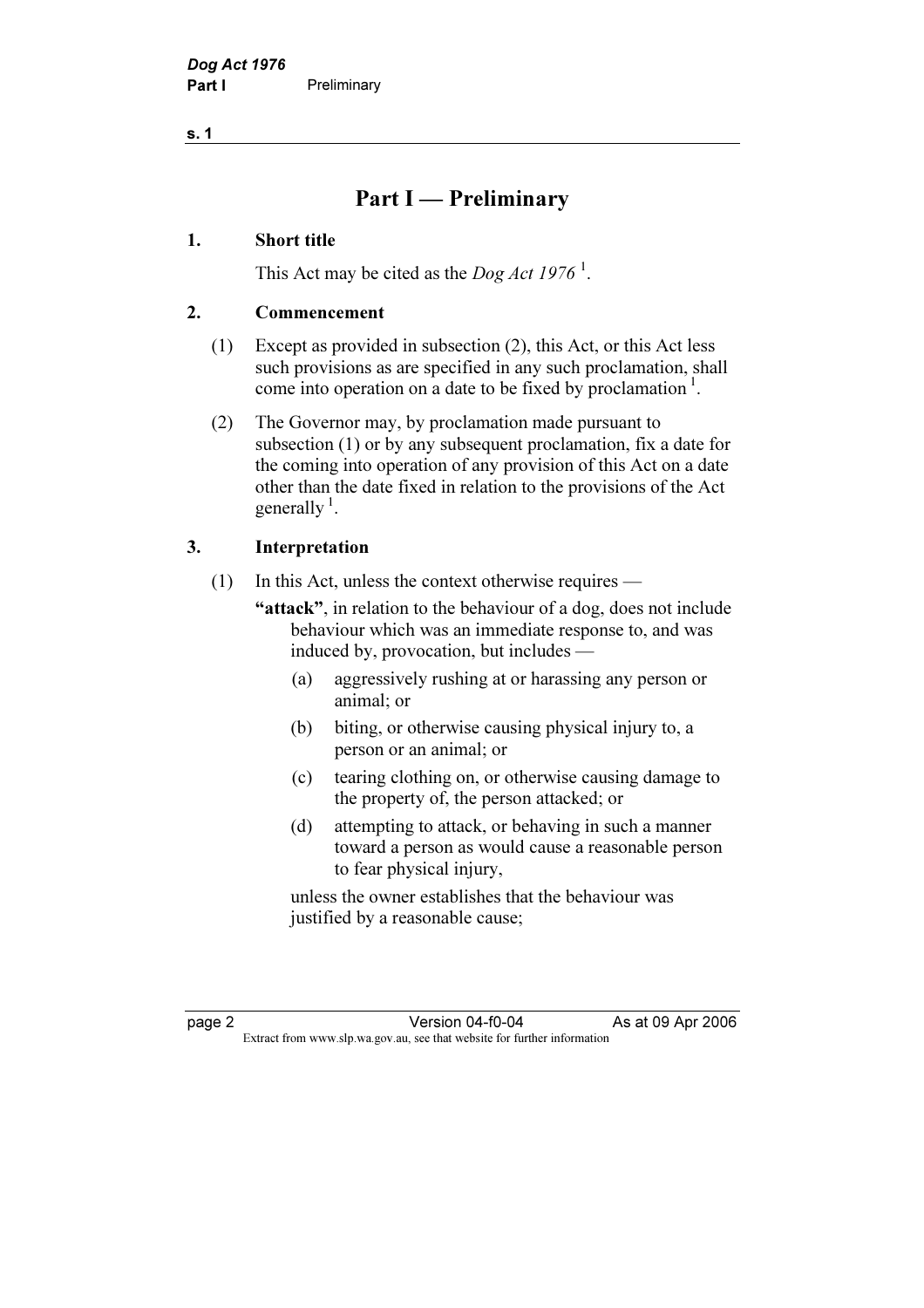# Part I — Preliminary

## 1. Short title

This Act may be cited as the *Dog Act 1976* [1].

## 2. Commencement

(1) Except as provided in subsection (2), this Act, or this Act less such provisions as are specified in any such proclamation, shall come into operation on a date to be fixed by proclamation [1].

(2) The Governor may, by proclamation made pursuant to subsection (1) or by any subsequent proclamation, fix a date for the coming into operation of any provision of this Act on a date other than the date fixed in relation to the provisions of the Act generally [1].

## 3. Interpretation

(1) In this Act, unless the context otherwise requires —

**"attack"**, in relation to the behaviour of a dog, does not include behaviour which was an immediate response to, and was induced by, provocation, but includes —

- (a) aggressively rushing at or harassing any person or animal; or
- (b) biting, or otherwise causing physical injury to, a person or an animal; or
- (c) tearing clothing on, or otherwise causing damage to the property of, the person attacked; or
- (d) attempting to attack, or behaving in such a manner toward a person as would cause a reasonable person to fear physical injury,

unless the owner establishes that the behaviour was justified by a reasonable cause;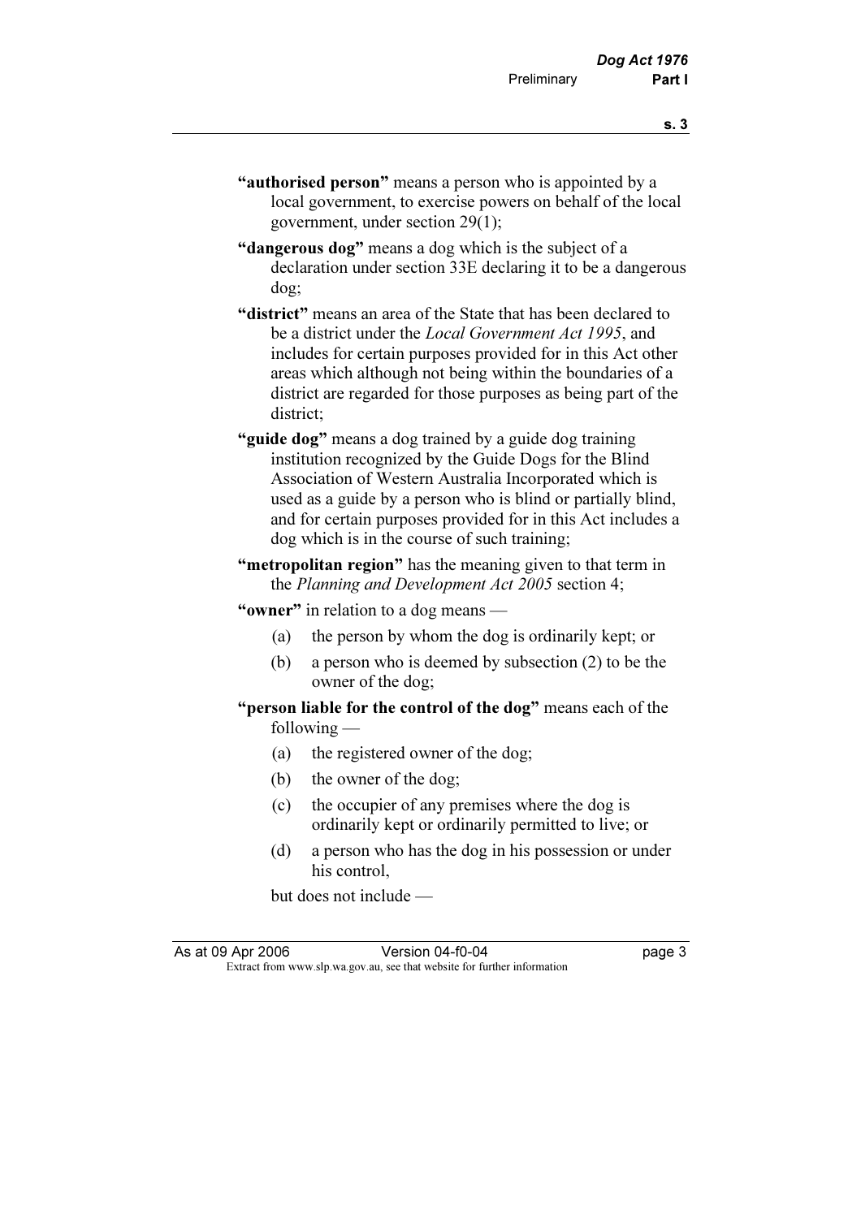**"authorised person"** means a person who is appointed by a local government, to exercise powers on behalf of the local government, under section 29(1);

**"dangerous dog"** means a dog which is the subject of a declaration under section 33E declaring it to be a dangerous dog;

**"district"** means an area of the State that has been declared to be a district under the *Local Government Act 1995*, and includes for certain purposes provided for in this Act other areas which although not being within the boundaries of a district are regarded for those purposes as being part of the district;

**"guide dog"** means a dog trained by a guide dog training institution recognized by the Guide Dogs for the Blind Association of Western Australia Incorporated which is used as a guide by a person who is blind or partially blind, and for certain purposes provided for in this Act includes a dog which is in the course of such training;

**"metropolitan region"** has the meaning given to that term in the *Planning and Development Act 2005* section 4;

**"owner"** in relation to a dog means —

(a) the person by whom the dog is ordinarily kept; or

(b) a person who is deemed by subsection (2) to be the owner of the dog;

**"person liable for the control of the dog"** means each of the following —

(a) the registered owner of the dog;

(b) the owner of the dog;

(c) the occupier of any premises where the dog is ordinarily kept or ordinarily permitted to live; or

(d) a person who has the dog in his possession or under his control,

but does not include —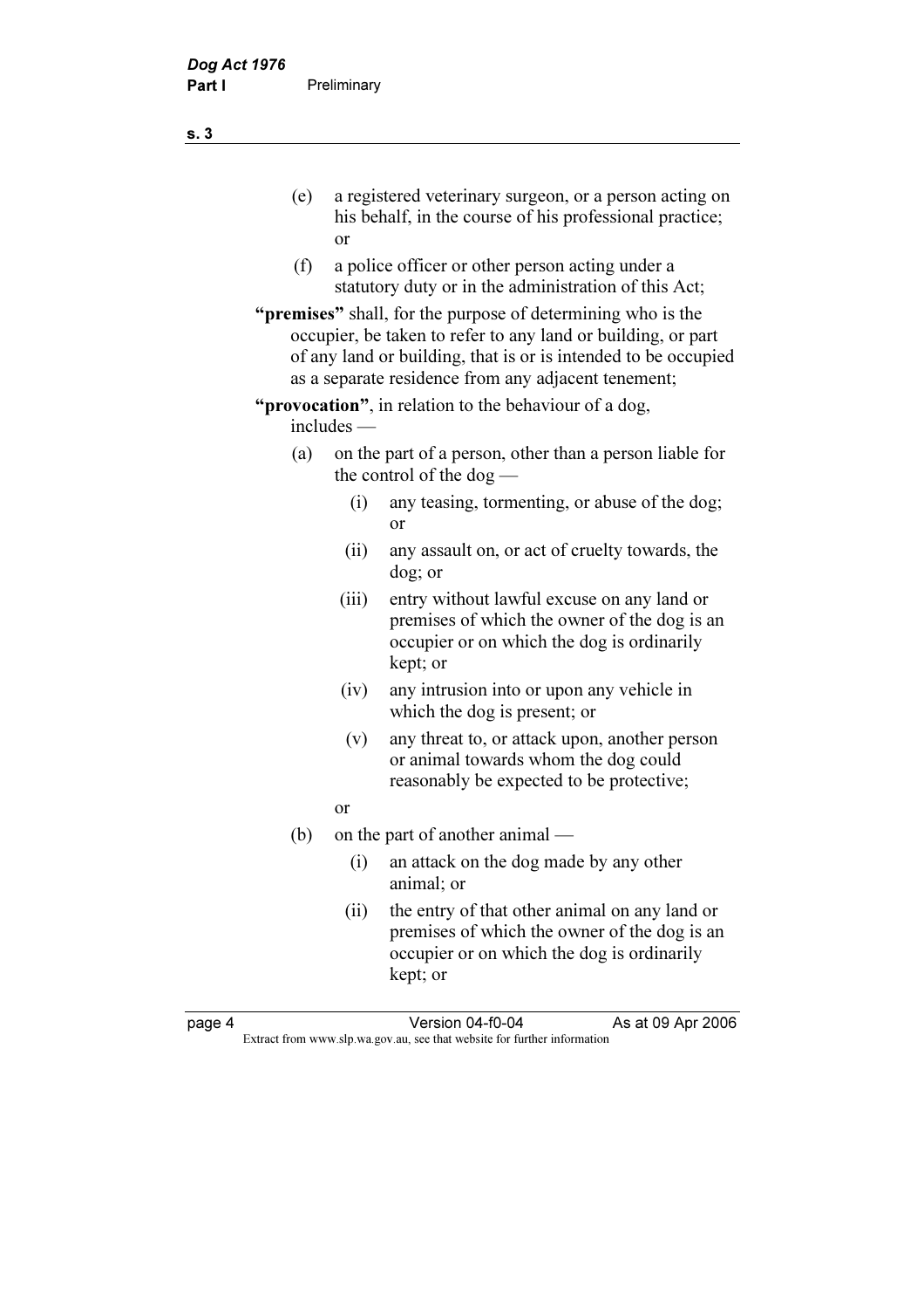(e) a registered veterinary surgeon, or a person acting on his behalf, in the course of his professional practice; or

(f) a police officer or other person acting under a statutory duty or in the administration of this Act;

**"premises"** shall, for the purpose of determining who is the occupier, be taken to refer to any land or building, or part of any land or building, that is or is intended to be occupied as a separate residence from any adjacent tenement;

**"provocation"**, in relation to the behaviour of a dog, includes —

(a) on the part of a person, other than a person liable for the control of the dog —

(i) any teasing, tormenting, or abuse of the dog; or

(ii) any assault on, or act of cruelty towards, the dog; or

(iii) entry without lawful excuse on any land or premises of which the owner of the dog is an occupier or on which the dog is ordinarily kept; or

(iv) any intrusion into or upon any vehicle in which the dog is present; or

(v) any threat to, or attack upon, another person or animal towards whom the dog could reasonably be expected to be protective;

or

(b) on the part of another animal —

(i) an attack on the dog made by any other animal; or

(ii) the entry of that other animal on any land or premises of which the owner of the dog is an occupier or on which the dog is ordinarily kept; or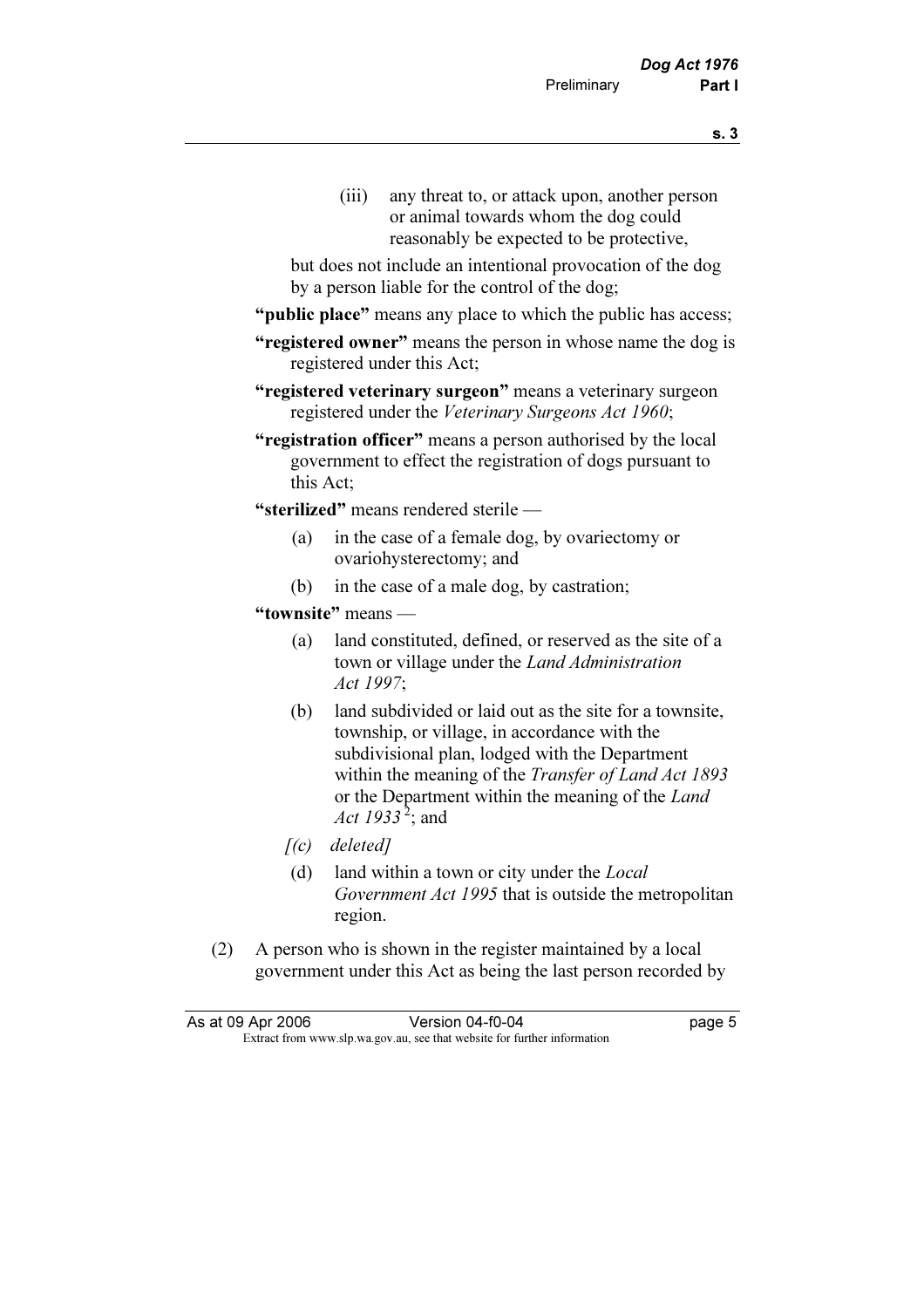(iii) any threat to, or attack upon, another person or animal towards whom the dog could reasonably be expected to be protective,

but does not include an intentional provocation of the dog by a person liable for the control of the dog;

**"public place"** means any place to which the public has access;

**"registered owner"** means the person in whose name the dog is registered under this Act;

**"registered veterinary surgeon"** means a veterinary surgeon registered under the *Veterinary Surgeons Act 1960*;

**"registration officer"** means a person authorised by the local government to effect the registration of dogs pursuant to this Act;

**"sterilized"** means rendered sterile —

(a) in the case of a female dog, by ovariectomy or ovariohysterectomy; and

(b) in the case of a male dog, by castration;

**"townsite"** means —

(a) land constituted, defined, or reserved as the site of a town or village under the *Land Administration Act 1997*;

(b) land subdivided or laid out as the site for a townsite, township, or village, in accordance with the subdivisional plan, lodged with the Department within the meaning of the *Transfer of Land Act 1893* or the Department within the meaning of the *Land Act 1933* [2]; and

*[(c) deleted]*

(d) land within a town or city under the *Local Government Act 1995* that is outside the metropolitan region.

(2) A person who is shown in the register maintained by a local government under this Act as being the last person recorded by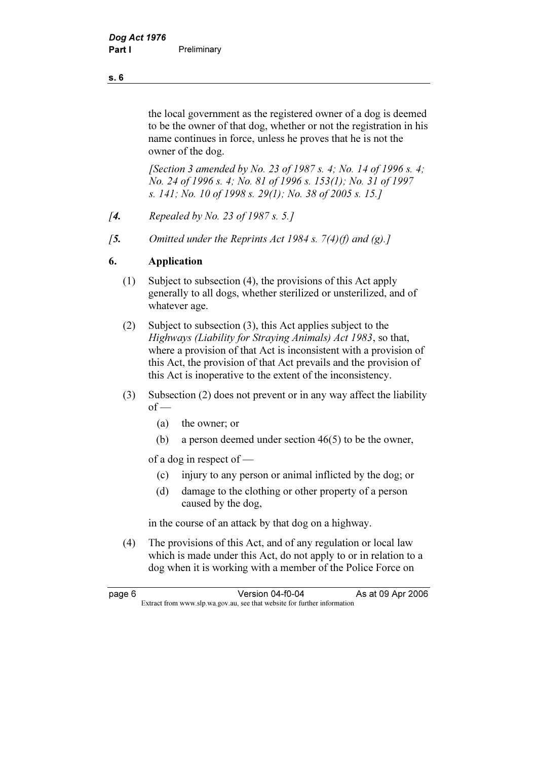the local government as the registered owner of a dog is deemed to be the owner of that dog, whether or not the registration in his name continues in force, unless he proves that he is not the owner of the dog.

*[Section 3 amended by No. 23 of 1987 s. 4; No. 14 of 1996 s. 4; No. 24 of 1996 s. 4; No. 81 of 1996 s. 153(1); No. 31 of 1997 s. 141; No. 10 of 1998 s. 29(1); No. 38 of 2005 s. 15.]*

*[**4.** Repealed by No. 23 of 1987 s. 5.]*

*[**5.** Omitted under the Reprints Act 1984 s. 7(4)(f) and (g).]*

## 6. Application

(1) Subject to subsection (4), the provisions of this Act apply generally to all dogs, whether sterilized or unsterilized, and of whatever age.

(2) Subject to subsection (3), this Act applies subject to the *Highways (Liability for Straying Animals) Act 1983*, so that, where a provision of that Act is inconsistent with a provision of this Act, the provision of that Act prevails and the provision of this Act is inoperative to the extent of the inconsistency.

(3) Subsection (2) does not prevent or in any way affect the liability of —

- (a) the owner; or
- (b) a person deemed under section 46(5) to be the owner,

of a dog in respect of —

- (c) injury to any person or animal inflicted by the dog; or
- (d) damage to the clothing or other property of a person caused by the dog,

in the course of an attack by that dog on a highway.

(4) The provisions of this Act, and of any regulation or local law which is made under this Act, do not apply to or in relation to a dog when it is working with a member of the Police Force on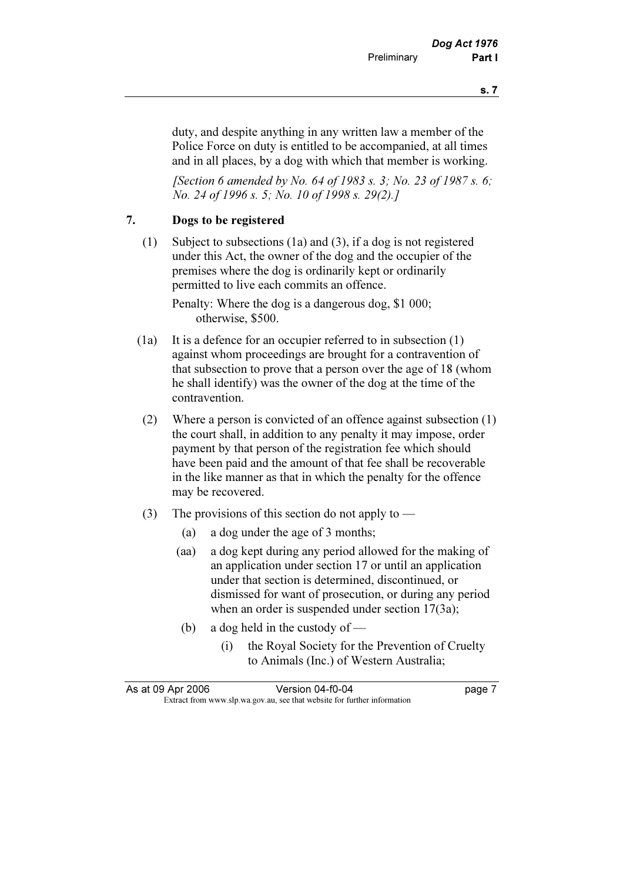duty, and despite anything in any written law a member of the Police Force on duty is entitled to be accompanied, at all times and in all places, by a dog with which that member is working.

*[Section 6 amended by No. 64 of 1983 s. 3; No. 23 of 1987 s. 6; No. 24 of 1996 s. 5; No. 10 of 1998 s. 29(2).]*

## 7. Dogs to be registered

(1) Subject to subsections (1a) and (3), if a dog is not registered under this Act, the owner of the dog and the occupier of the premises where the dog is ordinarily kept or ordinarily permitted to live each commits an offence.

Penalty: Where the dog is a dangerous dog, $1 000; otherwise, $500.

(1a) It is a defence for an occupier referred to in subsection (1) against whom proceedings are brought for a contravention of that subsection to prove that a person over the age of 18 (whom he shall identify) was the owner of the dog at the time of the contravention.

(2) Where a person is convicted of an offence against subsection (1) the court shall, in addition to any penalty it may impose, order payment by that person of the registration fee which should have been paid and the amount of that fee shall be recoverable in the like manner as that in which the penalty for the offence may be recovered.

(3) The provisions of this section do not apply to —

- (a) a dog under the age of 3 months;
- (aa) a dog kept during any period allowed for the making of an application under section 17 or until an application under that section is determined, discontinued, or dismissed for want of prosecution, or during any period when an order is suspended under section 17(3a);
- (b) a dog held in the custody of —
  - (i) the Royal Society for the Prevention of Cruelty to Animals (Inc.) of Western Australia;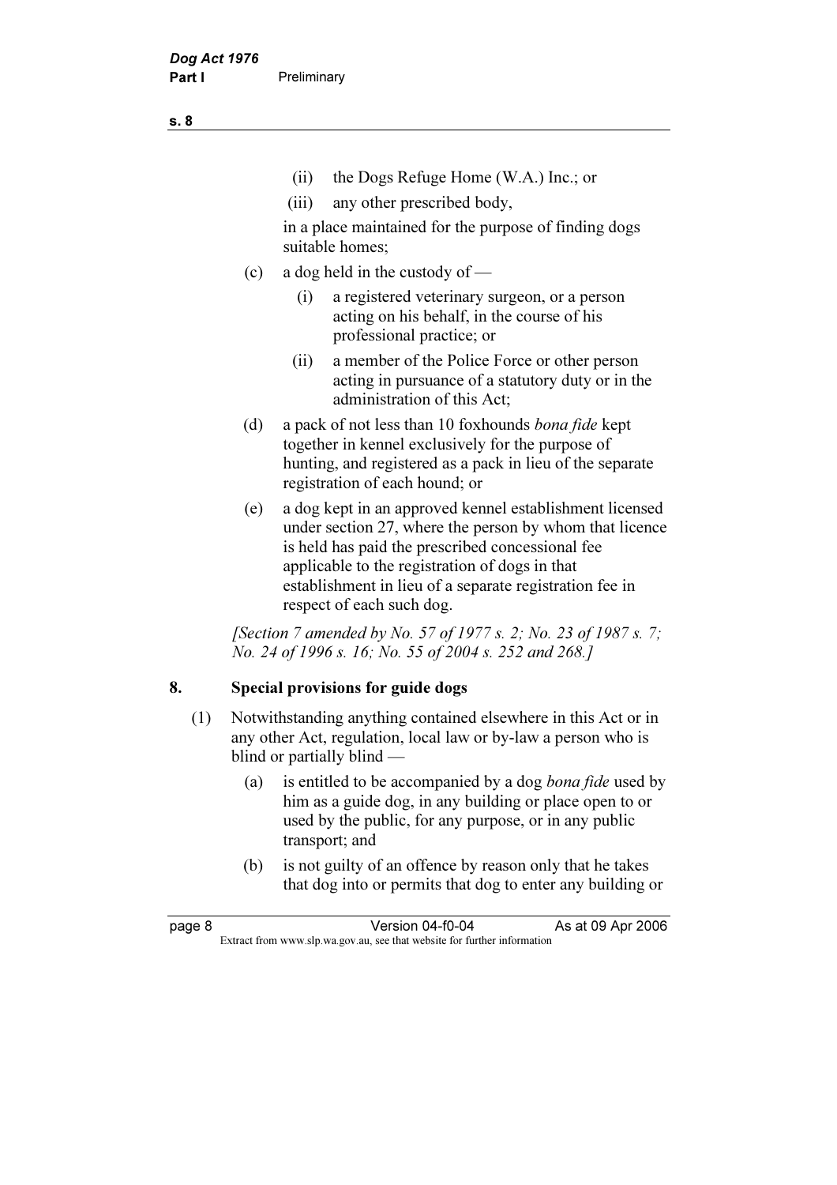(ii) the Dogs Refuge Home (W.A.) Inc.; or

(iii) any other prescribed body,

in a place maintained for the purpose of finding dogs suitable homes;

(c) a dog held in the custody of —

(i) a registered veterinary surgeon, or a person acting on his behalf, in the course of his professional practice; or

(ii) a member of the Police Force or other person acting in pursuance of a statutory duty or in the administration of this Act;

(d) a pack of not less than 10 foxhounds *bona fide* kept together in kennel exclusively for the purpose of hunting, and registered as a pack in lieu of the separate registration of each hound; or

(e) a dog kept in an approved kennel establishment licensed under section 27, where the person by whom that licence is held has paid the prescribed concessional fee applicable to the registration of dogs in that establishment in lieu of a separate registration fee in respect of each such dog.

*[Section 7 amended by No. 57 of 1977 s. 2; No. 23 of 1987 s. 7; No. 24 of 1996 s. 16; No. 55 of 2004 s. 252 and 268.]*

## 8. Special provisions for guide dogs

(1) Notwithstanding anything contained elsewhere in this Act or in any other Act, regulation, local law or by-law a person who is blind or partially blind —

(a) is entitled to be accompanied by a dog *bona fide* used by him as a guide dog, in any building or place open to or used by the public, for any purpose, or in any public transport; and

(b) is not guilty of an offence by reason only that he takes that dog into or permits that dog to enter any building or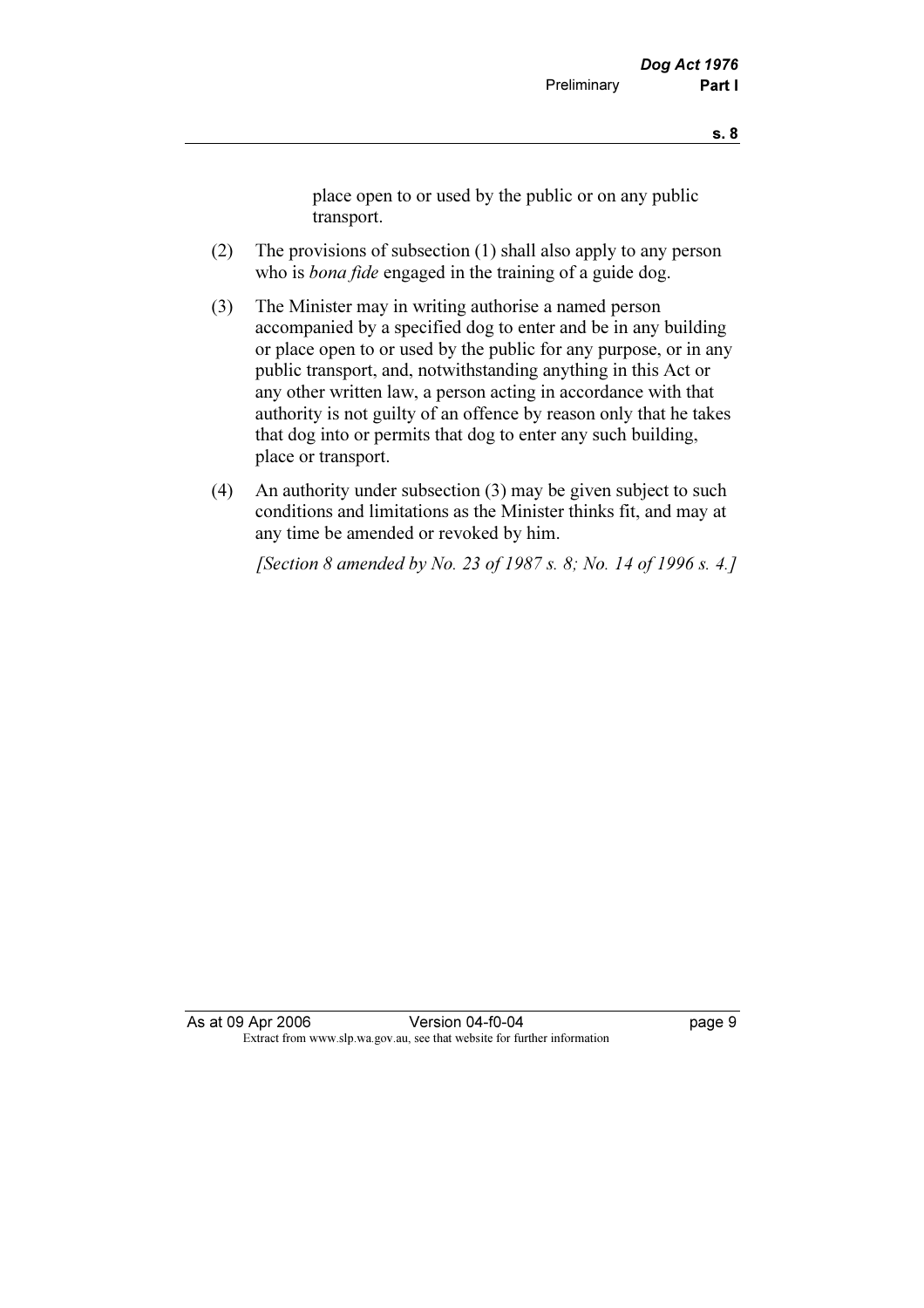place open to or used by the public or on any public transport.

(2) The provisions of subsection (1) shall also apply to any person who is *bona fide* engaged in the training of a guide dog.

(3) The Minister may in writing authorise a named person accompanied by a specified dog to enter and be in any building or place open to or used by the public for any purpose, or in any public transport, and, notwithstanding anything in this Act or any other written law, a person acting in accordance with that authority is not guilty of an offence by reason only that he takes that dog into or permits that dog to enter any such building, place or transport.

(4) An authority under subsection (3) may be given subject to such conditions and limitations as the Minister thinks fit, and may at any time be amended or revoked by him.

*[Section 8 amended by No. 23 of 1987 s. 8; No. 14 of 1996 s. 4.]*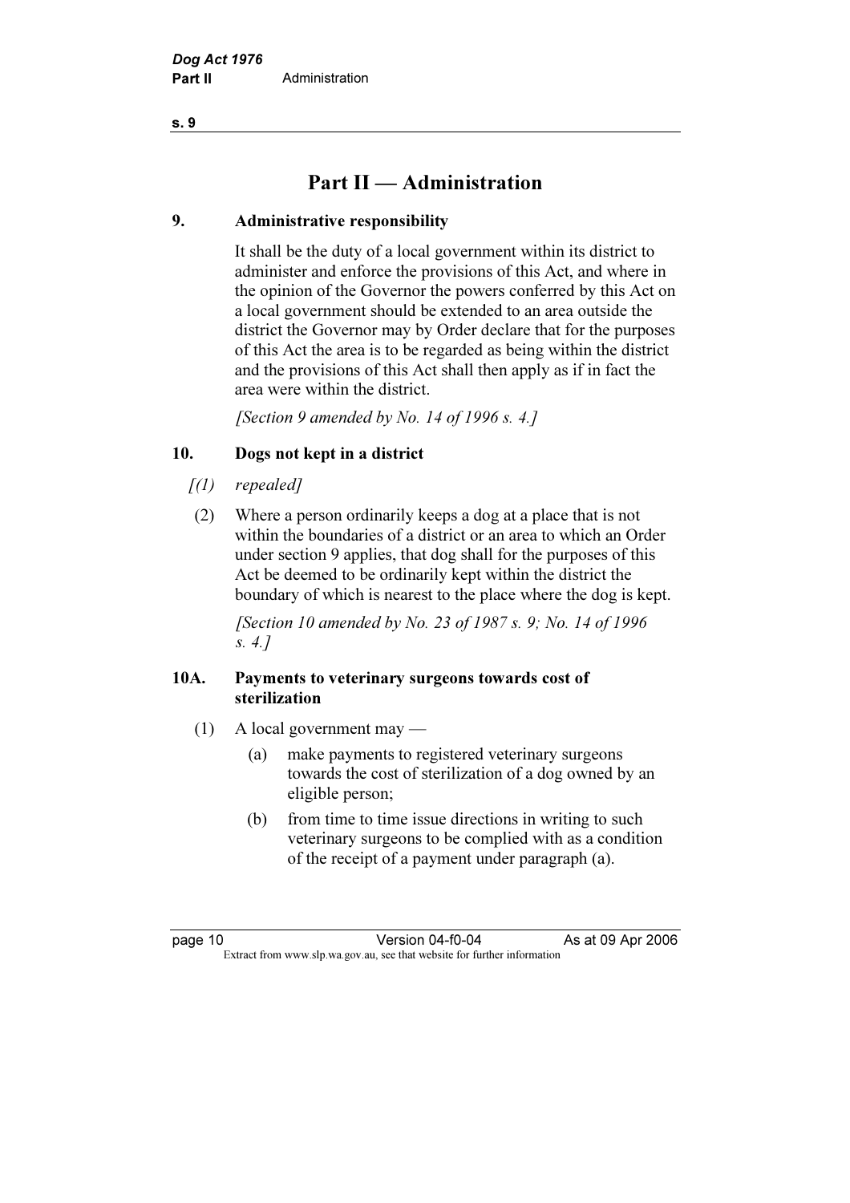# Part II — Administration

## 9. Administrative responsibility

It shall be the duty of a local government within its district to administer and enforce the provisions of this Act, and where in the opinion of the Governor the powers conferred by this Act on a local government should be extended to an area outside the district the Governor may by Order declare that for the purposes of this Act the area is to be regarded as being within the district and the provisions of this Act shall then apply as if in fact the area were within the district.

*[Section 9 amended by No. 14 of 1996 s. 4.]*

## 10. Dogs not kept in a district

*[(1) repealed]*

(2) Where a person ordinarily keeps a dog at a place that is not within the boundaries of a district or an area to which an Order under section 9 applies, that dog shall for the purposes of this Act be deemed to be ordinarily kept within the district the boundary of which is nearest to the place where the dog is kept.

*[Section 10 amended by No. 23 of 1987 s. 9; No. 14 of 1996 s. 4.]*

## 10A. Payments to veterinary surgeons towards cost of sterilization

(1) A local government may —

(a) make payments to registered veterinary surgeons towards the cost of sterilization of a dog owned by an eligible person;

(b) from time to time issue directions in writing to such veterinary surgeons to be complied with as a condition of the receipt of a payment under paragraph (a).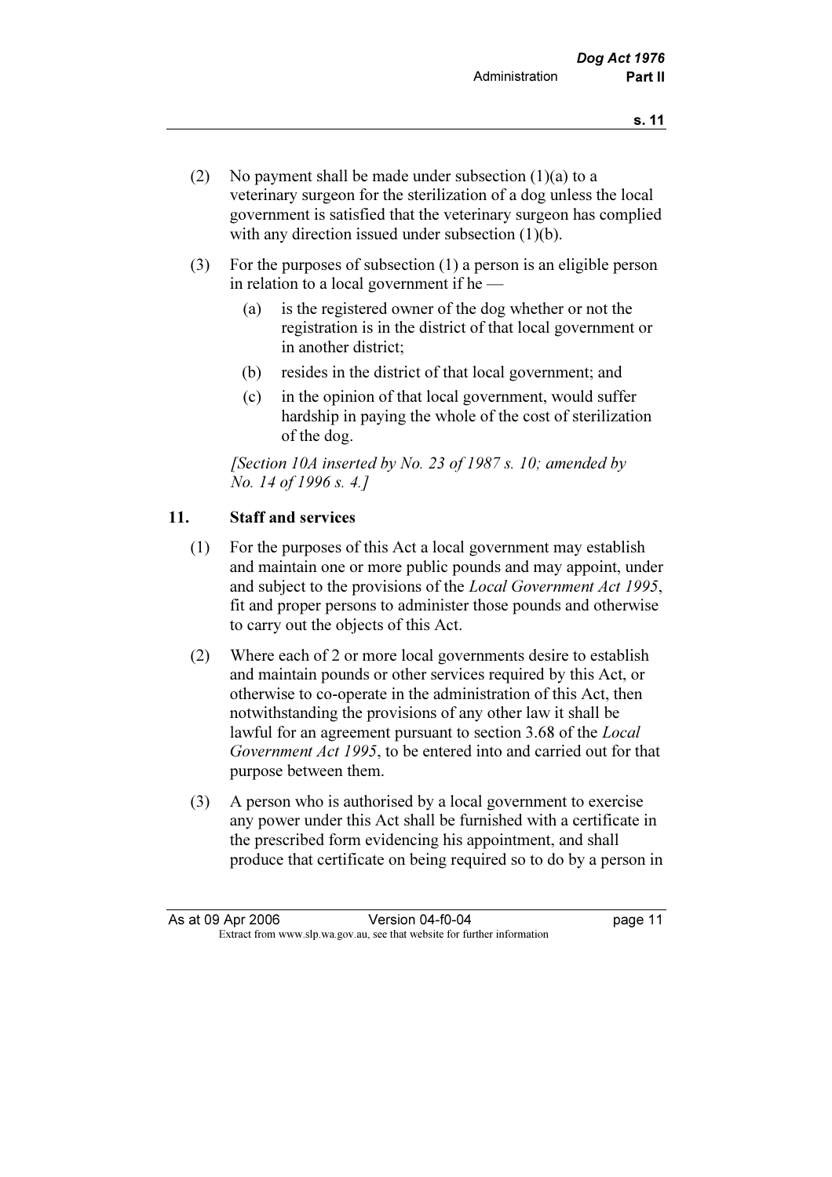(2) No payment shall be made under subsection (1)(a) to a veterinary surgeon for the sterilization of a dog unless the local government is satisfied that the veterinary surgeon has complied with any direction issued under subsection (1)(b).

(3) For the purposes of subsection (1) a person is an eligible person in relation to a local government if he —

  (a) is the registered owner of the dog whether or not the registration is in the district of that local government or in another district;

  (b) resides in the district of that local government; and

  (c) in the opinion of that local government, would suffer hardship in paying the whole of the cost of sterilization of the dog.

*[Section 10A inserted by No. 23 of 1987 s. 10; amended by No. 14 of 1996 s. 4.]*

## 11. Staff and services

(1) For the purposes of this Act a local government may establish and maintain one or more public pounds and may appoint, under and subject to the provisions of the *Local Government Act 1995*, fit and proper persons to administer those pounds and otherwise to carry out the objects of this Act.

(2) Where each of 2 or more local governments desire to establish and maintain pounds or other services required by this Act, or otherwise to co-operate in the administration of this Act, then notwithstanding the provisions of any other law it shall be lawful for an agreement pursuant to section 3.68 of the *Local Government Act 1995*, to be entered into and carried out for that purpose between them.

(3) A person who is authorised by a local government to exercise any power under this Act shall be furnished with a certificate in the prescribed form evidencing his appointment, and shall produce that certificate on being required so to do by a person in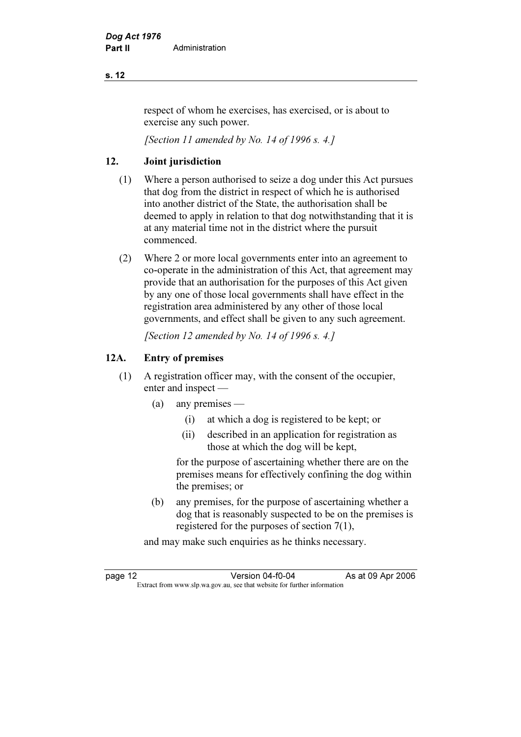respect of whom he exercises, has exercised, or is about to exercise any such power.

*[Section 11 amended by No. 14 of 1996 s. 4.]*

## 12. Joint jurisdiction

(1) Where a person authorised to seize a dog under this Act pursues that dog from the district in respect of which he is authorised into another district of the State, the authorisation shall be deemed to apply in relation to that dog notwithstanding that it is at any material time not in the district where the pursuit commenced.

(2) Where 2 or more local governments enter into an agreement to co-operate in the administration of this Act, that agreement may provide that an authorisation for the purposes of this Act given by any one of those local governments shall have effect in the registration area administered by any other of those local governments, and effect shall be given to any such agreement.

*[Section 12 amended by No. 14 of 1996 s. 4.]*

## 12A. Entry of premises

(1) A registration officer may, with the consent of the occupier, enter and inspect —

- (a) any premises —
  - (i) at which a dog is registered to be kept; or
  - (ii) described in an application for registration as those at which the dog will be kept,

  for the purpose of ascertaining whether there are on the premises means for effectively confining the dog within the premises; or
- (b) any premises, for the purpose of ascertaining whether a dog that is reasonably suspected to be on the premises is registered for the purposes of section 7(1),

and may make such enquiries as he thinks necessary.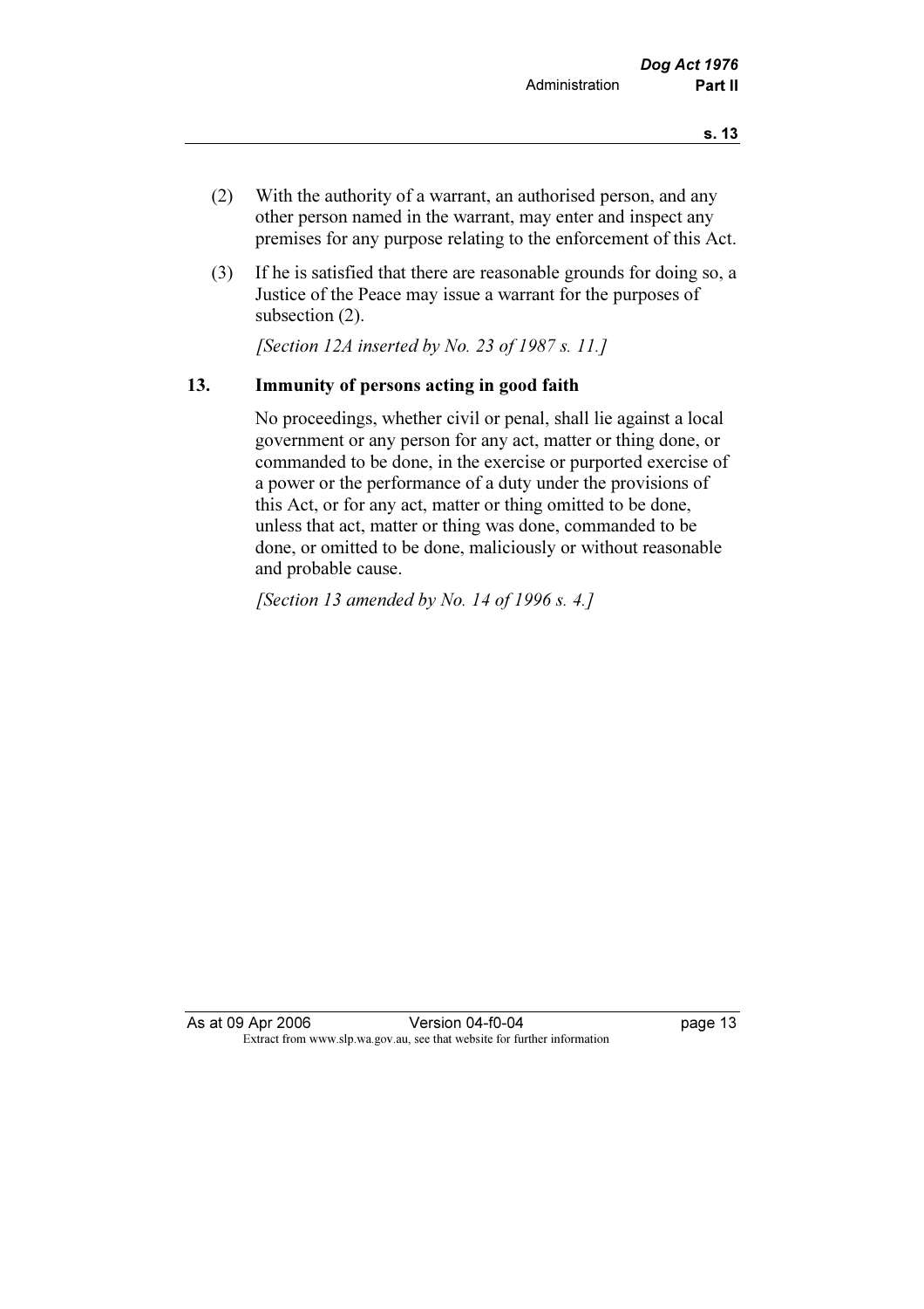(2) With the authority of a warrant, an authorised person, and any other person named in the warrant, may enter and inspect any premises for any purpose relating to the enforcement of this Act.

(3) If he is satisfied that there are reasonable grounds for doing so, a Justice of the Peace may issue a warrant for the purposes of subsection (2).

*[Section 12A inserted by No. 23 of 1987 s. 11.]*

### 13. Immunity of persons acting in good faith

No proceedings, whether civil or penal, shall lie against a local government or any person for any act, matter or thing done, or commanded to be done, in the exercise or purported exercise of a power or the performance of a duty under the provisions of this Act, or for any act, matter or thing omitted to be done, unless that act, matter or thing was done, commanded to be done, or omitted to be done, maliciously or without reasonable and probable cause.

*[Section 13 amended by No. 14 of 1996 s. 4.]*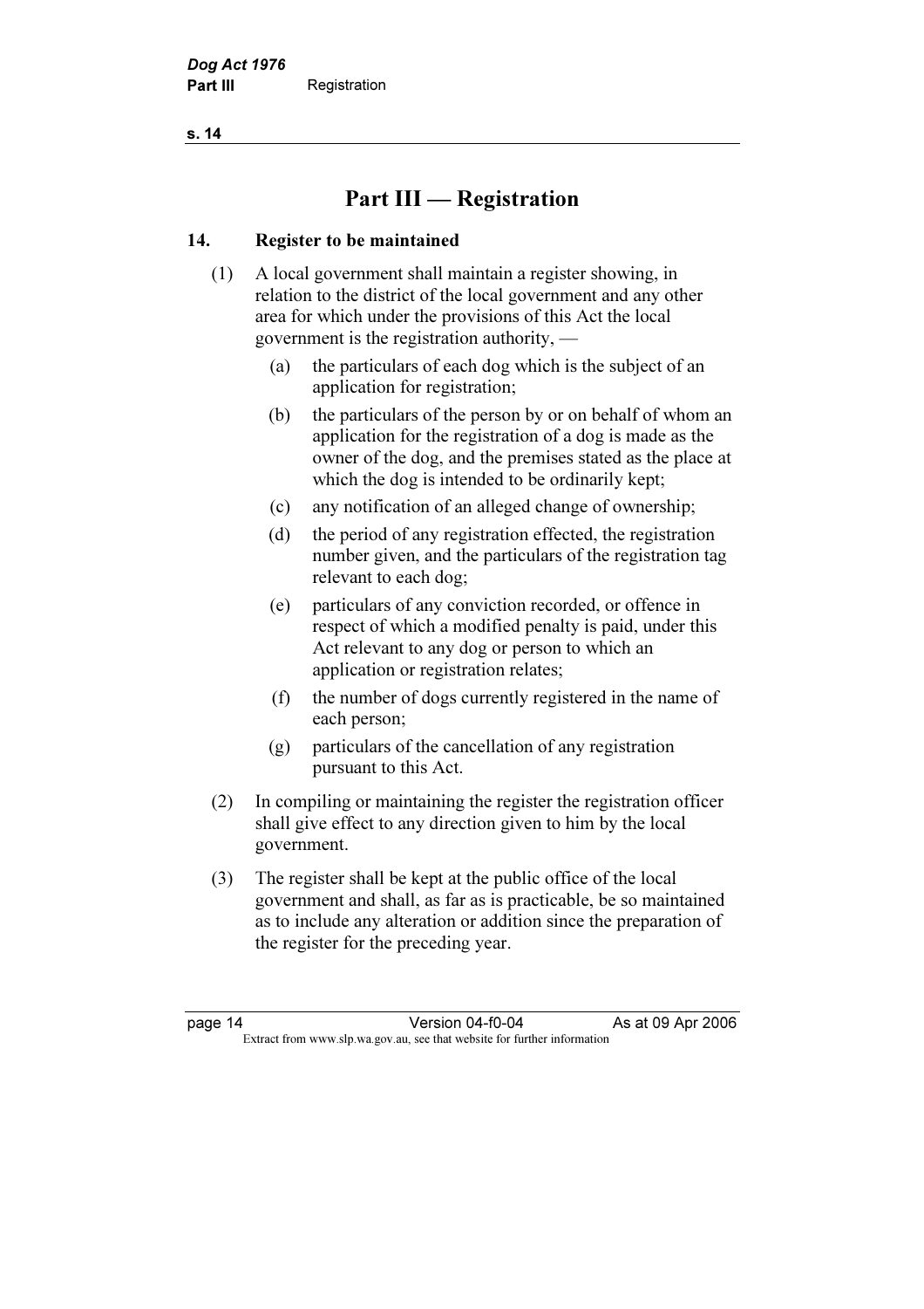# Part III — Registration

## 14. Register to be maintained

(1) A local government shall maintain a register showing, in relation to the district of the local government and any other area for which under the provisions of this Act the local government is the registration authority, —

(a) the particulars of each dog which is the subject of an application for registration;

(b) the particulars of the person by or on behalf of whom an application for the registration of a dog is made as the owner of the dog, and the premises stated as the place at which the dog is intended to be ordinarily kept;

(c) any notification of an alleged change of ownership;

(d) the period of any registration effected, the registration number given, and the particulars of the registration tag relevant to each dog;

(e) particulars of any conviction recorded, or offence in respect of which a modified penalty is paid, under this Act relevant to any dog or person to which an application or registration relates;

(f) the number of dogs currently registered in the name of each person;

(g) particulars of the cancellation of any registration pursuant to this Act.

(2) In compiling or maintaining the register the registration officer shall give effect to any direction given to him by the local government.

(3) The register shall be kept at the public office of the local government and shall, as far as is practicable, be so maintained as to include any alteration or addition since the preparation of the register for the preceding year.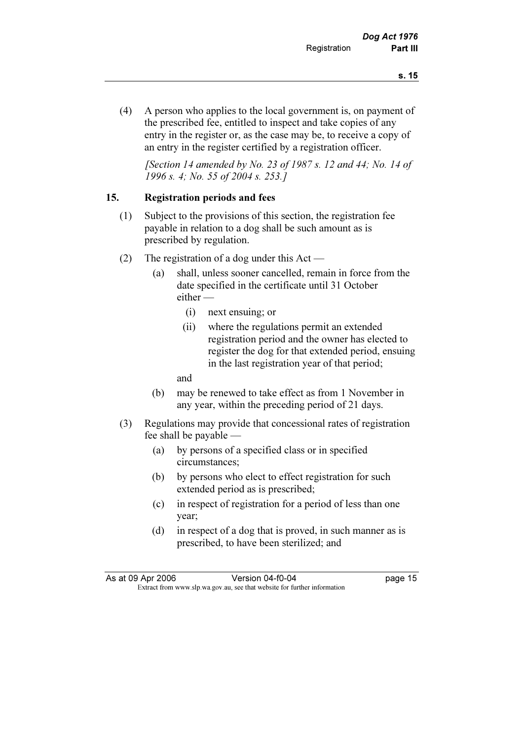(4) A person who applies to the local government is, on payment of the prescribed fee, entitled to inspect and take copies of any entry in the register or, as the case may be, to receive a copy of an entry in the register certified by a registration officer.

*[Section 14 amended by No. 23 of 1987 s. 12 and 44; No. 14 of 1996 s. 4; No. 55 of 2004 s. 253.]*

## 15. Registration periods and fees

(1) Subject to the provisions of this section, the registration fee payable in relation to a dog shall be such amount as is prescribed by regulation.

(2) The registration of a dog under this Act —

(a) shall, unless sooner cancelled, remain in force from the date specified in the certificate until 31 October either —

(i) next ensuing; or

(ii) where the regulations permit an extended registration period and the owner has elected to register the dog for that extended period, ensuing in the last registration year of that period;

and

(b) may be renewed to take effect as from 1 November in any year, within the preceding period of 21 days.

(3) Regulations may provide that concessional rates of registration fee shall be payable —

(a) by persons of a specified class or in specified circumstances;

(b) by persons who elect to effect registration for such extended period as is prescribed;

(c) in respect of registration for a period of less than one year;

(d) in respect of a dog that is proved, in such manner as is prescribed, to have been sterilized; and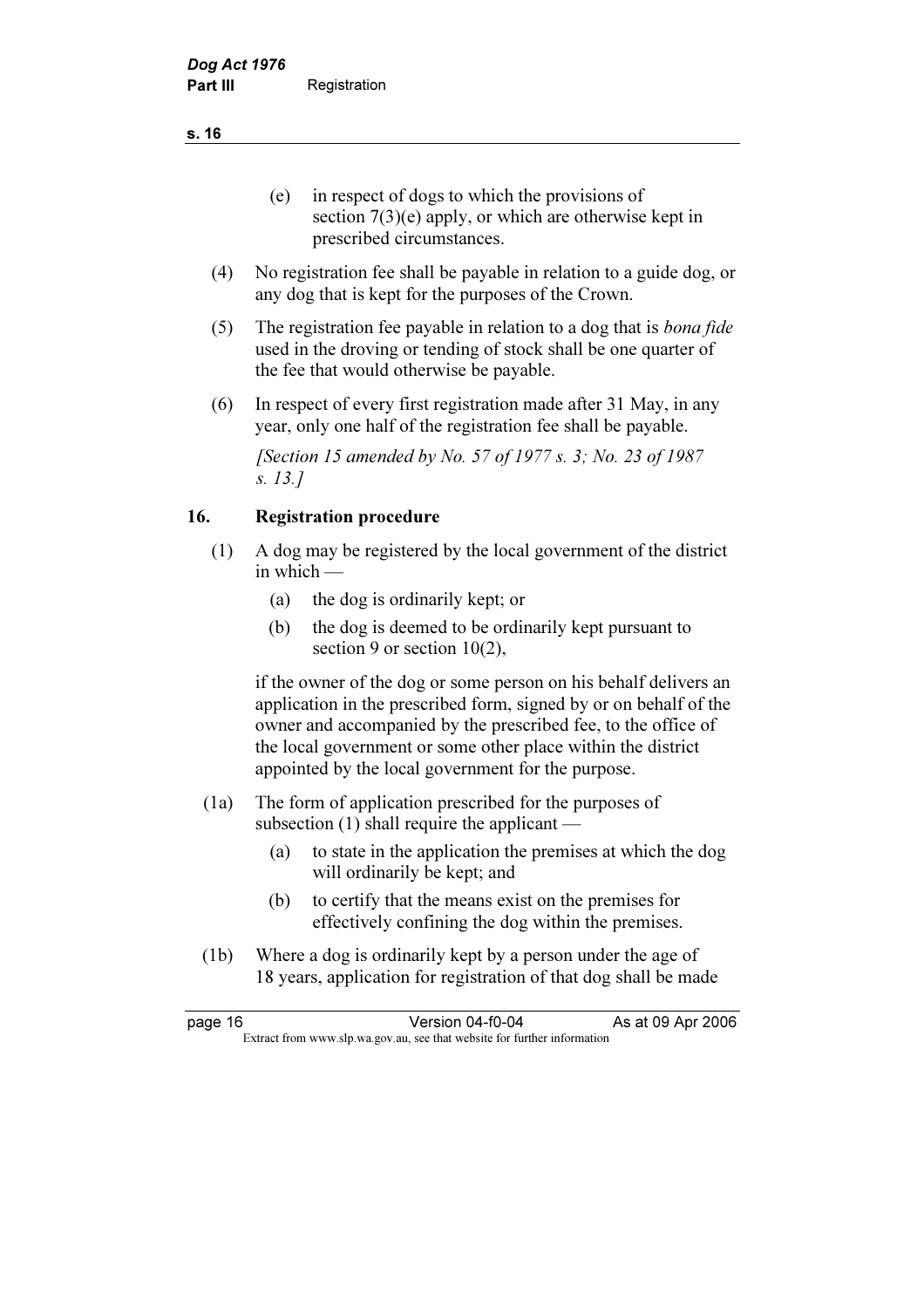(e) in respect of dogs to which the provisions of section 7(3)(e) apply, or which are otherwise kept in prescribed circumstances.

(4) No registration fee shall be payable in relation to a guide dog, or any dog that is kept for the purposes of the Crown.

(5) The registration fee payable in relation to a dog that is *bona fide* used in the droving or tending of stock shall be one quarter of the fee that would otherwise be payable.

(6) In respect of every first registration made after 31 May, in any year, only one half of the registration fee shall be payable.

*[Section 15 amended by No. 57 of 1977 s. 3; No. 23 of 1987 s. 13.]*

## 16. Registration procedure

(1) A dog may be registered by the local government of the district in which —

- (a) the dog is ordinarily kept; or
- (b) the dog is deemed to be ordinarily kept pursuant to section 9 or section 10(2),

if the owner of the dog or some person on his behalf delivers an application in the prescribed form, signed by or on behalf of the owner and accompanied by the prescribed fee, to the office of the local government or some other place within the district appointed by the local government for the purpose.

(1a) The form of application prescribed for the purposes of subsection (1) shall require the applicant —

- (a) to state in the application the premises at which the dog will ordinarily be kept; and
- (b) to certify that the means exist on the premises for effectively confining the dog within the premises.

(1b) Where a dog is ordinarily kept by a person under the age of 18 years, application for registration of that dog shall be made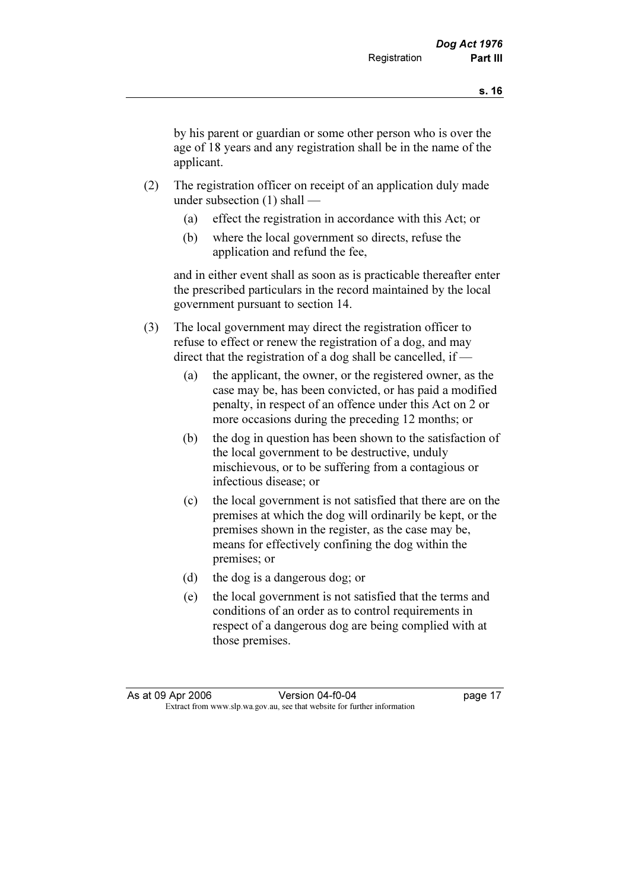by his parent or guardian or some other person who is over the age of 18 years and any registration shall be in the name of the applicant.

(2) The registration officer on receipt of an application duly made under subsection (1) shall —

(a) effect the registration in accordance with this Act; or

(b) where the local government so directs, refuse the application and refund the fee,

and in either event shall as soon as is practicable thereafter enter the prescribed particulars in the record maintained by the local government pursuant to section 14.

(3) The local government may direct the registration officer to refuse to effect or renew the registration of a dog, and may direct that the registration of a dog shall be cancelled, if —

(a) the applicant, the owner, or the registered owner, as the case may be, has been convicted, or has paid a modified penalty, in respect of an offence under this Act on 2 or more occasions during the preceding 12 months; or

(b) the dog in question has been shown to the satisfaction of the local government to be destructive, unduly mischievous, or to be suffering from a contagious or infectious disease; or

(c) the local government is not satisfied that there are on the premises at which the dog will ordinarily be kept, or the premises shown in the register, as the case may be, means for effectively confining the dog within the premises; or

(d) the dog is a dangerous dog; or

(e) the local government is not satisfied that the terms and conditions of an order as to control requirements in respect of a dangerous dog are being complied with at those premises.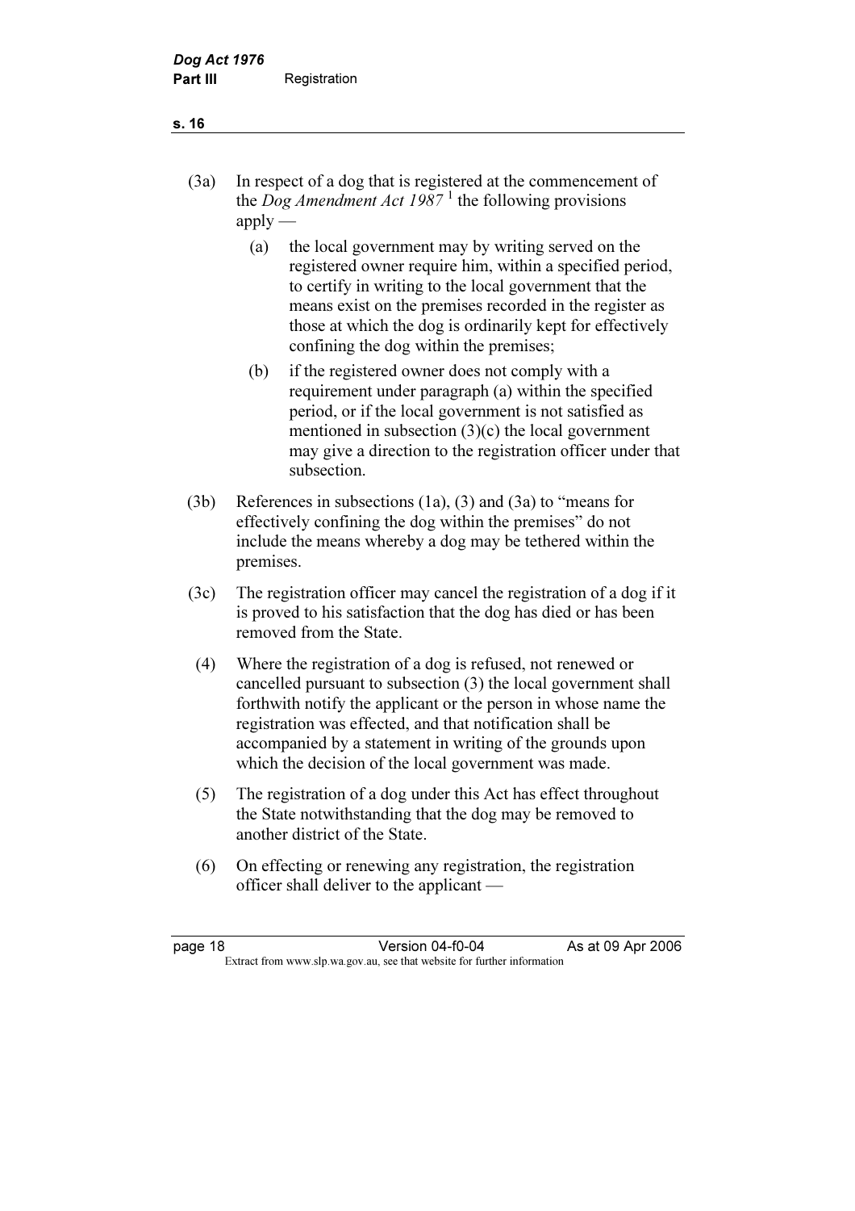(3a) In respect of a dog that is registered at the commencement of the *Dog Amendment Act 1987* [1] the following provisions apply —

(a) the local government may by writing served on the registered owner require him, within a specified period, to certify in writing to the local government that the means exist on the premises recorded in the register as those at which the dog is ordinarily kept for effectively confining the dog within the premises;

(b) if the registered owner does not comply with a requirement under paragraph (a) within the specified period, or if the local government is not satisfied as mentioned in subsection (3)(c) the local government may give a direction to the registration officer under that subsection.

(3b) References in subsections (1a), (3) and (3a) to "means for effectively confining the dog within the premises" do not include the means whereby a dog may be tethered within the premises.

(3c) The registration officer may cancel the registration of a dog if it is proved to his satisfaction that the dog has died or has been removed from the State.

(4) Where the registration of a dog is refused, not renewed or cancelled pursuant to subsection (3) the local government shall forthwith notify the applicant or the person in whose name the registration was effected, and that notification shall be accompanied by a statement in writing of the grounds upon which the decision of the local government was made.

(5) The registration of a dog under this Act has effect throughout the State notwithstanding that the dog may be removed to another district of the State.

(6) On effecting or renewing any registration, the registration officer shall deliver to the applicant —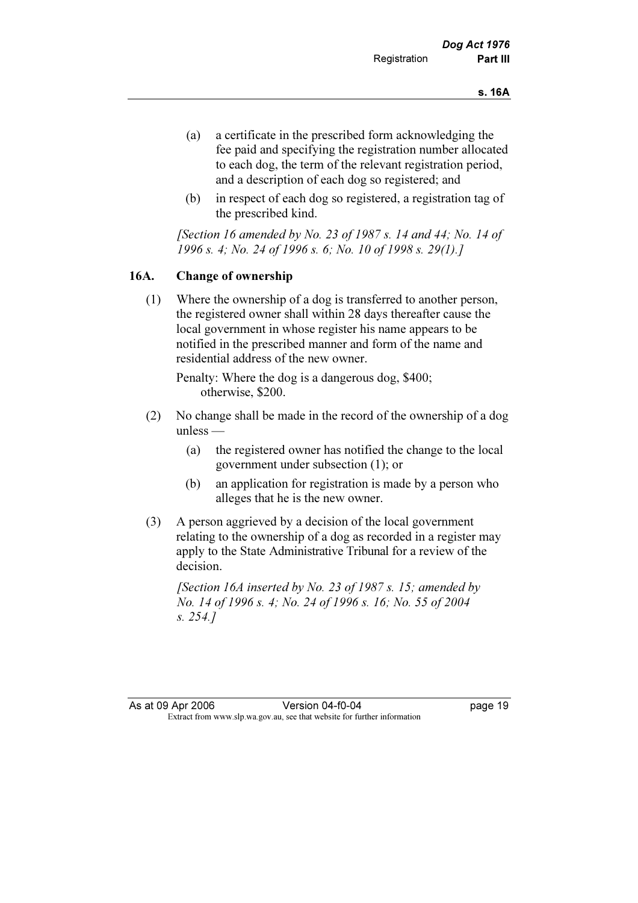(a) a certificate in the prescribed form acknowledging the fee paid and specifying the registration number allocated to each dog, the term of the relevant registration period, and a description of each dog so registered; and

(b) in respect of each dog so registered, a registration tag of the prescribed kind.

*[Section 16 amended by No. 23 of 1987 s. 14 and 44; No. 14 of 1996 s. 4; No. 24 of 1996 s. 6; No. 10 of 1998 s. 29(1).]*

### 16A. Change of ownership

(1) Where the ownership of a dog is transferred to another person, the registered owner shall within 28 days thereafter cause the local government in whose register his name appears to be notified in the prescribed manner and form of the name and residential address of the new owner.

Penalty: Where the dog is a dangerous dog, $400; otherwise, $200.

(2) No change shall be made in the record of the ownership of a dog unless —

(a) the registered owner has notified the change to the local government under subsection (1); or

(b) an application for registration is made by a person who alleges that he is the new owner.

(3) A person aggrieved by a decision of the local government relating to the ownership of a dog as recorded in a register may apply to the State Administrative Tribunal for a review of the decision.

*[Section 16A inserted by No. 23 of 1987 s. 15; amended by No. 14 of 1996 s. 4; No. 24 of 1996 s. 16; No. 55 of 2004 s. 254.]*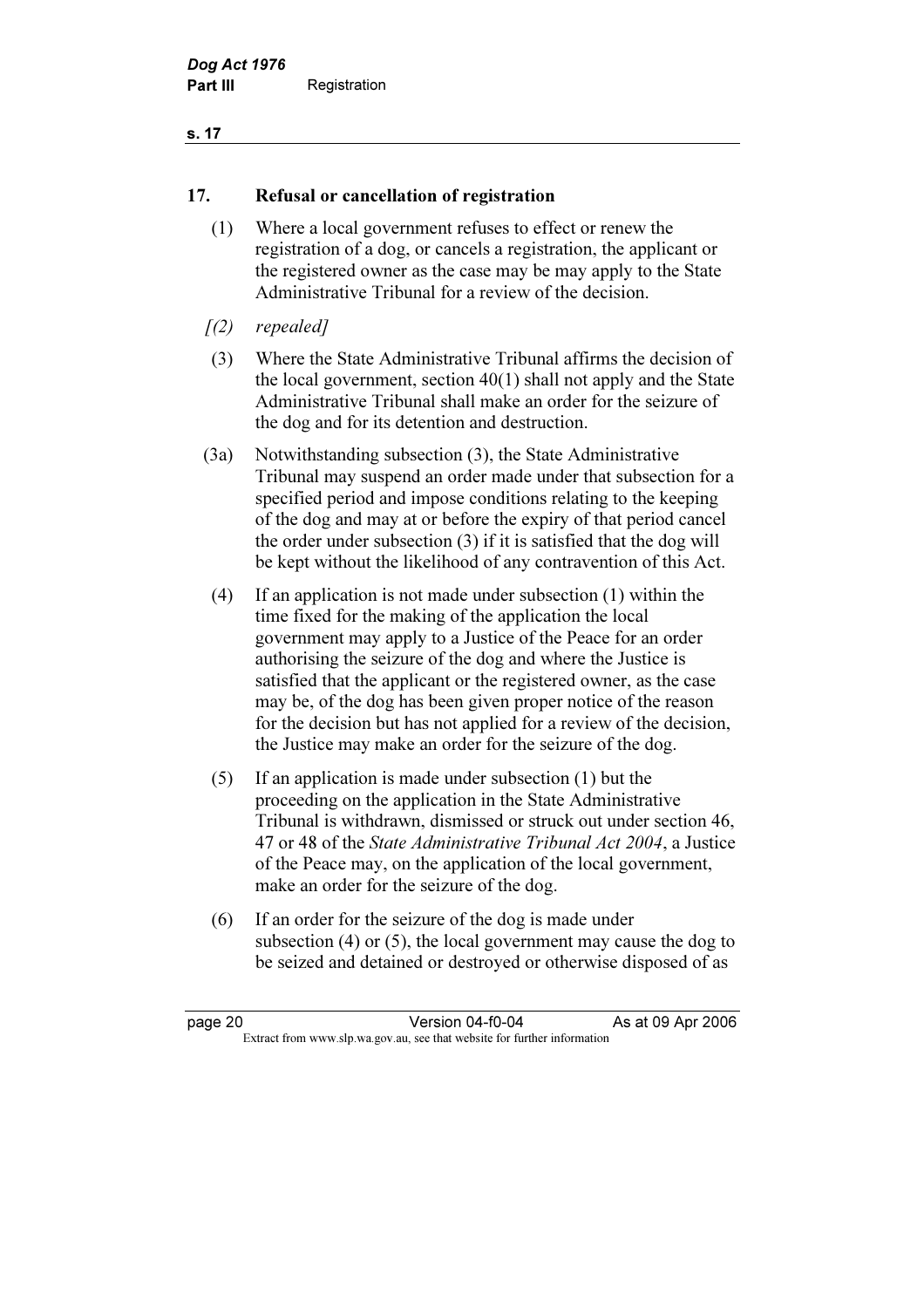## 17. Refusal or cancellation of registration

(1) Where a local government refuses to effect or renew the registration of a dog, or cancels a registration, the applicant or the registered owner as the case may be may apply to the State Administrative Tribunal for a review of the decision.

*[(2) repealed]*

(3) Where the State Administrative Tribunal affirms the decision of the local government, section 40(1) shall not apply and the State Administrative Tribunal shall make an order for the seizure of the dog and for its detention and destruction.

(3a) Notwithstanding subsection (3), the State Administrative Tribunal may suspend an order made under that subsection for a specified period and impose conditions relating to the keeping of the dog and may at or before the expiry of that period cancel the order under subsection (3) if it is satisfied that the dog will be kept without the likelihood of any contravention of this Act.

(4) If an application is not made under subsection (1) within the time fixed for the making of the application the local government may apply to a Justice of the Peace for an order authorising the seizure of the dog and where the Justice is satisfied that the applicant or the registered owner, as the case may be, of the dog has been given proper notice of the reason for the decision but has not applied for a review of the decision, the Justice may make an order for the seizure of the dog.

(5) If an application is made under subsection (1) but the proceeding on the application in the State Administrative Tribunal is withdrawn, dismissed or struck out under section 46, 47 or 48 of the *State Administrative Tribunal Act 2004*, a Justice of the Peace may, on the application of the local government, make an order for the seizure of the dog.

(6) If an order for the seizure of the dog is made under subsection (4) or (5), the local government may cause the dog to be seized and detained or destroyed or otherwise disposed of as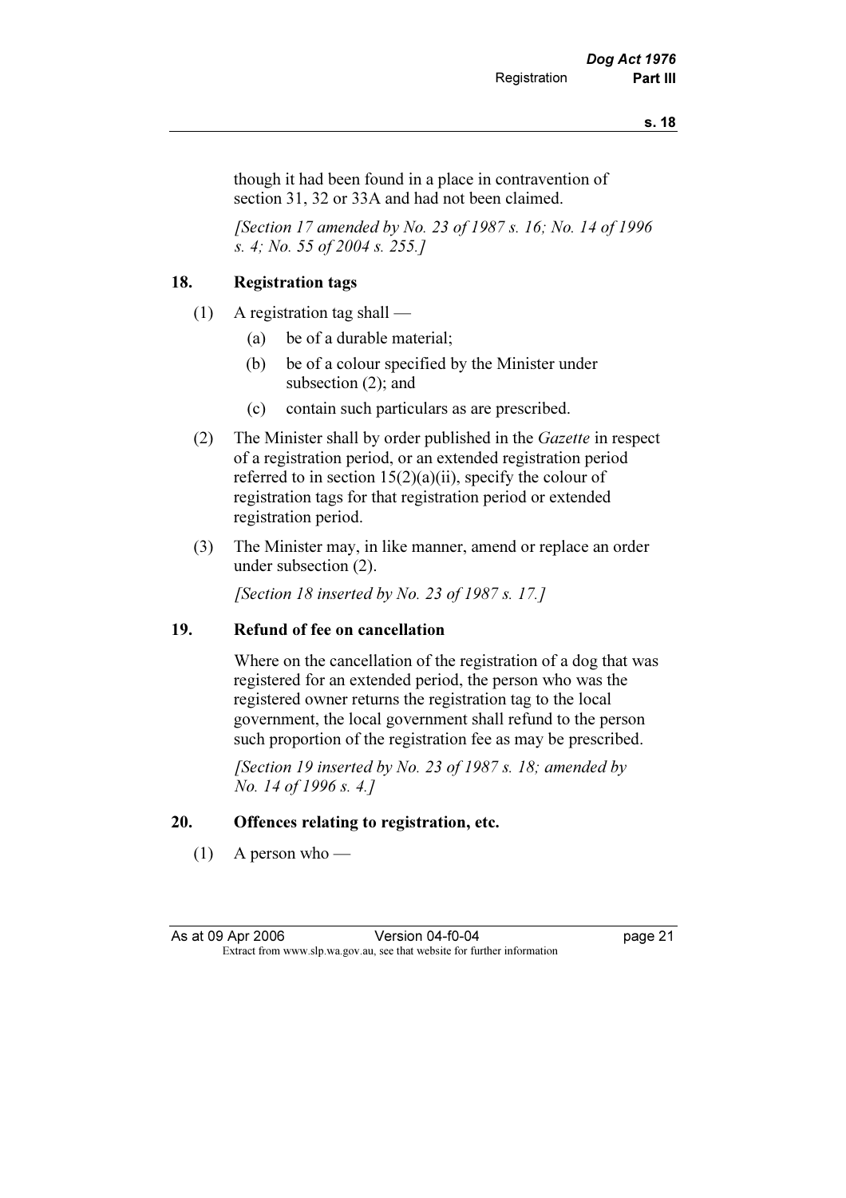though it had been found in a place in contravention of section 31, 32 or 33A and had not been claimed.

*[Section 17 amended by No. 23 of 1987 s. 16; No. 14 of 1996 s. 4; No. 55 of 2004 s. 255.]*

## 18. Registration tags

(1) A registration tag shall —

- (a) be of a durable material;
- (b) be of a colour specified by the Minister under subsection (2); and
- (c) contain such particulars as are prescribed.

(2) The Minister shall by order published in the *Gazette* in respect of a registration period, or an extended registration period referred to in section 15(2)(a)(ii), specify the colour of registration tags for that registration period or extended registration period.

(3) The Minister may, in like manner, amend or replace an order under subsection (2).

*[Section 18 inserted by No. 23 of 1987 s. 17.]*

## 19. Refund of fee on cancellation

Where on the cancellation of the registration of a dog that was registered for an extended period, the person who was the registered owner returns the registration tag to the local government, the local government shall refund to the person such proportion of the registration fee as may be prescribed.

*[Section 19 inserted by No. 23 of 1987 s. 18; amended by No. 14 of 1996 s. 4.]*

## 20. Offences relating to registration, etc.

(1) A person who —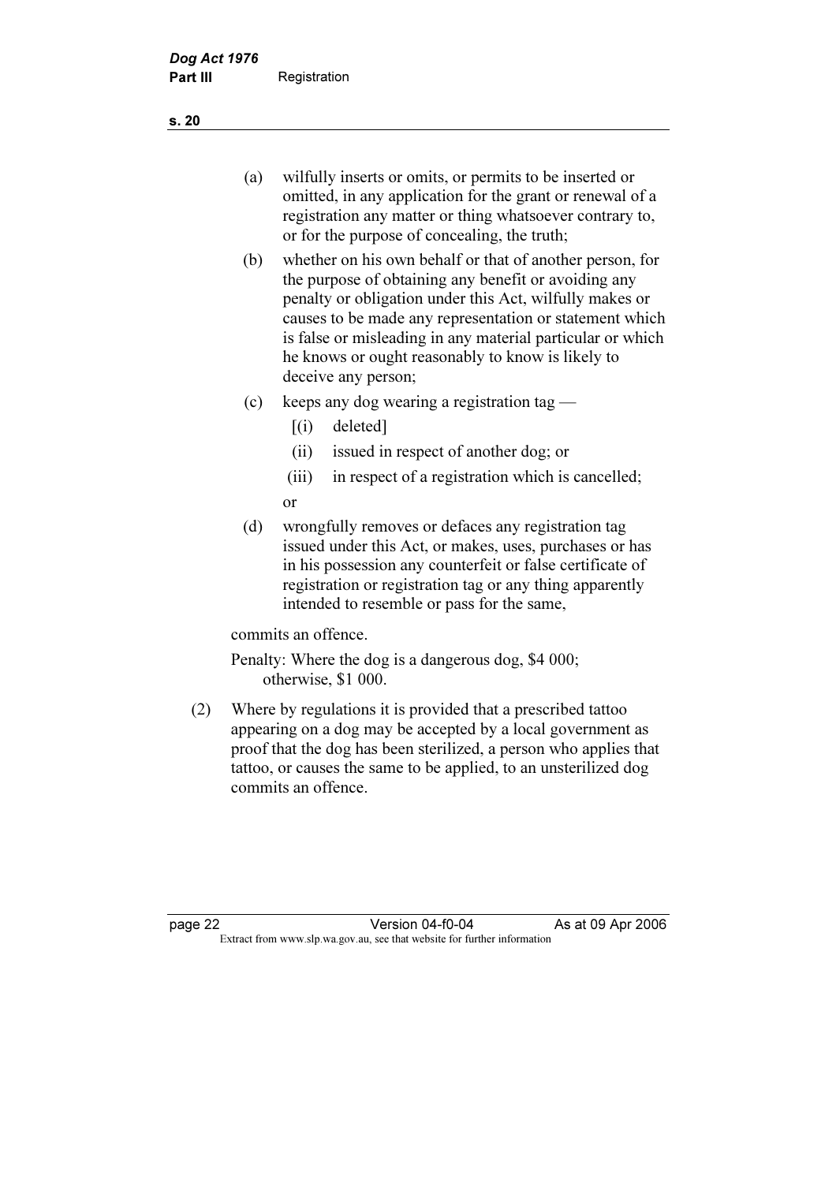(a) wilfully inserts or omits, or permits to be inserted or omitted, in any application for the grant or renewal of a registration any matter or thing whatsoever contrary to, or for the purpose of concealing, the truth;

(b) whether on his own behalf or that of another person, for the purpose of obtaining any benefit or avoiding any penalty or obligation under this Act, wilfully makes or causes to be made any representation or statement which is false or misleading in any material particular or which he knows or ought reasonably to know is likely to deceive any person;

(c) keeps any dog wearing a registration tag —

   [(i) deleted]

   (ii) issued in respect of another dog; or

   (iii) in respect of a registration which is cancelled;

   or

(d) wrongfully removes or defaces any registration tag issued under this Act, or makes, uses, purchases or has in his possession any counterfeit or false certificate of registration or registration tag or any thing apparently intended to resemble or pass for the same,

commits an offence.

Penalty: Where the dog is a dangerous dog, $4 000; otherwise, $1 000.

(2) Where by regulations it is provided that a prescribed tattoo appearing on a dog may be accepted by a local government as proof that the dog has been sterilized, a person who applies that tattoo, or causes the same to be applied, to an unsterilized dog commits an offence.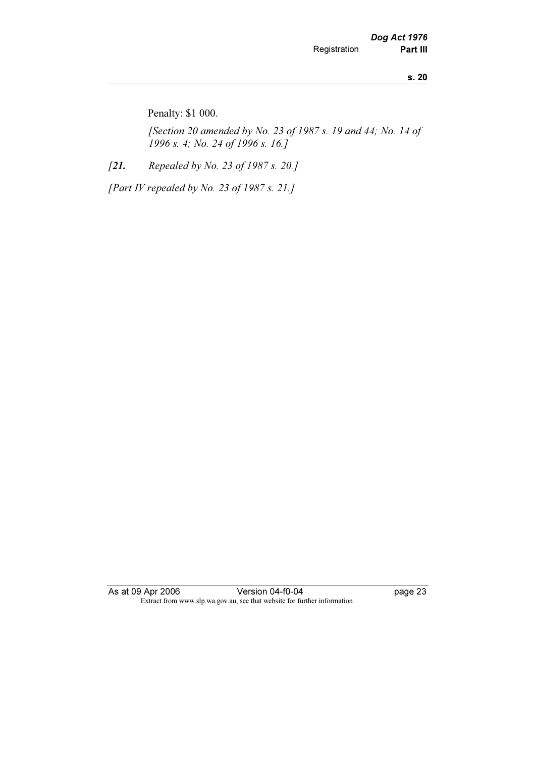Penalty: $1 000.

*[Section 20 amended by No. 23 of 1987 s. 19 and 44; No. 14 of 1996 s. 4; No. 24 of 1996 s. 16.]*

*[**21.** Repealed by No. 23 of 1987 s. 20.]*

*[Part IV repealed by No. 23 of 1987 s. 21.]*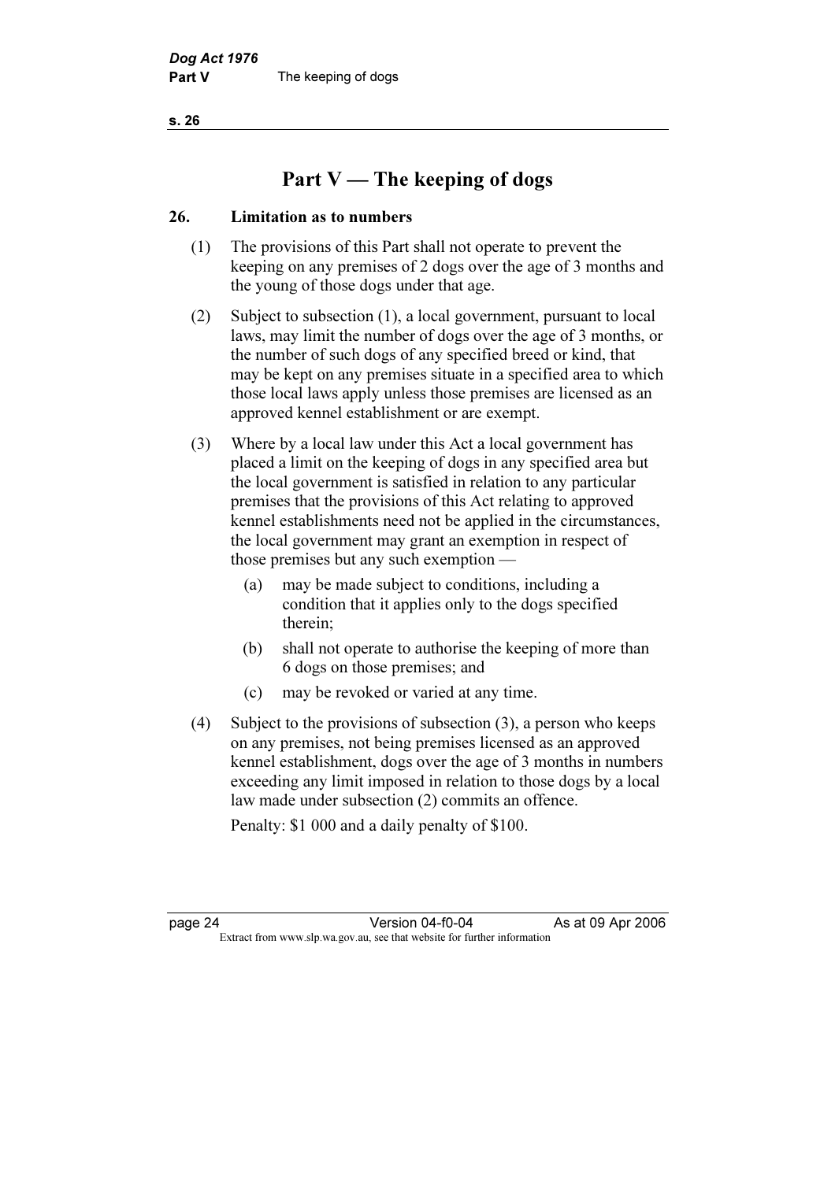# Part V — The keeping of dogs

## 26. Limitation as to numbers

(1) The provisions of this Part shall not operate to prevent the keeping on any premises of 2 dogs over the age of 3 months and the young of those dogs under that age.

(2) Subject to subsection (1), a local government, pursuant to local laws, may limit the number of dogs over the age of 3 months, or the number of such dogs of any specified breed or kind, that may be kept on any premises situate in a specified area to which those local laws apply unless those premises are licensed as an approved kennel establishment or are exempt.

(3) Where by a local law under this Act a local government has placed a limit on the keeping of dogs in any specified area but the local government is satisfied in relation to any particular premises that the provisions of this Act relating to approved kennel establishments need not be applied in the circumstances, the local government may grant an exemption in respect of those premises but any such exemption —

- (a) may be made subject to conditions, including a condition that it applies only to the dogs specified therein;
- (b) shall not operate to authorise the keeping of more than 6 dogs on those premises; and
- (c) may be revoked or varied at any time.

(4) Subject to the provisions of subsection (3), a person who keeps on any premises, not being premises licensed as an approved kennel establishment, dogs over the age of 3 months in numbers exceeding any limit imposed in relation to those dogs by a local law made under subsection (2) commits an offence.

Penalty: $1 000 and a daily penalty of $100.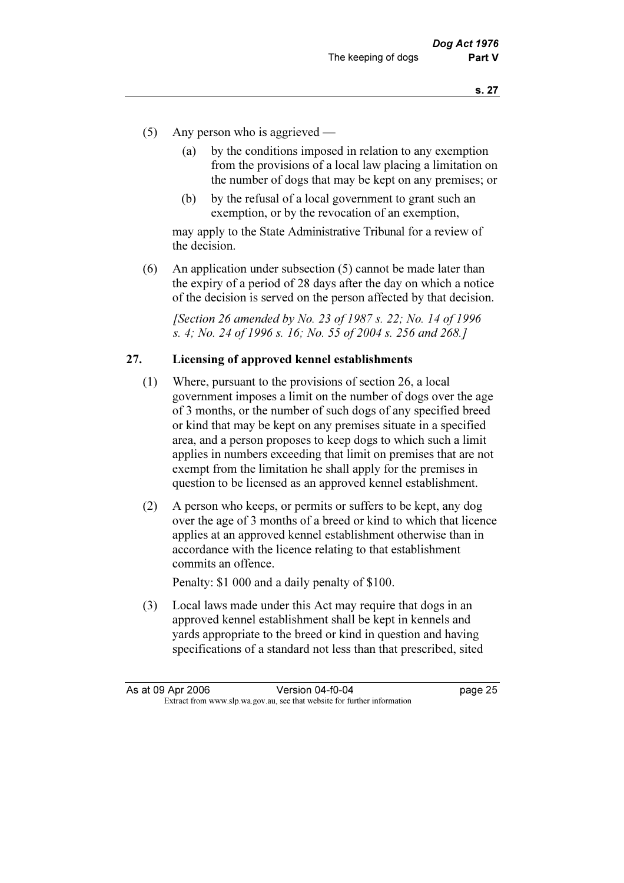(5) Any person who is aggrieved —

   (a) by the conditions imposed in relation to any exemption from the provisions of a local law placing a limitation on the number of dogs that may be kept on any premises; or

   (b) by the refusal of a local government to grant such an exemption, or by the revocation of an exemption,

may apply to the State Administrative Tribunal for a review of the decision.

(6) An application under subsection (5) cannot be made later than the expiry of a period of 28 days after the day on which a notice of the decision is served on the person affected by that decision.

*[Section 26 amended by No. 23 of 1987 s. 22; No. 14 of 1996 s. 4; No. 24 of 1996 s. 16; No. 55 of 2004 s. 256 and 268.]*

## 27. Licensing of approved kennel establishments

(1) Where, pursuant to the provisions of section 26, a local government imposes a limit on the number of dogs over the age of 3 months, or the number of such dogs of any specified breed or kind that may be kept on any premises situate in a specified area, and a person proposes to keep dogs to which such a limit applies in numbers exceeding that limit on premises that are not exempt from the limitation he shall apply for the premises in question to be licensed as an approved kennel establishment.

(2) A person who keeps, or permits or suffers to be kept, any dog over the age of 3 months of a breed or kind to which that licence applies at an approved kennel establishment otherwise than in accordance with the licence relating to that establishment commits an offence.

Penalty: $1 000 and a daily penalty of $100.

(3) Local laws made under this Act may require that dogs in an approved kennel establishment shall be kept in kennels and yards appropriate to the breed or kind in question and having specifications of a standard not less than that prescribed, sited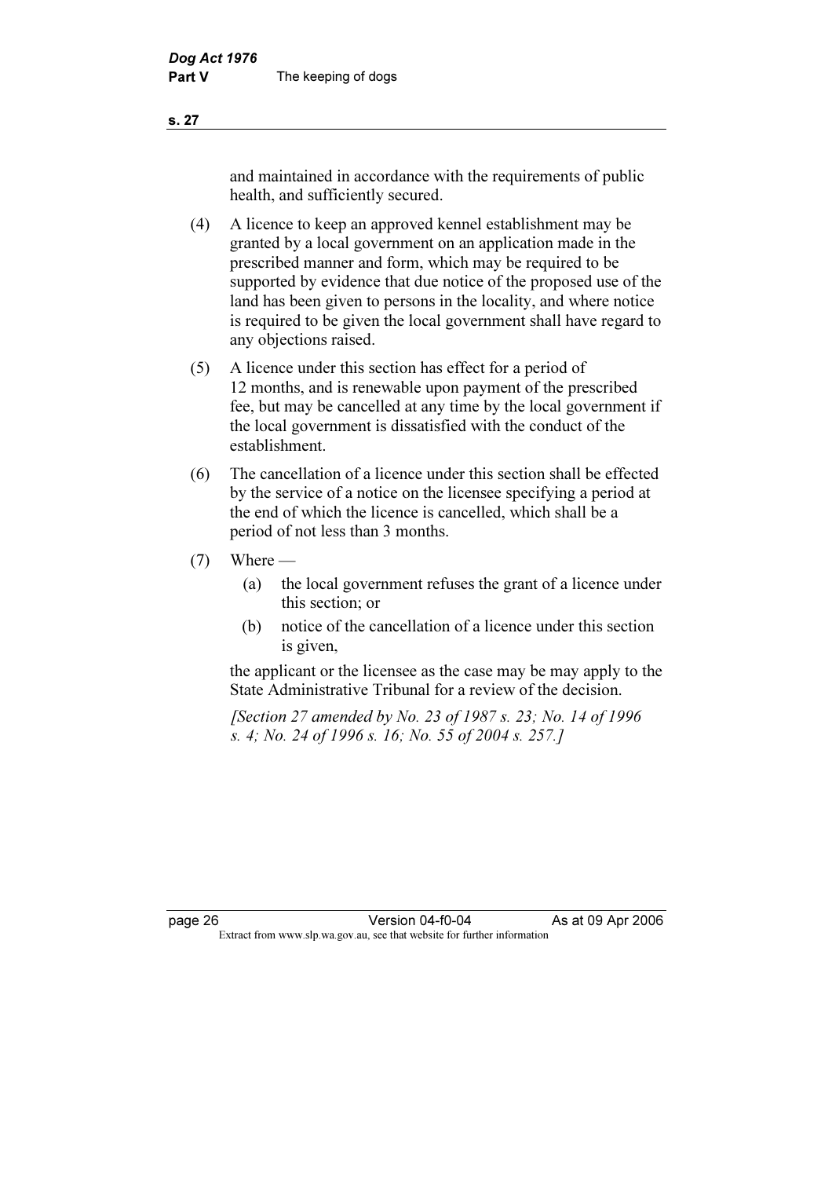and maintained in accordance with the requirements of public health, and sufficiently secured.

(4) A licence to keep an approved kennel establishment may be granted by a local government on an application made in the prescribed manner and form, which may be required to be supported by evidence that due notice of the proposed use of the land has been given to persons in the locality, and where notice is required to be given the local government shall have regard to any objections raised.

(5) A licence under this section has effect for a period of 12 months, and is renewable upon payment of the prescribed fee, but may be cancelled at any time by the local government if the local government is dissatisfied with the conduct of the establishment.

(6) The cancellation of a licence under this section shall be effected by the service of a notice on the licensee specifying a period at the end of which the licence is cancelled, which shall be a period of not less than 3 months.

(7) Where —

(a) the local government refuses the grant of a licence under this section; or

(b) notice of the cancellation of a licence under this section is given,

the applicant or the licensee as the case may be may apply to the State Administrative Tribunal for a review of the decision.

*[Section 27 amended by No. 23 of 1987 s. 23; No. 14 of 1996 s. 4; No. 24 of 1996 s. 16; No. 55 of 2004 s. 257.]*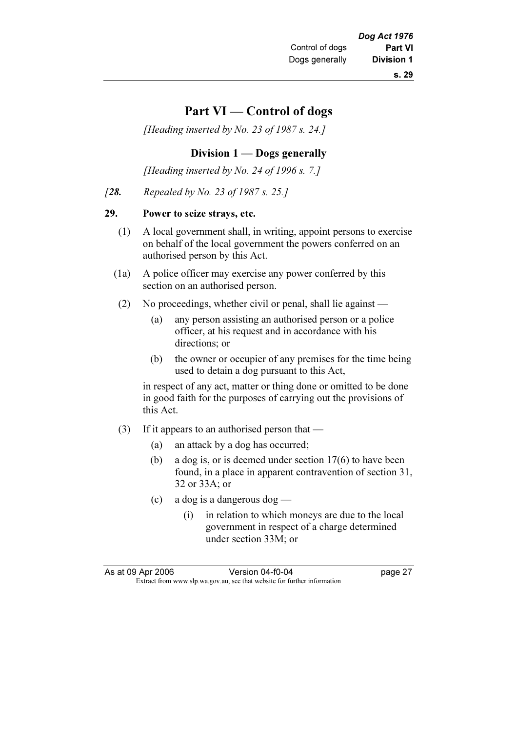# Part VI — Control of dogs

*[Heading inserted by No. 23 of 1987 s. 24.]*

## Division 1 — Dogs generally

*[Heading inserted by No. 24 of 1996 s. 7.]*

*[**28.** Repealed by No. 23 of 1987 s. 25.]*

### 29. Power to seize strays, etc.

(1) A local government shall, in writing, appoint persons to exercise on behalf of the local government the powers conferred on an authorised person by this Act.

(1a) A police officer may exercise any power conferred by this section on an authorised person.

(2) No proceedings, whether civil or penal, shall lie against —

(a) any person assisting an authorised person or a police officer, at his request and in accordance with his directions; or

(b) the owner or occupier of any premises for the time being used to detain a dog pursuant to this Act,

in respect of any act, matter or thing done or omitted to be done in good faith for the purposes of carrying out the provisions of this Act.

(3) If it appears to an authorised person that —

(a) an attack by a dog has occurred;

(b) a dog is, or is deemed under section 17(6) to have been found, in a place in apparent contravention of section 31, 32 or 33A; or

(c) a dog is a dangerous dog —

(i) in relation to which moneys are due to the local government in respect of a charge determined under section 33M; or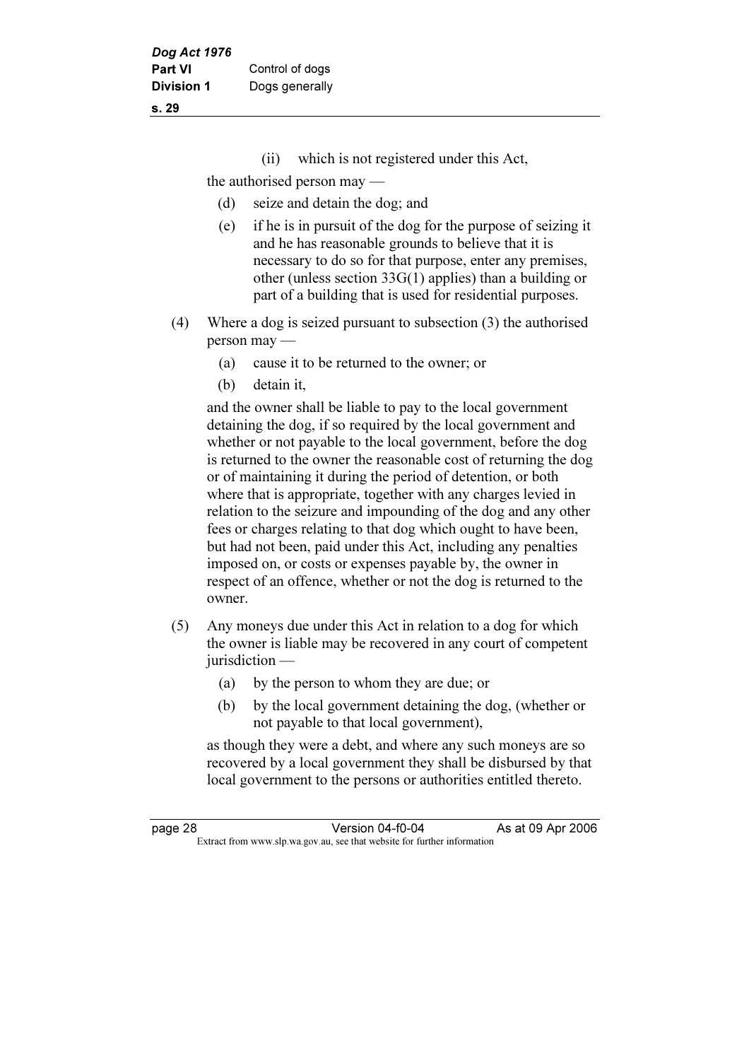(ii) which is not registered under this Act,

the authorised person may —

(d) seize and detain the dog; and

(e) if he is in pursuit of the dog for the purpose of seizing it and he has reasonable grounds to believe that it is necessary to do so for that purpose, enter any premises, other (unless section 33G(1) applies) than a building or part of a building that is used for residential purposes.

(4) Where a dog is seized pursuant to subsection (3) the authorised person may —

(a) cause it to be returned to the owner; or

(b) detain it,

and the owner shall be liable to pay to the local government detaining the dog, if so required by the local government and whether or not payable to the local government, before the dog is returned to the owner the reasonable cost of returning the dog or of maintaining it during the period of detention, or both where that is appropriate, together with any charges levied in relation to the seizure and impounding of the dog and any other fees or charges relating to that dog which ought to have been, but had not been, paid under this Act, including any penalties imposed on, or costs or expenses payable by, the owner in respect of an offence, whether or not the dog is returned to the owner.

(5) Any moneys due under this Act in relation to a dog for which the owner is liable may be recovered in any court of competent jurisdiction —

(a) by the person to whom they are due; or

(b) by the local government detaining the dog, (whether or not payable to that local government),

as though they were a debt, and where any such moneys are so recovered by a local government they shall be disbursed by that local government to the persons or authorities entitled thereto.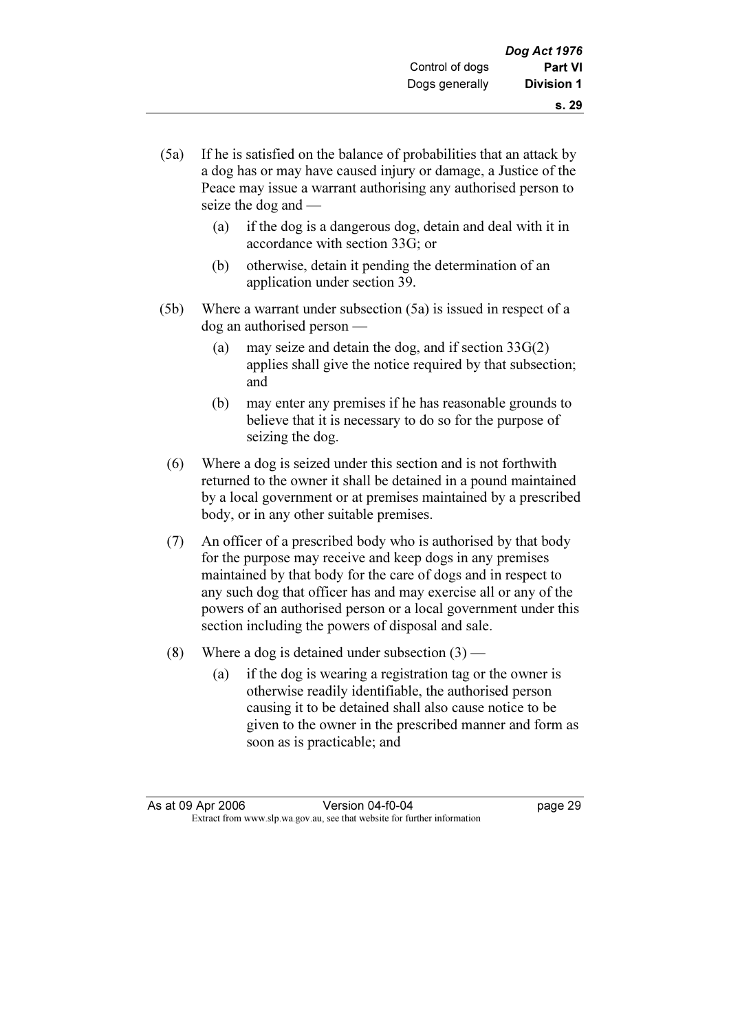(5a) If he is satisfied on the balance of probabilities that an attack by a dog has or may have caused injury or damage, a Justice of the Peace may issue a warrant authorising any authorised person to seize the dog and —

(a) if the dog is a dangerous dog, detain and deal with it in accordance with section 33G; or

(b) otherwise, detain it pending the determination of an application under section 39.

(5b) Where a warrant under subsection (5a) is issued in respect of a dog an authorised person —

(a) may seize and detain the dog, and if section 33G(2) applies shall give the notice required by that subsection; and

(b) may enter any premises if he has reasonable grounds to believe that it is necessary to do so for the purpose of seizing the dog.

(6) Where a dog is seized under this section and is not forthwith returned to the owner it shall be detained in a pound maintained by a local government or at premises maintained by a prescribed body, or in any other suitable premises.

(7) An officer of a prescribed body who is authorised by that body for the purpose may receive and keep dogs in any premises maintained by that body for the care of dogs and in respect to any such dog that officer has and may exercise all or any of the powers of an authorised person or a local government under this section including the powers of disposal and sale.

(8) Where a dog is detained under subsection (3) —

(a) if the dog is wearing a registration tag or the owner is otherwise readily identifiable, the authorised person causing it to be detained shall also cause notice to be given to the owner in the prescribed manner and form as soon as is practicable; and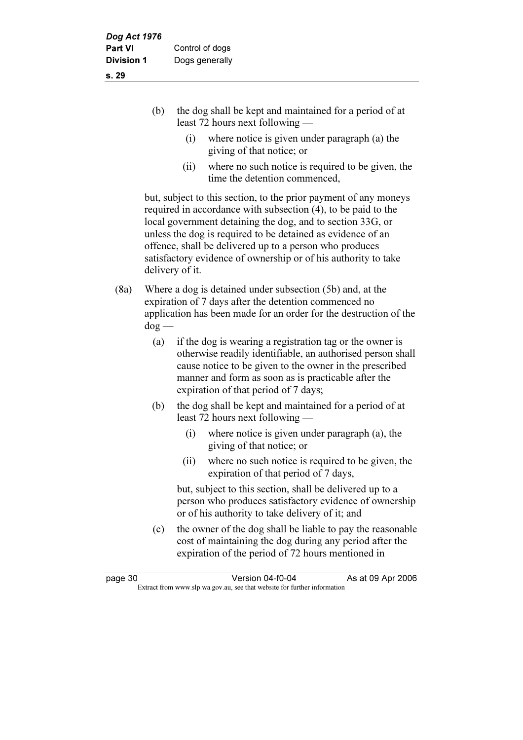(b) the dog shall be kept and maintained for a period of at least 72 hours next following —

(i) where notice is given under paragraph (a) the giving of that notice; or

(ii) where no such notice is required to be given, the time the detention commenced,

but, subject to this section, to the prior payment of any moneys required in accordance with subsection (4), to be paid to the local government detaining the dog, and to section 33G, or unless the dog is required to be detained as evidence of an offence, shall be delivered up to a person who produces satisfactory evidence of ownership or of his authority to take delivery of it.

(8a) Where a dog is detained under subsection (5b) and, at the expiration of 7 days after the detention commenced no application has been made for an order for the destruction of the dog —

(a) if the dog is wearing a registration tag or the owner is otherwise readily identifiable, an authorised person shall cause notice to be given to the owner in the prescribed manner and form as soon as is practicable after the expiration of that period of 7 days;

(b) the dog shall be kept and maintained for a period of at least 72 hours next following —

(i) where notice is given under paragraph (a), the giving of that notice; or

(ii) where no such notice is required to be given, the expiration of that period of 7 days,

but, subject to this section, shall be delivered up to a person who produces satisfactory evidence of ownership or of his authority to take delivery of it; and

(c) the owner of the dog shall be liable to pay the reasonable cost of maintaining the dog during any period after the expiration of the period of 72 hours mentioned in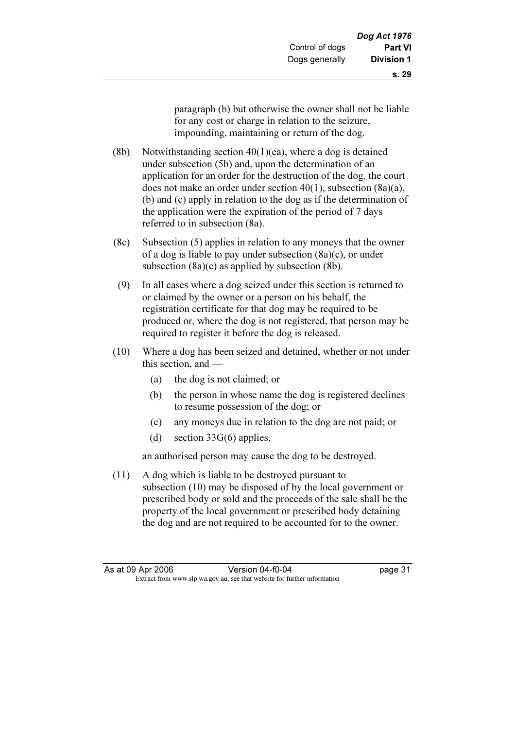paragraph (b) but otherwise the owner shall not be liable for any cost or charge in relation to the seizure, impounding, maintaining or return of the dog.

(8b) Notwithstanding section 40(1)(ea), where a dog is detained under subsection (5b) and, upon the determination of an application for an order for the destruction of the dog, the court does not make an order under section 40(1), subsection (8a)(a), (b) and (c) apply in relation to the dog as if the determination of the application were the expiration of the period of 7 days referred to in subsection (8a).

(8c) Subsection (5) applies in relation to any moneys that the owner of a dog is liable to pay under subsection (8a)(c), or under subsection (8a)(c) as applied by subsection (8b).

(9) In all cases where a dog seized under this section is returned to or claimed by the owner or a person on his behalf, the registration certificate for that dog may be required to be produced or, where the dog is not registered, that person may be required to register it before the dog is released.

(10) Where a dog has been seized and detained, whether or not under this section, and —

- (a) the dog is not claimed; or
- (b) the person in whose name the dog is registered declines to resume possession of the dog; or
- (c) any moneys due in relation to the dog are not paid; or
- (d) section 33G(6) applies,

an authorised person may cause the dog to be destroyed.

(11) A dog which is liable to be destroyed pursuant to subsection (10) may be disposed of by the local government or prescribed body or sold and the proceeds of the sale shall be the property of the local government or prescribed body detaining the dog and are not required to be accounted for to the owner.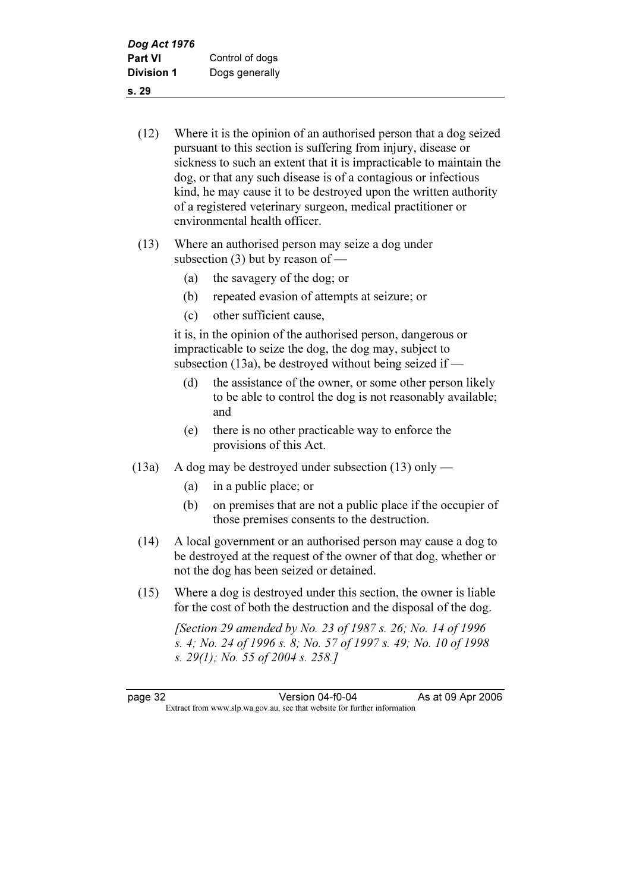(12) Where it is the opinion of an authorised person that a dog seized pursuant to this section is suffering from injury, disease or sickness to such an extent that it is impracticable to maintain the dog, or that any such disease is of a contagious or infectious kind, he may cause it to be destroyed upon the written authority of a registered veterinary surgeon, medical practitioner or environmental health officer.

(13) Where an authorised person may seize a dog under subsection (3) but by reason of —

  (a) the savagery of the dog; or

  (b) repeated evasion of attempts at seizure; or

  (c) other sufficient cause,

  it is, in the opinion of the authorised person, dangerous or impracticable to seize the dog, the dog may, subject to subsection (13a), be destroyed without being seized if —

  (d) the assistance of the owner, or some other person likely to be able to control the dog is not reasonably available; and

  (e) there is no other practicable way to enforce the provisions of this Act.

(13a) A dog may be destroyed under subsection (13) only —

  (a) in a public place; or

  (b) on premises that are not a public place if the occupier of those premises consents to the destruction.

(14) A local government or an authorised person may cause a dog to be destroyed at the request of the owner of that dog, whether or not the dog has been seized or detained.

(15) Where a dog is destroyed under this section, the owner is liable for the cost of both the destruction and the disposal of the dog.

*[Section 29 amended by No. 23 of 1987 s. 26; No. 14 of 1996 s. 4; No. 24 of 1996 s. 8; No. 57 of 1997 s. 49; No. 10 of 1998 s. 29(1); No. 55 of 2004 s. 258.]*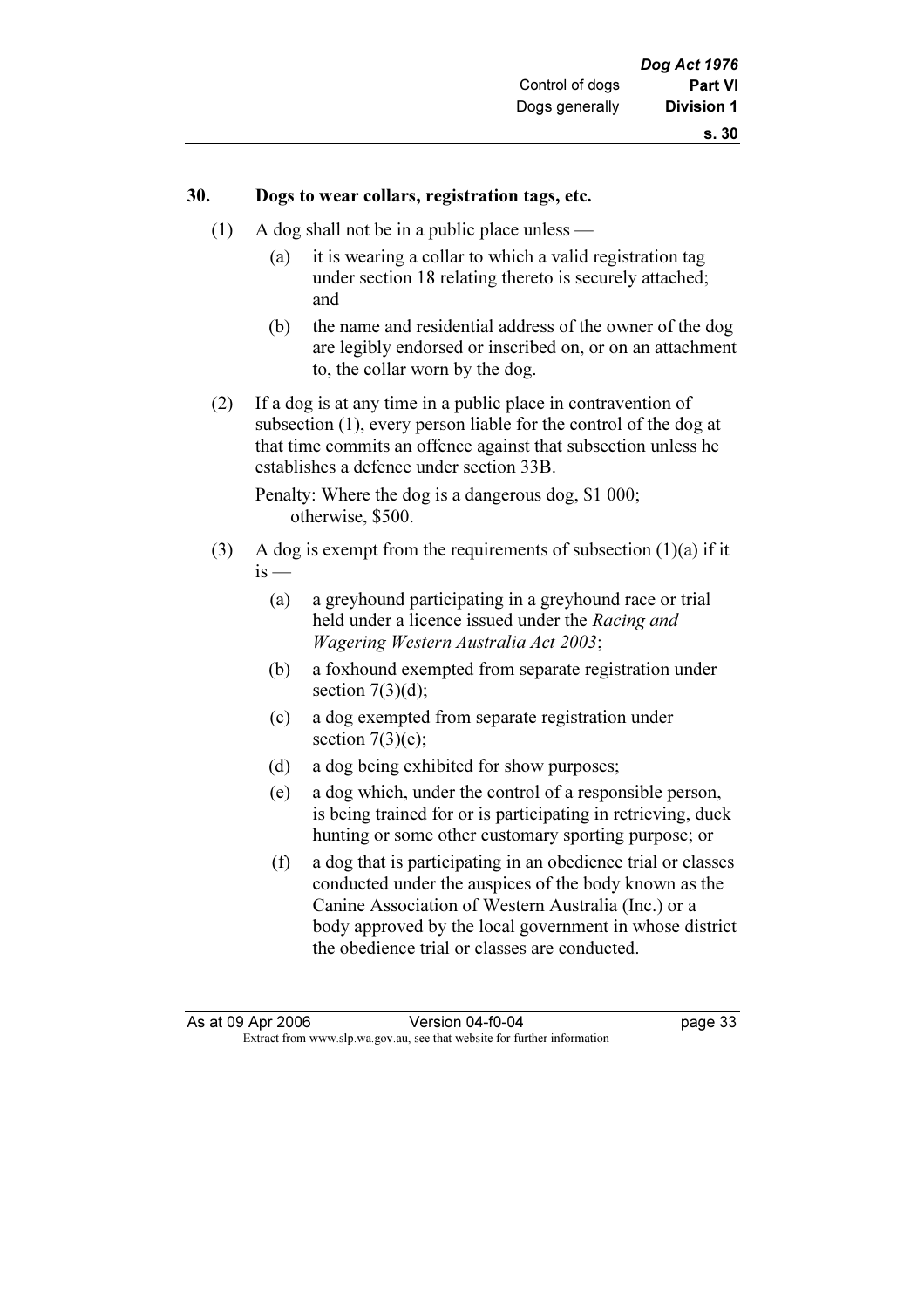## 30. Dogs to wear collars, registration tags, etc.

(1) A dog shall not be in a public place unless —

(a) it is wearing a collar to which a valid registration tag under section 18 relating thereto is securely attached; and

(b) the name and residential address of the owner of the dog are legibly endorsed or inscribed on, or on an attachment to, the collar worn by the dog.

(2) If a dog is at any time in a public place in contravention of subsection (1), every person liable for the control of the dog at that time commits an offence against that subsection unless he establishes a defence under section 33B.

Penalty: Where the dog is a dangerous dog, $1 000; otherwise, $500.

(3) A dog is exempt from the requirements of subsection (1)(a) if it is —

(a) a greyhound participating in a greyhound race or trial held under a licence issued under the *Racing and Wagering Western Australia Act 2003*;

(b) a foxhound exempted from separate registration under section 7(3)(d);

(c) a dog exempted from separate registration under section 7(3)(e);

(d) a dog being exhibited for show purposes;

(e) a dog which, under the control of a responsible person, is being trained for or is participating in retrieving, duck hunting or some other customary sporting purpose; or

(f) a dog that is participating in an obedience trial or classes conducted under the auspices of the body known as the Canine Association of Western Australia (Inc.) or a body approved by the local government in whose district the obedience trial or classes are conducted.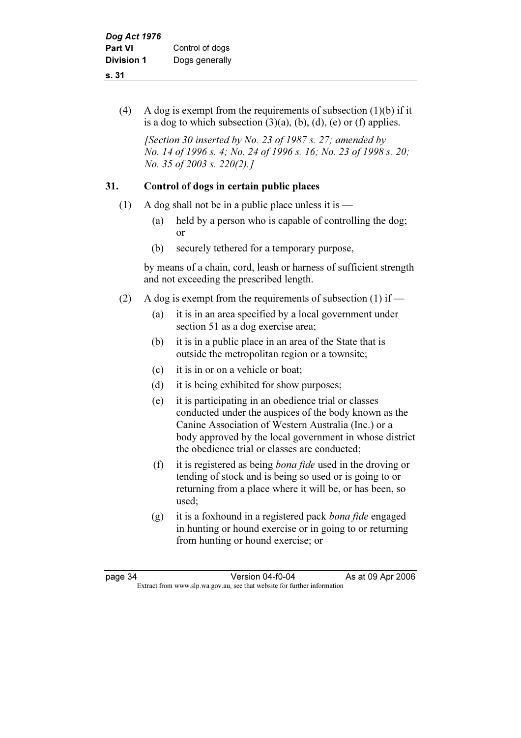(4) A dog is exempt from the requirements of subsection (1)(b) if it is a dog to which subsection (3)(a), (b), (d), (e) or (f) applies.

*[Section 30 inserted by No. 23 of 1987 s. 27; amended by No. 14 of 1996 s. 4; No. 24 of 1996 s. 16; No. 23 of 1998 s. 20; No. 35 of 2003 s. 220(2).]*

## 31. Control of dogs in certain public places

(1) A dog shall not be in a public place unless it is —

- (a) held by a person who is capable of controlling the dog; or
- (b) securely tethered for a temporary purpose,

by means of a chain, cord, leash or harness of sufficient strength and not exceeding the prescribed length.

(2) A dog is exempt from the requirements of subsection (1) if —

- (a) it is in an area specified by a local government under section 51 as a dog exercise area;
- (b) it is in a public place in an area of the State that is outside the metropolitan region or a townsite;
- (c) it is in or on a vehicle or boat;
- (d) it is being exhibited for show purposes;
- (e) it is participating in an obedience trial or classes conducted under the auspices of the body known as the Canine Association of Western Australia (Inc.) or a body approved by the local government in whose district the obedience trial or classes are conducted;
- (f) it is registered as being *bona fide* used in the droving or tending of stock and is being so used or is going to or returning from a place where it will be, or has been, so used;
- (g) it is a foxhound in a registered pack *bona fide* engaged in hunting or hound exercise or in going to or returning from hunting or hound exercise; or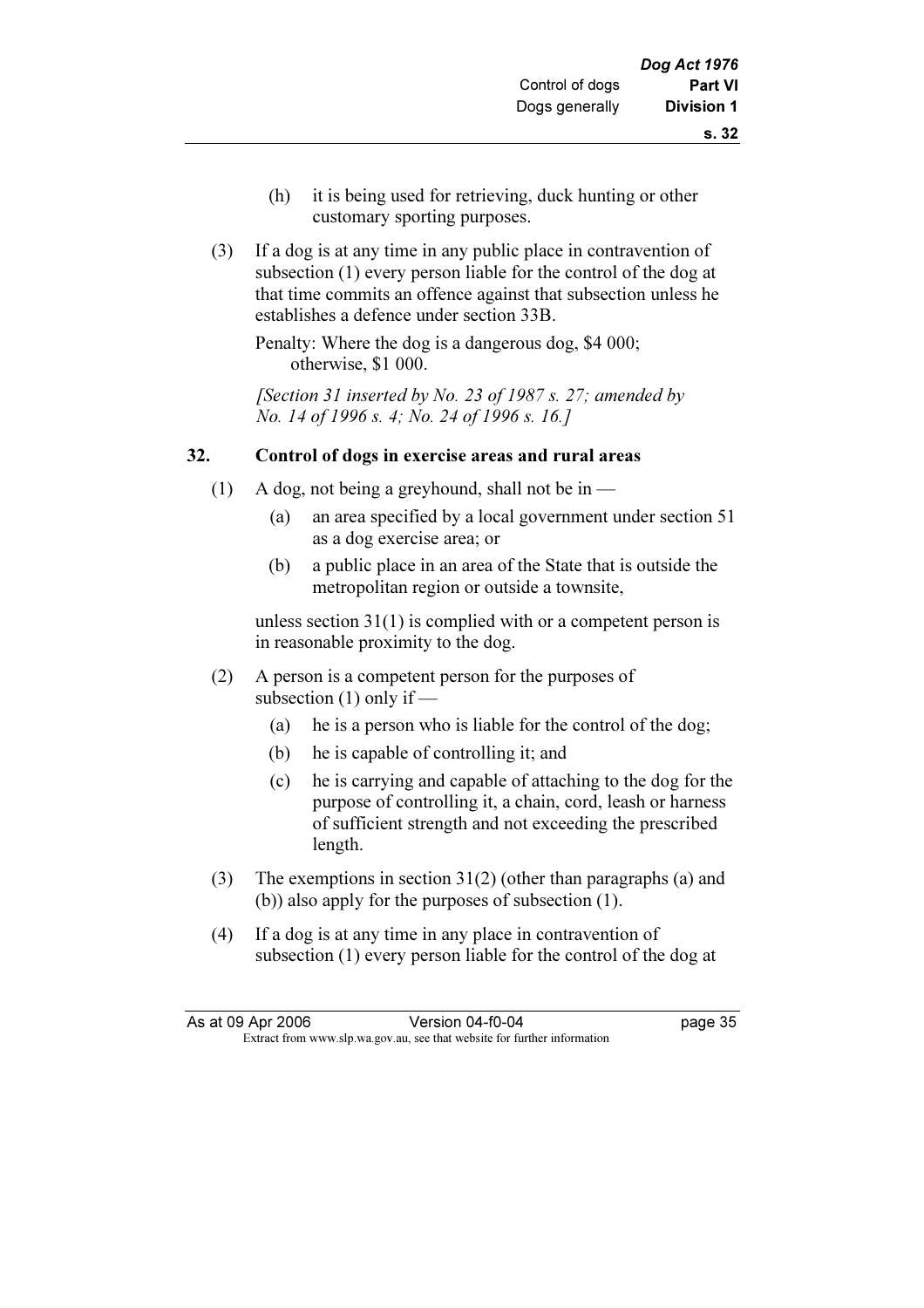(h) it is being used for retrieving, duck hunting or other customary sporting purposes.

(3) If a dog is at any time in any public place in contravention of subsection (1) every person liable for the control of the dog at that time commits an offence against that subsection unless he establishes a defence under section 33B.

Penalty: Where the dog is a dangerous dog, $4 000; otherwise, $1 000.

*[Section 31 inserted by No. 23 of 1987 s. 27; amended by No. 14 of 1996 s. 4; No. 24 of 1996 s. 16.]*

## 32. Control of dogs in exercise areas and rural areas

(1) A dog, not being a greyhound, shall not be in —

(a) an area specified by a local government under section 51 as a dog exercise area; or

(b) a public place in an area of the State that is outside the metropolitan region or outside a townsite,

unless section 31(1) is complied with or a competent person is in reasonable proximity to the dog.

(2) A person is a competent person for the purposes of subsection (1) only if —

(a) he is a person who is liable for the control of the dog;

(b) he is capable of controlling it; and

(c) he is carrying and capable of attaching to the dog for the purpose of controlling it, a chain, cord, leash or harness of sufficient strength and not exceeding the prescribed length.

(3) The exemptions in section 31(2) (other than paragraphs (a) and (b)) also apply for the purposes of subsection (1).

(4) If a dog is at any time in any place in contravention of subsection (1) every person liable for the control of the dog at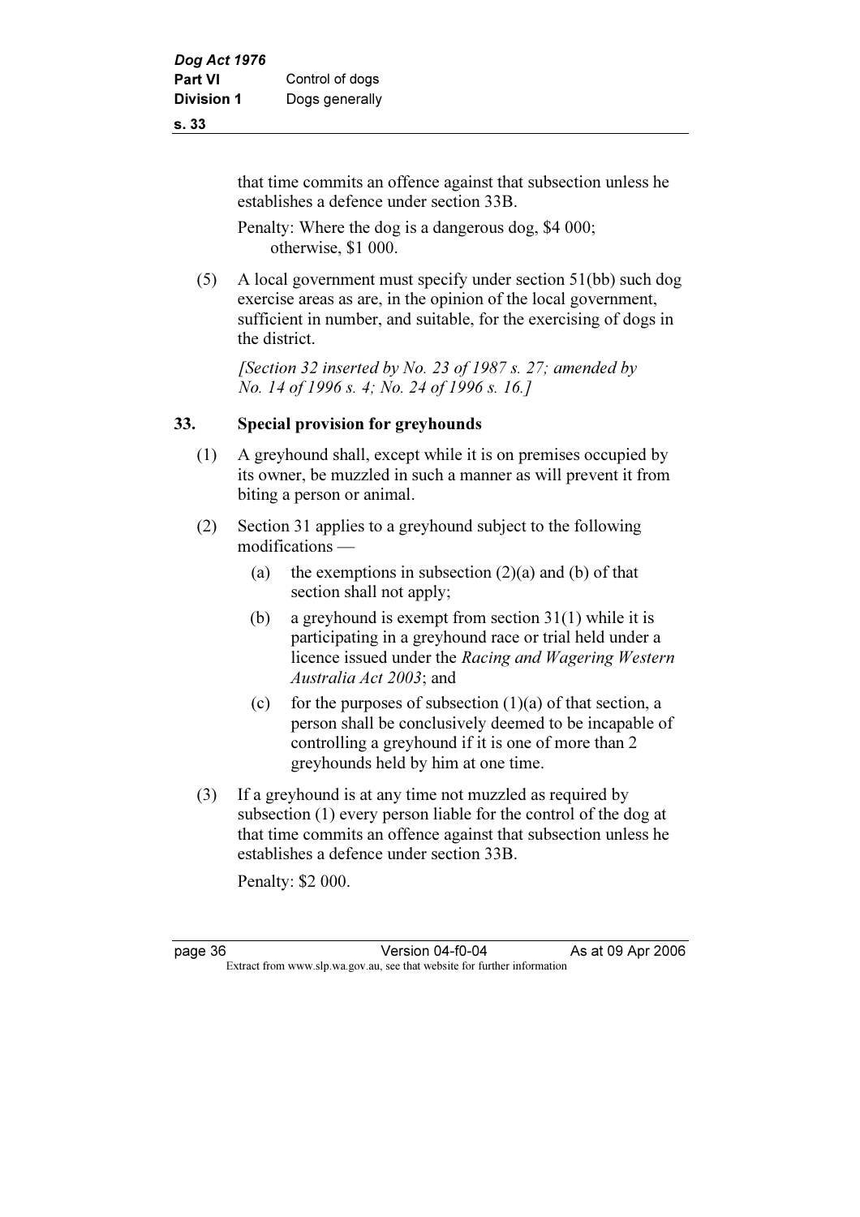that time commits an offence against that subsection unless he establishes a defence under section 33B.

Penalty: Where the dog is a dangerous dog, $4 000; otherwise, $1 000.

(5) A local government must specify under section 51(bb) such dog exercise areas as are, in the opinion of the local government, sufficient in number, and suitable, for the exercising of dogs in the district.

*[Section 32 inserted by No. 23 of 1987 s. 27; amended by No. 14 of 1996 s. 4; No. 24 of 1996 s. 16.]*

## 33. Special provision for greyhounds

(1) A greyhound shall, except while it is on premises occupied by its owner, be muzzled in such a manner as will prevent it from biting a person or animal.

(2) Section 31 applies to a greyhound subject to the following modifications —

- (a) the exemptions in subsection (2)(a) and (b) of that section shall not apply;
- (b) a greyhound is exempt from section 31(1) while it is participating in a greyhound race or trial held under a licence issued under the *Racing and Wagering Western Australia Act 2003*; and
- (c) for the purposes of subsection (1)(a) of that section, a person shall be conclusively deemed to be incapable of controlling a greyhound if it is one of more than 2 greyhounds held by him at one time.

(3) If a greyhound is at any time not muzzled as required by subsection (1) every person liable for the control of the dog at that time commits an offence against that subsection unless he establishes a defence under section 33B.

Penalty: $2 000.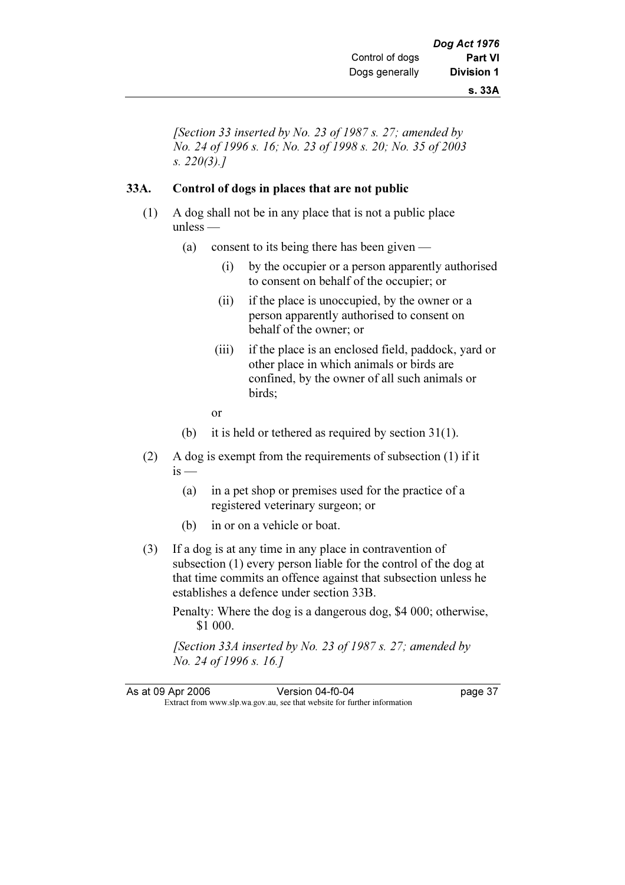*[Section 33 inserted by No. 23 of 1987 s. 27; amended by No. 24 of 1996 s. 16; No. 23 of 1998 s. 20; No. 35 of 2003 s. 220(3).]*

## 33A. Control of dogs in places that are not public

(1) A dog shall not be in any place that is not a public place unless —

- (a) consent to its being there has been given —
  - (i) by the occupier or a person apparently authorised to consent on behalf of the occupier; or
  - (ii) if the place is unoccupied, by the owner or a person apparently authorised to consent on behalf of the owner; or
  - (iii) if the place is an enclosed field, paddock, yard or other place in which animals or birds are confined, by the owner of all such animals or birds;

  or
- (b) it is held or tethered as required by section 31(1).

(2) A dog is exempt from the requirements of subsection (1) if it is —

- (a) in a pet shop or premises used for the practice of a registered veterinary surgeon; or
- (b) in or on a vehicle or boat.

(3) If a dog is at any time in any place in contravention of subsection (1) every person liable for the control of the dog at that time commits an offence against that subsection unless he establishes a defence under section 33B.

Penalty: Where the dog is a dangerous dog, $4 000; otherwise, $1 000.

*[Section 33A inserted by No. 23 of 1987 s. 27; amended by No. 24 of 1996 s. 16.]*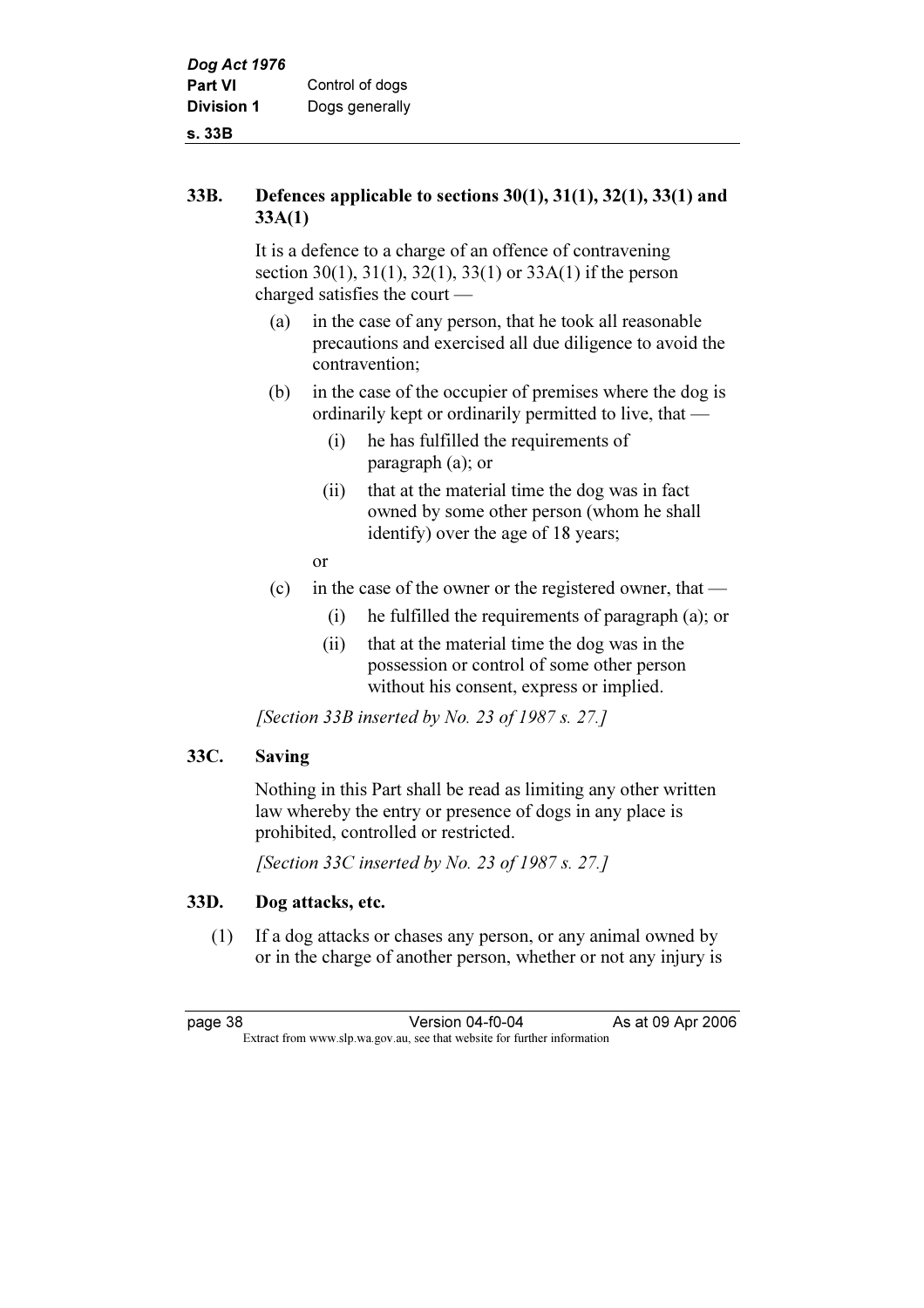## 33B. Defences applicable to sections 30(1), 31(1), 32(1), 33(1) and 33A(1)

It is a defence to a charge of an offence of contravening section 30(1), 31(1), 32(1), 33(1) or 33A(1) if the person charged satisfies the court —

- (a) in the case of any person, that he took all reasonable precautions and exercised all due diligence to avoid the contravention;
- (b) in the case of the occupier of premises where the dog is ordinarily kept or ordinarily permitted to live, that —
  - (i) he has fulfilled the requirements of paragraph (a); or
  - (ii) that at the material time the dog was in fact owned by some other person (whom he shall identify) over the age of 18 years;

  or
- (c) in the case of the owner or the registered owner, that —
  - (i) he fulfilled the requirements of paragraph (a); or
  - (ii) that at the material time the dog was in the possession or control of some other person without his consent, express or implied.

*[Section 33B inserted by No. 23 of 1987 s. 27.]*

## 33C. Saving

Nothing in this Part shall be read as limiting any other written law whereby the entry or presence of dogs in any place is prohibited, controlled or restricted.

*[Section 33C inserted by No. 23 of 1987 s. 27.]*

## 33D. Dog attacks, etc.

(1) If a dog attacks or chases any person, or any animal owned by or in the charge of another person, whether or not any injury is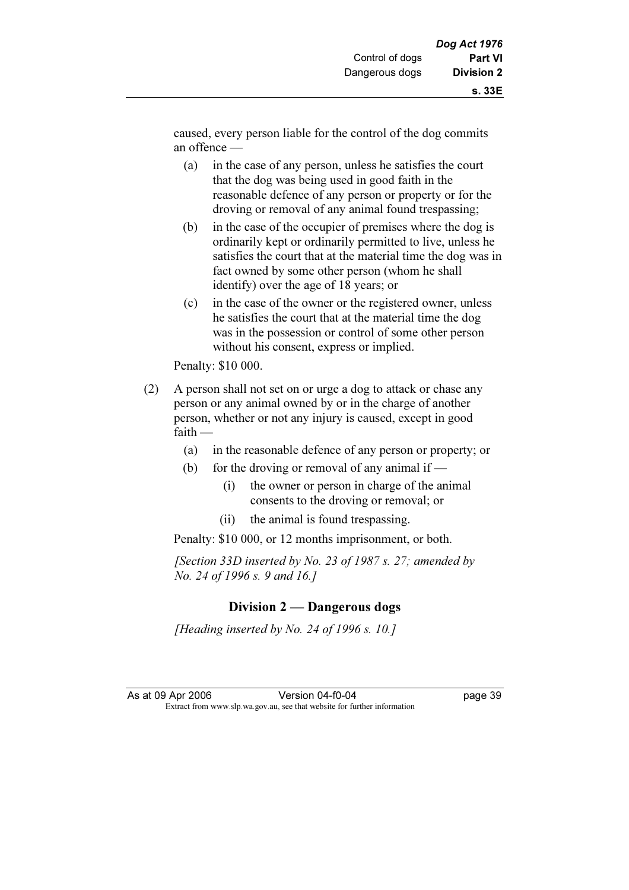caused, every person liable for the control of the dog commits an offence —

(a) in the case of any person, unless he satisfies the court that the dog was being used in good faith in the reasonable defence of any person or property or for the droving or removal of any animal found trespassing;

(b) in the case of the occupier of premises where the dog is ordinarily kept or ordinarily permitted to live, unless he satisfies the court that at the material time the dog was in fact owned by some other person (whom he shall identify) over the age of 18 years; or

(c) in the case of the owner or the registered owner, unless he satisfies the court that at the material time the dog was in the possession or control of some other person without his consent, express or implied.

Penalty: $10 000.

(2) A person shall not set on or urge a dog to attack or chase any person or any animal owned by or in the charge of another person, whether or not any injury is caused, except in good faith —

(a) in the reasonable defence of any person or property; or

(b) for the droving or removal of any animal if —

(i) the owner or person in charge of the animal consents to the droving or removal; or

(ii) the animal is found trespassing.

Penalty: $10 000, or 12 months imprisonment, or both.

*[Section 33D inserted by No. 23 of 1987 s. 27; amended by No. 24 of 1996 s. 9 and 16.]*

## Division 2 — Dangerous dogs

*[Heading inserted by No. 24 of 1996 s. 10.]*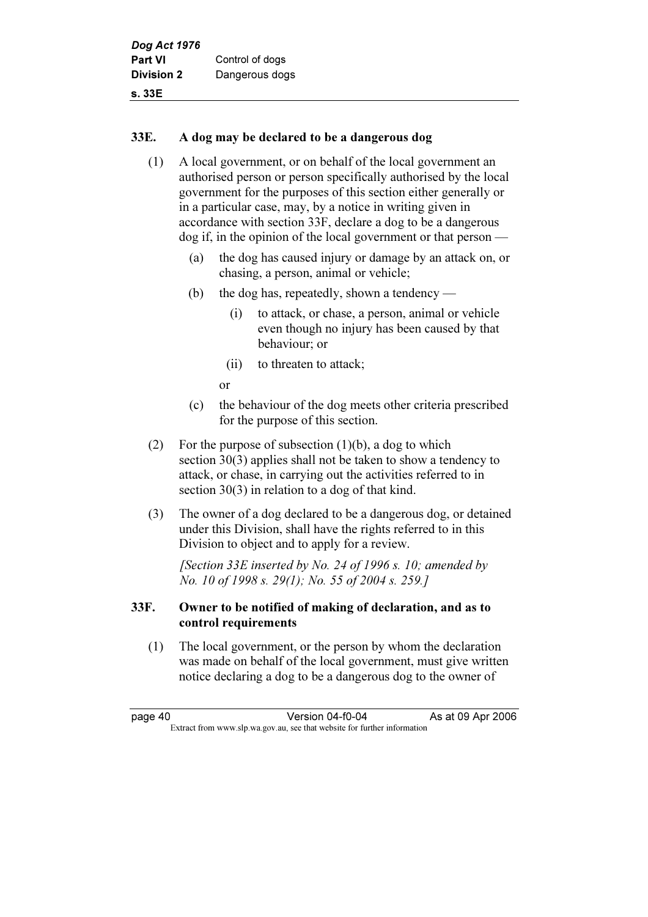## 33E. A dog may be declared to be a dangerous dog

(1) A local government, or on behalf of the local government an authorised person or person specifically authorised by the local government for the purposes of this section either generally or in a particular case, may, by a notice in writing given in accordance with section 33F, declare a dog to be a dangerous dog if, in the opinion of the local government or that person —

   (a) the dog has caused injury or damage by an attack on, or chasing, a person, animal or vehicle;

   (b) the dog has, repeatedly, shown a tendency —

      (i) to attack, or chase, a person, animal or vehicle even though no injury has been caused by that behaviour; or

      (ii) to threaten to attack;

   or

   (c) the behaviour of the dog meets other criteria prescribed for the purpose of this section.

(2) For the purpose of subsection (1)(b), a dog to which section 30(3) applies shall not be taken to show a tendency to attack, or chase, in carrying out the activities referred to in section 30(3) in relation to a dog of that kind.

(3) The owner of a dog declared to be a dangerous dog, or detained under this Division, shall have the rights referred to in this Division to object and to apply for a review.

*[Section 33E inserted by No. 24 of 1996 s. 10; amended by No. 10 of 1998 s. 29(1); No. 55 of 2004 s. 259.]*

## 33F. Owner to be notified of making of declaration, and as to control requirements

(1) The local government, or the person by whom the declaration was made on behalf of the local government, must give written notice declaring a dog to be a dangerous dog to the owner of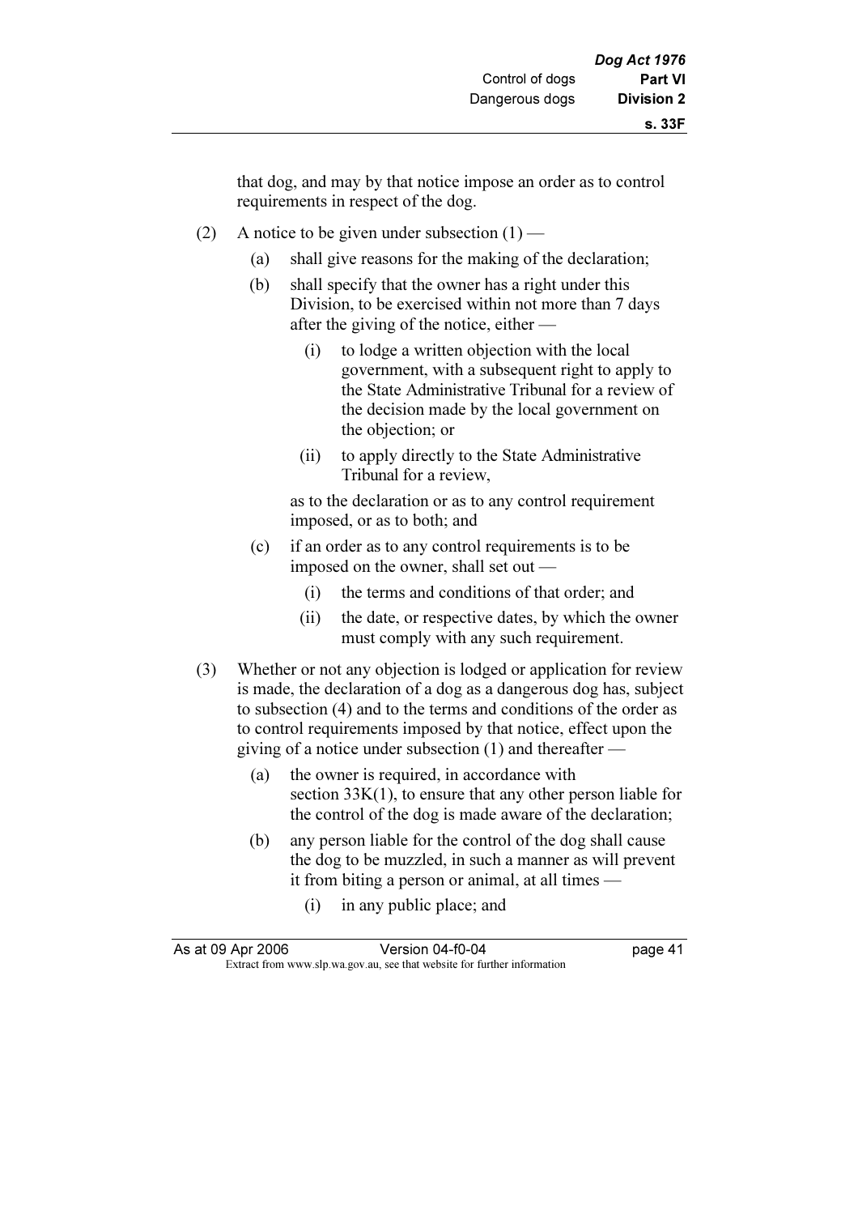that dog, and may by that notice impose an order as to control requirements in respect of the dog.

(2) A notice to be given under subsection (1) —

(a) shall give reasons for the making of the declaration;

(b) shall specify that the owner has a right under this Division, to be exercised within not more than 7 days after the giving of the notice, either —

(i) to lodge a written objection with the local government, with a subsequent right to apply to the State Administrative Tribunal for a review of the decision made by the local government on the objection; or

(ii) to apply directly to the State Administrative Tribunal for a review,

as to the declaration or as to any control requirement imposed, or as to both; and

(c) if an order as to any control requirements is to be imposed on the owner, shall set out —

(i) the terms and conditions of that order; and

(ii) the date, or respective dates, by which the owner must comply with any such requirement.

(3) Whether or not any objection is lodged or application for review is made, the declaration of a dog as a dangerous dog has, subject to subsection (4) and to the terms and conditions of the order as to control requirements imposed by that notice, effect upon the giving of a notice under subsection (1) and thereafter —

(a) the owner is required, in accordance with section 33K(1), to ensure that any other person liable for the control of the dog is made aware of the declaration;

(b) any person liable for the control of the dog shall cause the dog to be muzzled, in such a manner as will prevent it from biting a person or animal, at all times —

(i) in any public place; and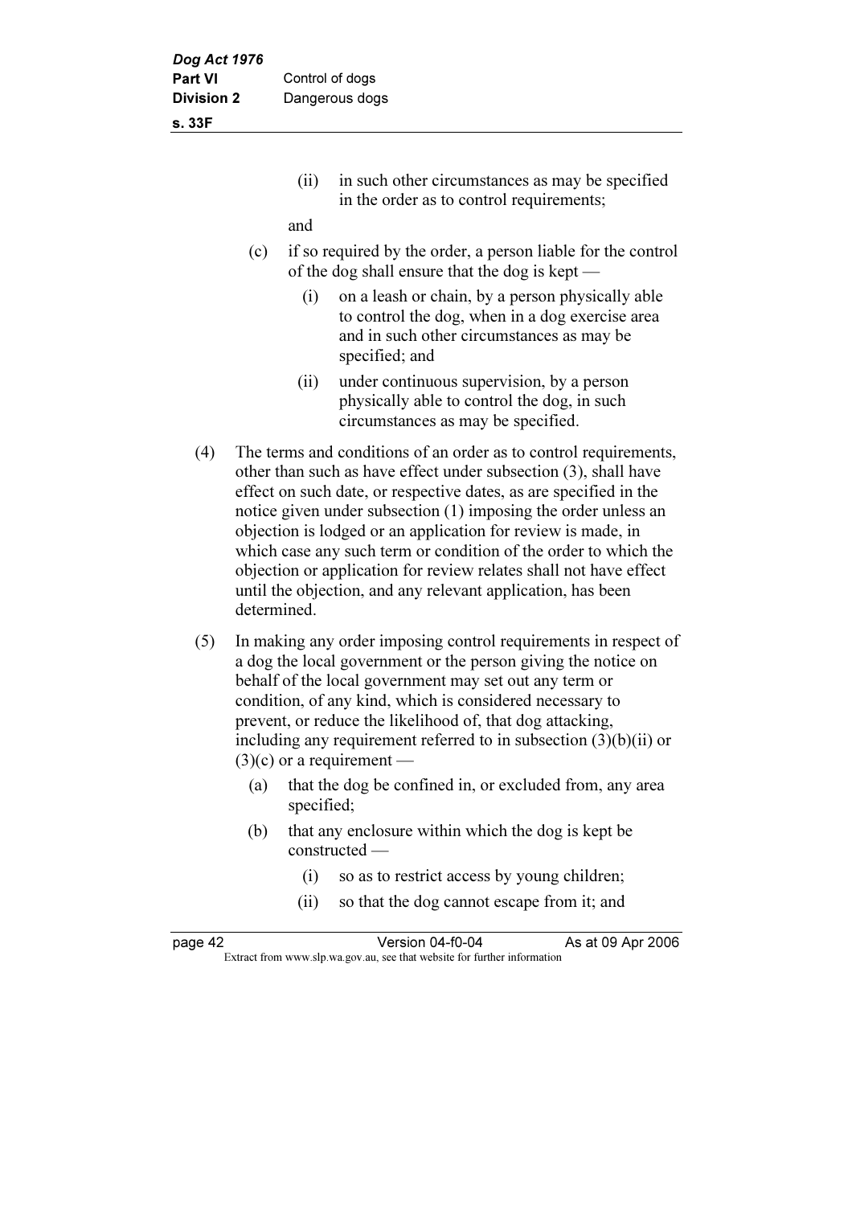(ii) in such other circumstances as may be specified in the order as to control requirements;

and

(c) if so required by the order, a person liable for the control of the dog shall ensure that the dog is kept —

(i) on a leash or chain, by a person physically able to control the dog, when in a dog exercise area and in such other circumstances as may be specified; and

(ii) under continuous supervision, by a person physically able to control the dog, in such circumstances as may be specified.

(4) The terms and conditions of an order as to control requirements, other than such as have effect under subsection (3), shall have effect on such date, or respective dates, as are specified in the notice given under subsection (1) imposing the order unless an objection is lodged or an application for review is made, in which case any such term or condition of the order to which the objection or application for review relates shall not have effect until the objection, and any relevant application, has been determined.

(5) In making any order imposing control requirements in respect of a dog the local government or the person giving the notice on behalf of the local government may set out any term or condition, of any kind, which is considered necessary to prevent, or reduce the likelihood of, that dog attacking, including any requirement referred to in subsection (3)(b)(ii) or (3)(c) or a requirement —

(a) that the dog be confined in, or excluded from, any area specified;

(b) that any enclosure within which the dog is kept be constructed —

(i) so as to restrict access by young children;

(ii) so that the dog cannot escape from it; and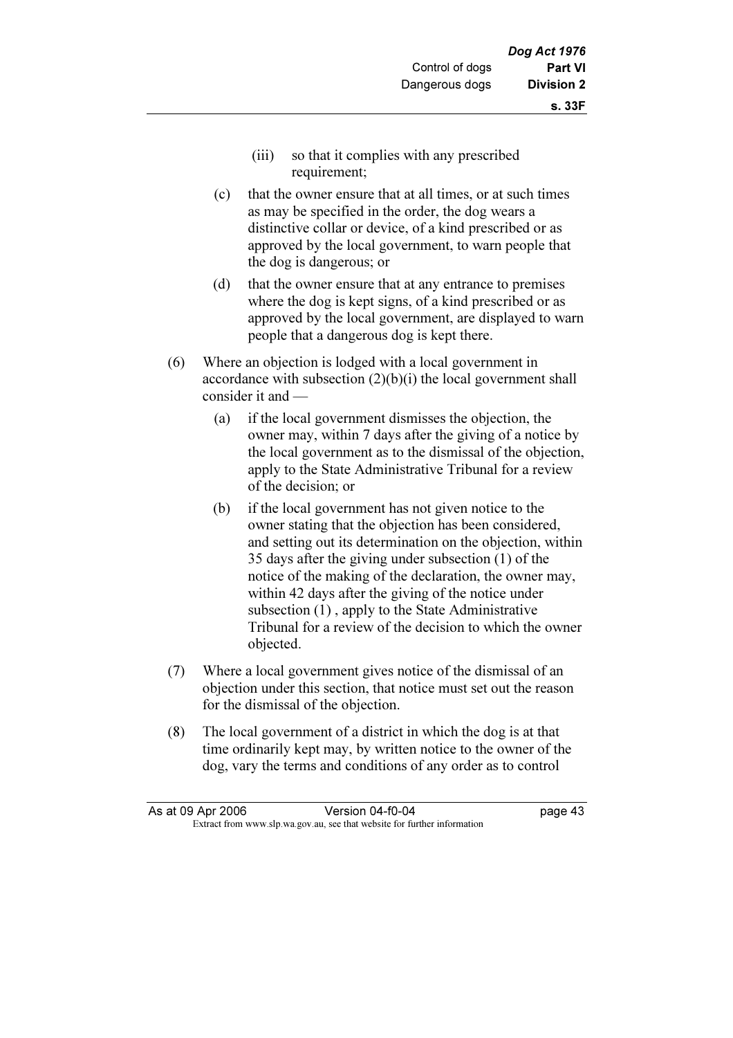(iii) so that it complies with any prescribed requirement;

(c) that the owner ensure that at all times, or at such times as may be specified in the order, the dog wears a distinctive collar or device, of a kind prescribed or as approved by the local government, to warn people that the dog is dangerous; or

(d) that the owner ensure that at any entrance to premises where the dog is kept signs, of a kind prescribed or as approved by the local government, are displayed to warn people that a dangerous dog is kept there.

(6) Where an objection is lodged with a local government in accordance with subsection (2)(b)(i) the local government shall consider it and —

(a) if the local government dismisses the objection, the owner may, within 7 days after the giving of a notice by the local government as to the dismissal of the objection, apply to the State Administrative Tribunal for a review of the decision; or

(b) if the local government has not given notice to the owner stating that the objection has been considered, and setting out its determination on the objection, within 35 days after the giving under subsection (1) of the notice of the making of the declaration, the owner may, within 42 days after the giving of the notice under subsection (1) , apply to the State Administrative Tribunal for a review of the decision to which the owner objected.

(7) Where a local government gives notice of the dismissal of an objection under this section, that notice must set out the reason for the dismissal of the objection.

(8) The local government of a district in which the dog is at that time ordinarily kept may, by written notice to the owner of the dog, vary the terms and conditions of any order as to control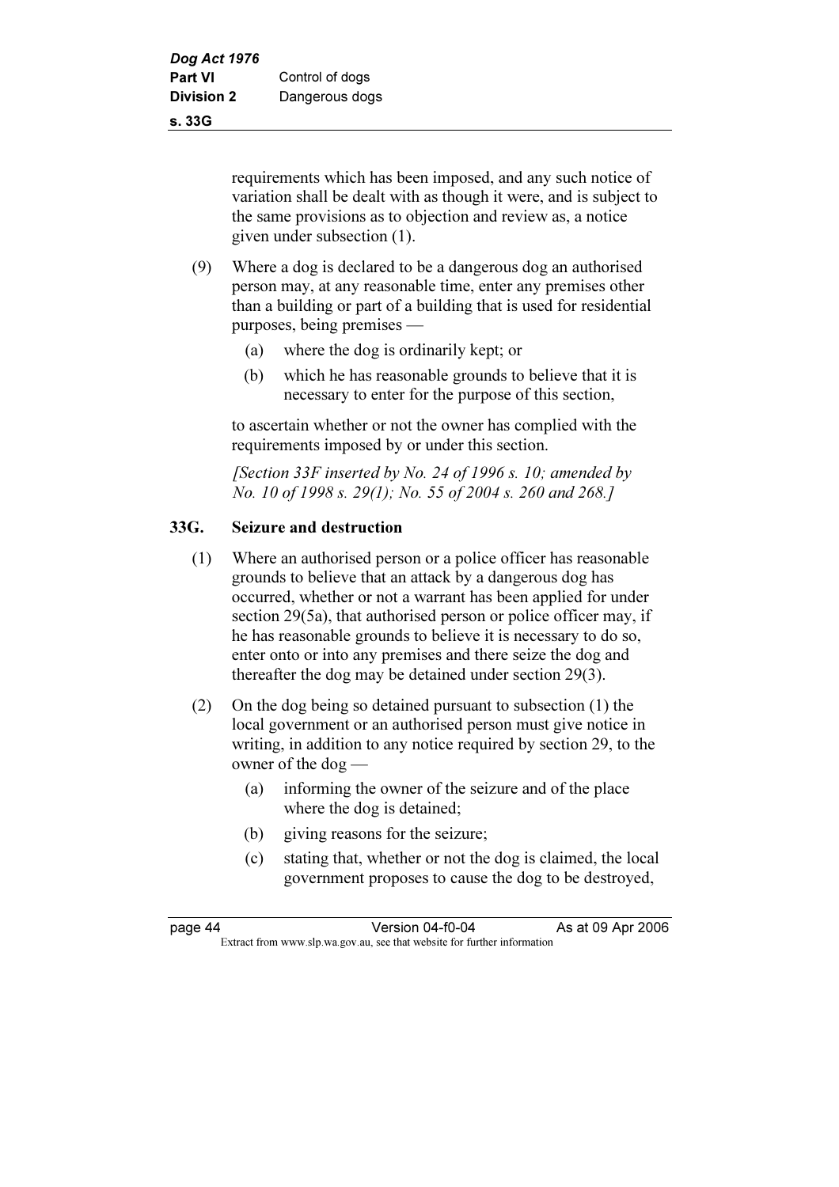requirements which has been imposed, and any such notice of variation shall be dealt with as though it were, and is subject to the same provisions as to objection and review as, a notice given under subsection (1).

(9) Where a dog is declared to be a dangerous dog an authorised person may, at any reasonable time, enter any premises other than a building or part of a building that is used for residential purposes, being premises —

(a) where the dog is ordinarily kept; or

(b) which he has reasonable grounds to believe that it is necessary to enter for the purpose of this section,

to ascertain whether or not the owner has complied with the requirements imposed by or under this section.

*[Section 33F inserted by No. 24 of 1996 s. 10; amended by No. 10 of 1998 s. 29(1); No. 55 of 2004 s. 260 and 268.]*

## 33G. Seizure and destruction

(1) Where an authorised person or a police officer has reasonable grounds to believe that an attack by a dangerous dog has occurred, whether or not a warrant has been applied for under section 29(5a), that authorised person or police officer may, if he has reasonable grounds to believe it is necessary to do so, enter onto or into any premises and there seize the dog and thereafter the dog may be detained under section 29(3).

(2) On the dog being so detained pursuant to subsection (1) the local government or an authorised person must give notice in writing, in addition to any notice required by section 29, to the owner of the dog —

(a) informing the owner of the seizure and of the place where the dog is detained;

(b) giving reasons for the seizure;

(c) stating that, whether or not the dog is claimed, the local government proposes to cause the dog to be destroyed,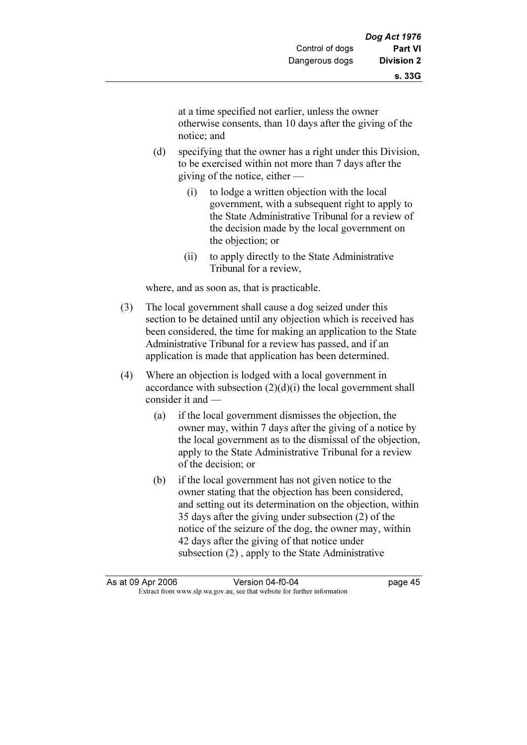at a time specified not earlier, unless the owner otherwise consents, than 10 days after the giving of the notice; and

(d) specifying that the owner has a right under this Division, to be exercised within not more than 7 days after the giving of the notice, either —

(i) to lodge a written objection with the local government, with a subsequent right to apply to the State Administrative Tribunal for a review of the decision made by the local government on the objection; or

(ii) to apply directly to the State Administrative Tribunal for a review,

where, and as soon as, that is practicable.

(3) The local government shall cause a dog seized under this section to be detained until any objection which is received has been considered, the time for making an application to the State Administrative Tribunal for a review has passed, and if an application is made that application has been determined.

(4) Where an objection is lodged with a local government in accordance with subsection (2)(d)(i) the local government shall consider it and —

(a) if the local government dismisses the objection, the owner may, within 7 days after the giving of a notice by the local government as to the dismissal of the objection, apply to the State Administrative Tribunal for a review of the decision; or

(b) if the local government has not given notice to the owner stating that the objection has been considered, and setting out its determination on the objection, within 35 days after the giving under subsection (2) of the notice of the seizure of the dog, the owner may, within 42 days after the giving of that notice under subsection (2) , apply to the State Administrative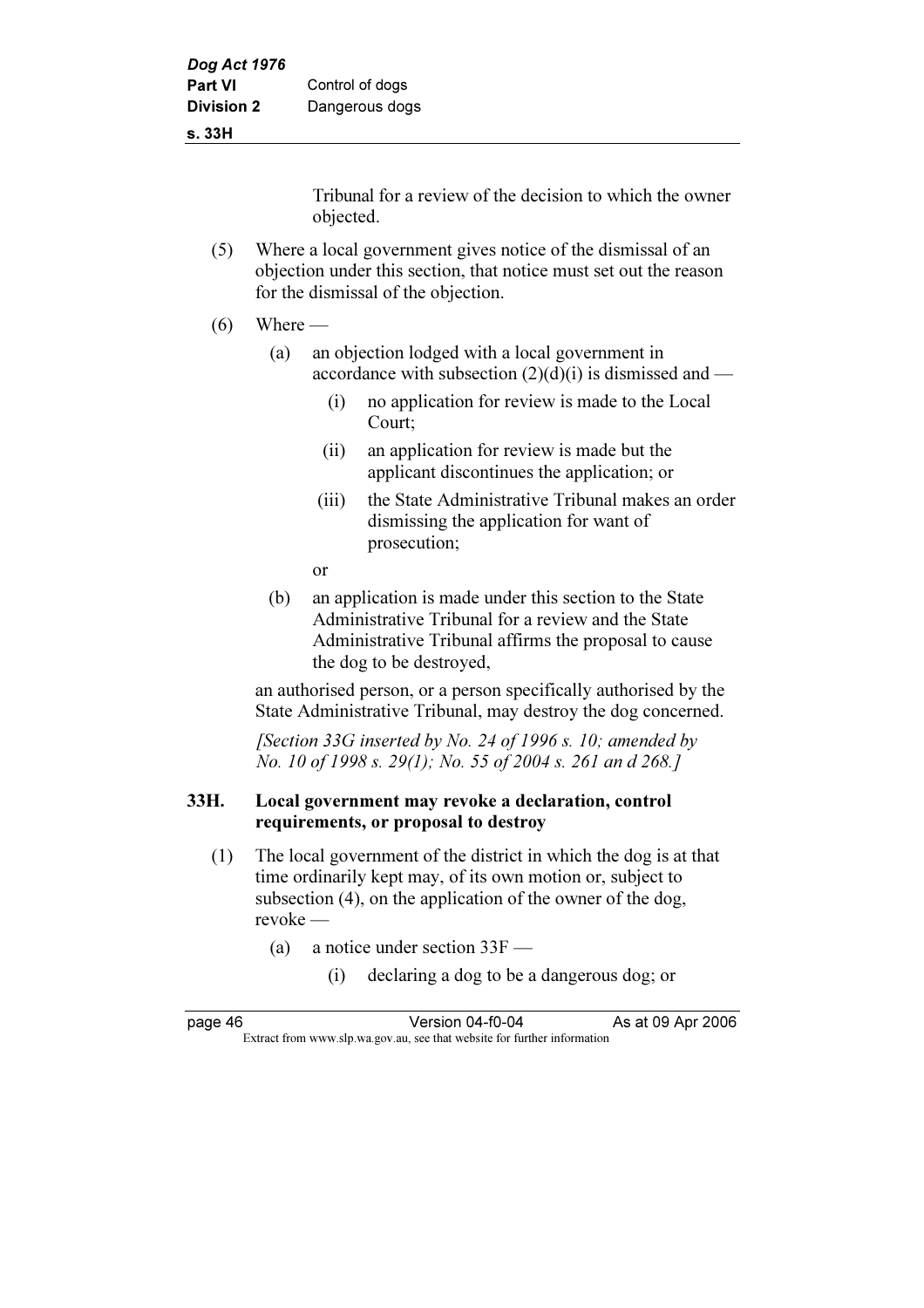Tribunal for a review of the decision to which the owner objected.

(5) Where a local government gives notice of the dismissal of an objection under this section, that notice must set out the reason for the dismissal of the objection.

(6) Where —

(a) an objection lodged with a local government in accordance with subsection (2)(d)(i) is dismissed and —

(i) no application for review is made to the Local Court;

(ii) an application for review is made but the applicant discontinues the application; or

(iii) the State Administrative Tribunal makes an order dismissing the application for want of prosecution;

or

(b) an application is made under this section to the State Administrative Tribunal for a review and the State Administrative Tribunal affirms the proposal to cause the dog to be destroyed,

an authorised person, or a person specifically authorised by the State Administrative Tribunal, may destroy the dog concerned.

*[Section 33G inserted by No. 24 of 1996 s. 10; amended by No. 10 of 1998 s. 29(1); No. 55 of 2004 s. 261 an d 268.]*

### 33H. Local government may revoke a declaration, control requirements, or proposal to destroy

(1) The local government of the district in which the dog is at that time ordinarily kept may, of its own motion or, subject to subsection (4), on the application of the owner of the dog, revoke —

(a) a notice under section 33F —

(i) declaring a dog to be a dangerous dog; or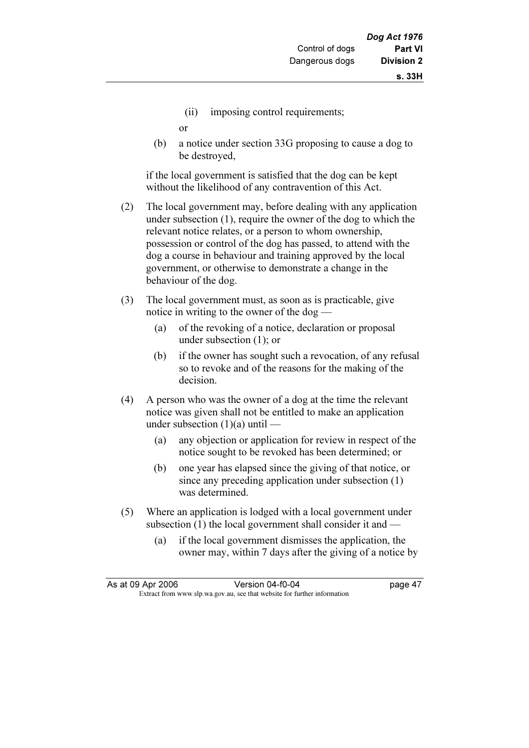(ii) imposing control requirements;

or

(b) a notice under section 33G proposing to cause a dog to be destroyed,

if the local government is satisfied that the dog can be kept without the likelihood of any contravention of this Act.

(2) The local government may, before dealing with any application under subsection (1), require the owner of the dog to which the relevant notice relates, or a person to whom ownership, possession or control of the dog has passed, to attend with the dog a course in behaviour and training approved by the local government, or otherwise to demonstrate a change in the behaviour of the dog.

(3) The local government must, as soon as is practicable, give notice in writing to the owner of the dog —

(a) of the revoking of a notice, declaration or proposal under subsection (1); or

(b) if the owner has sought such a revocation, of any refusal so to revoke and of the reasons for the making of the decision.

(4) A person who was the owner of a dog at the time the relevant notice was given shall not be entitled to make an application under subsection (1)(a) until —

(a) any objection or application for review in respect of the notice sought to be revoked has been determined; or

(b) one year has elapsed since the giving of that notice, or since any preceding application under subsection (1) was determined.

(5) Where an application is lodged with a local government under subsection (1) the local government shall consider it and —

(a) if the local government dismisses the application, the owner may, within 7 days after the giving of a notice by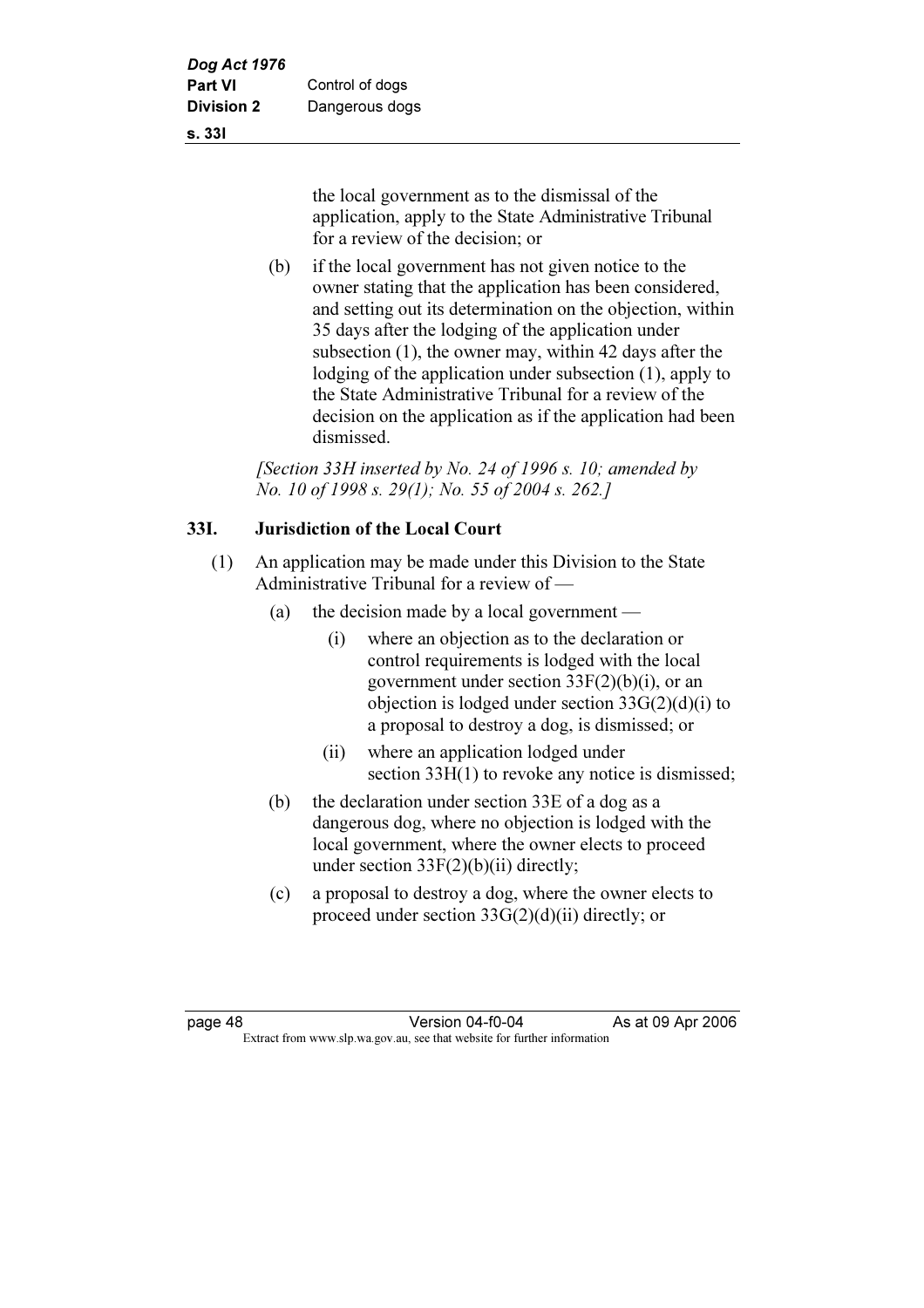the local government as to the dismissal of the application, apply to the State Administrative Tribunal for a review of the decision; or

(b) if the local government has not given notice to the owner stating that the application has been considered, and setting out its determination on the objection, within 35 days after the lodging of the application under subsection (1), the owner may, within 42 days after the lodging of the application under subsection (1), apply to the State Administrative Tribunal for a review of the decision on the application as if the application had been dismissed.

*[Section 33H inserted by No. 24 of 1996 s. 10; amended by No. 10 of 1998 s. 29(1); No. 55 of 2004 s. 262.]*

### 33I. Jurisdiction of the Local Court

(1) An application may be made under this Division to the State Administrative Tribunal for a review of —

(a) the decision made by a local government —

(i) where an objection as to the declaration or control requirements is lodged with the local government under section 33F(2)(b)(i), or an objection is lodged under section 33G(2)(d)(i) to a proposal to destroy a dog, is dismissed; or

(ii) where an application lodged under section 33H(1) to revoke any notice is dismissed;

(b) the declaration under section 33E of a dog as a dangerous dog, where no objection is lodged with the local government, where the owner elects to proceed under section 33F(2)(b)(ii) directly;

(c) a proposal to destroy a dog, where the owner elects to proceed under section 33G(2)(d)(ii) directly; or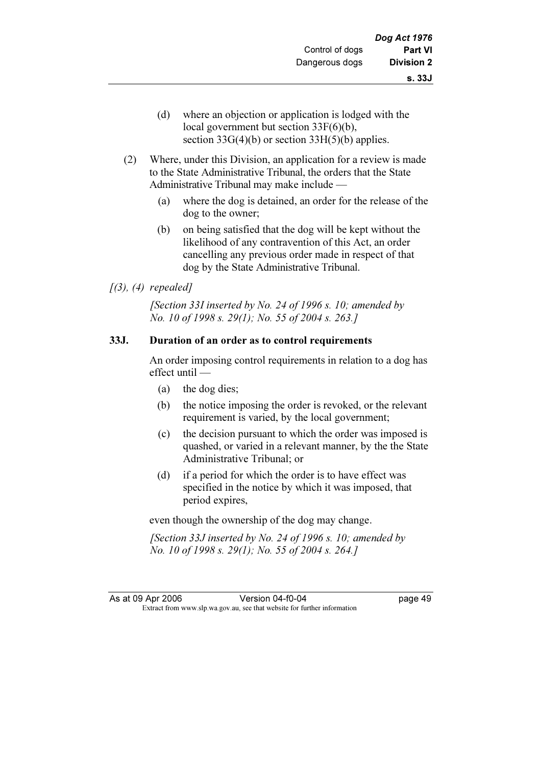(d) where an objection or application is lodged with the local government but section 33F(6)(b), section 33G(4)(b) or section 33H(5)(b) applies.

(2) Where, under this Division, an application for a review is made to the State Administrative Tribunal, the orders that the State Administrative Tribunal may make include —

(a) where the dog is detained, an order for the release of the dog to the owner;

(b) on being satisfied that the dog will be kept without the likelihood of any contravention of this Act, an order cancelling any previous order made in respect of that dog by the State Administrative Tribunal.

*[(3), (4) repealed]*

*[Section 33I inserted by No. 24 of 1996 s. 10; amended by No. 10 of 1998 s. 29(1); No. 55 of 2004 s. 263.]*

### 33J. Duration of an order as to control requirements

An order imposing control requirements in relation to a dog has effect until —

(a) the dog dies;

(b) the notice imposing the order is revoked, or the relevant requirement is varied, by the local government;

(c) the decision pursuant to which the order was imposed is quashed, or varied in a relevant manner, by the the State Administrative Tribunal; or

(d) if a period for which the order is to have effect was specified in the notice by which it was imposed, that period expires,

even though the ownership of the dog may change.

*[Section 33J inserted by No. 24 of 1996 s. 10; amended by No. 10 of 1998 s. 29(1); No. 55 of 2004 s. 264.]*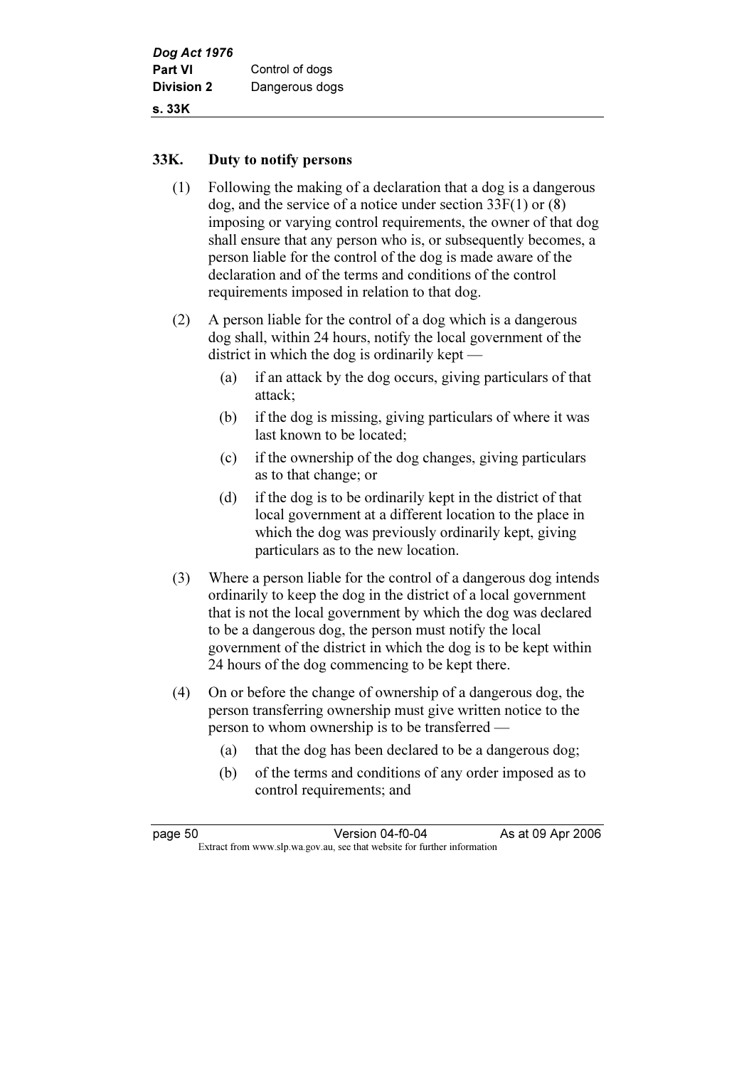## 33K. Duty to notify persons

(1) Following the making of a declaration that a dog is a dangerous dog, and the service of a notice under section 33F(1) or (8) imposing or varying control requirements, the owner of that dog shall ensure that any person who is, or subsequently becomes, a person liable for the control of the dog is made aware of the declaration and of the terms and conditions of the control requirements imposed in relation to that dog.

(2) A person liable for the control of a dog which is a dangerous dog shall, within 24 hours, notify the local government of the district in which the dog is ordinarily kept —

- (a) if an attack by the dog occurs, giving particulars of that attack;
- (b) if the dog is missing, giving particulars of where it was last known to be located;
- (c) if the ownership of the dog changes, giving particulars as to that change; or
- (d) if the dog is to be ordinarily kept in the district of that local government at a different location to the place in which the dog was previously ordinarily kept, giving particulars as to the new location.

(3) Where a person liable for the control of a dangerous dog intends ordinarily to keep the dog in the district of a local government that is not the local government by which the dog was declared to be a dangerous dog, the person must notify the local government of the district in which the dog is to be kept within 24 hours of the dog commencing to be kept there.

(4) On or before the change of ownership of a dangerous dog, the person transferring ownership must give written notice to the person to whom ownership is to be transferred —

- (a) that the dog has been declared to be a dangerous dog;
- (b) of the terms and conditions of any order imposed as to control requirements; and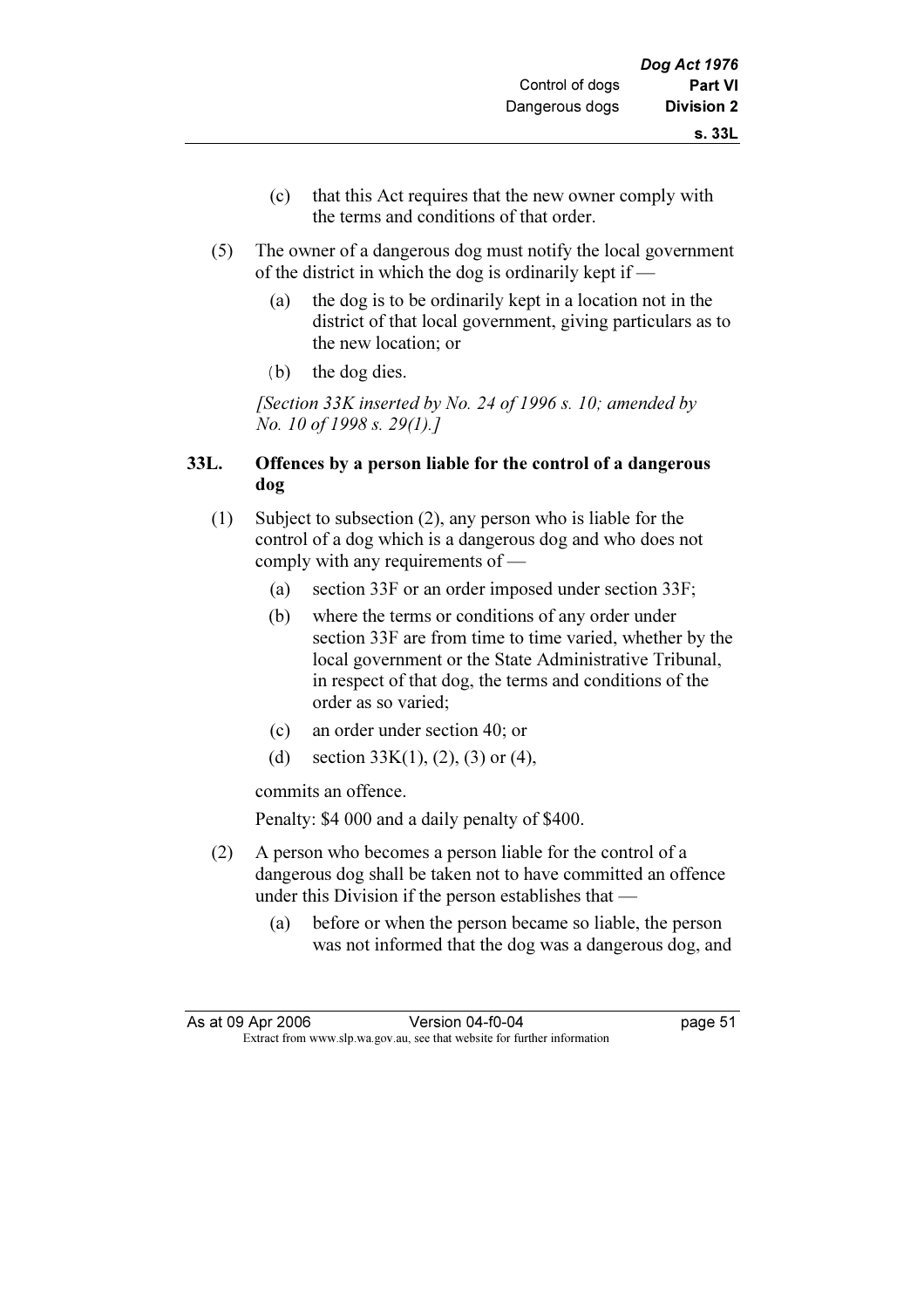(c) that this Act requires that the new owner comply with the terms and conditions of that order.

(5) The owner of a dangerous dog must notify the local government of the district in which the dog is ordinarily kept if —

(a) the dog is to be ordinarily kept in a location not in the district of that local government, giving particulars as to the new location; or

(b) the dog dies.

*[Section 33K inserted by No. 24 of 1996 s. 10; amended by No. 10 of 1998 s. 29(1).]*

### 33L. Offences by a person liable for the control of a dangerous dog

(1) Subject to subsection (2), any person who is liable for the control of a dog which is a dangerous dog and who does not comply with any requirements of —

(a) section 33F or an order imposed under section 33F;

(b) where the terms or conditions of any order under section 33F are from time to time varied, whether by the local government or the State Administrative Tribunal, in respect of that dog, the terms and conditions of the order as so varied;

(c) an order under section 40; or

(d) section 33K(1), (2), (3) or (4),

commits an offence.

Penalty: $4 000 and a daily penalty of $400.

(2) A person who becomes a person liable for the control of a dangerous dog shall be taken not to have committed an offence under this Division if the person establishes that —

(a) before or when the person became so liable, the person was not informed that the dog was a dangerous dog, and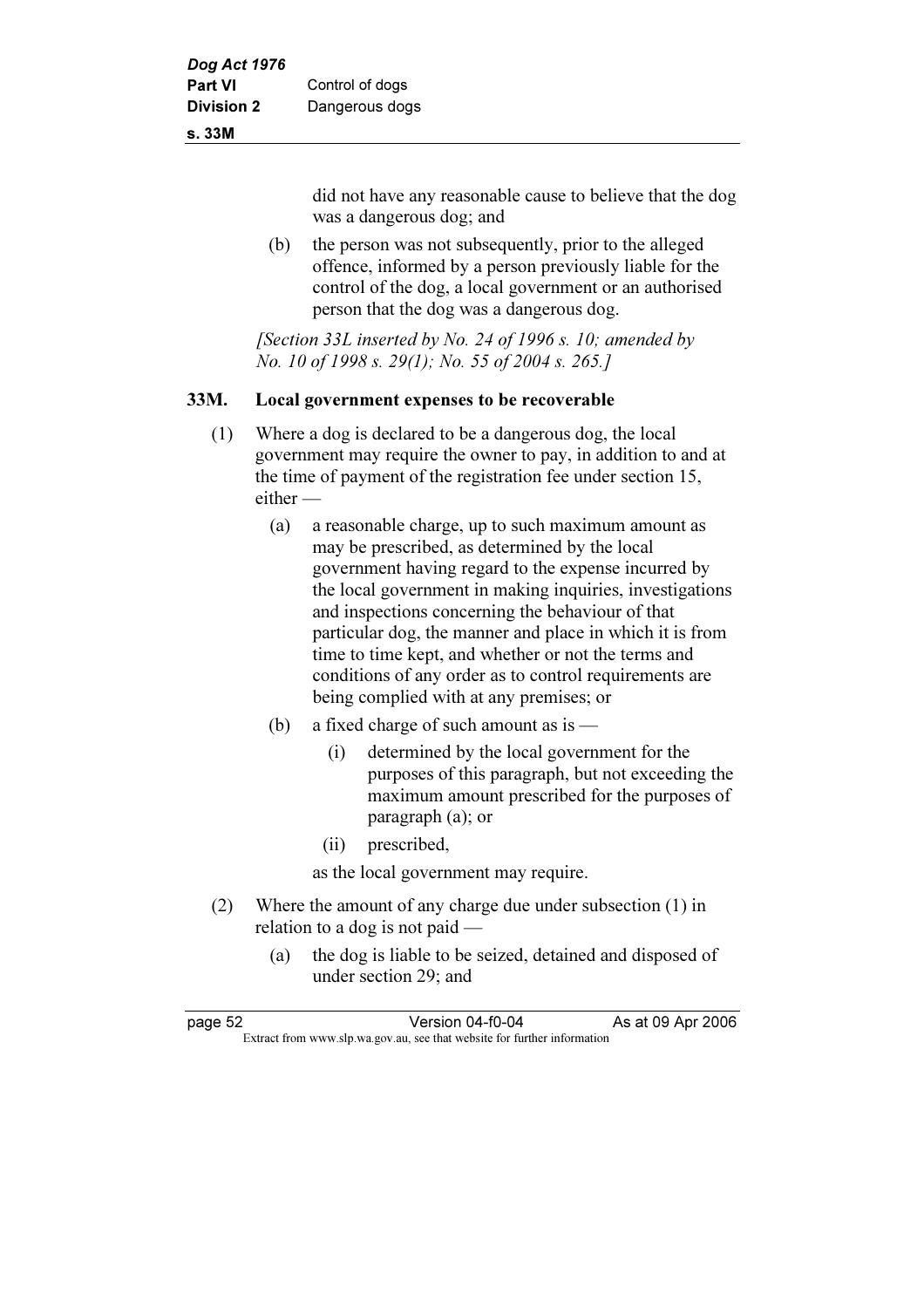did not have any reasonable cause to believe that the dog was a dangerous dog; and

(b) the person was not subsequently, prior to the alleged offence, informed by a person previously liable for the control of the dog, a local government or an authorised person that the dog was a dangerous dog.

*[Section 33L inserted by No. 24 of 1996 s. 10; amended by No. 10 of 1998 s. 29(1); No. 55 of 2004 s. 265.]*

### 33M. Local government expenses to be recoverable

(1) Where a dog is declared to be a dangerous dog, the local government may require the owner to pay, in addition to and at the time of payment of the registration fee under section 15, either —

 (a) a reasonable charge, up to such maximum amount as may be prescribed, as determined by the local government having regard to the expense incurred by the local government in making inquiries, investigations and inspections concerning the behaviour of that particular dog, the manner and place in which it is from time to time kept, and whether or not the terms and conditions of any order as to control requirements are being complied with at any premises; or

 (b) a fixed charge of such amount as is —

  (i) determined by the local government for the purposes of this paragraph, but not exceeding the maximum amount prescribed for the purposes of paragraph (a); or

  (ii) prescribed,

 as the local government may require.

(2) Where the amount of any charge due under subsection (1) in relation to a dog is not paid —

 (a) the dog is liable to be seized, detained and disposed of under section 29; and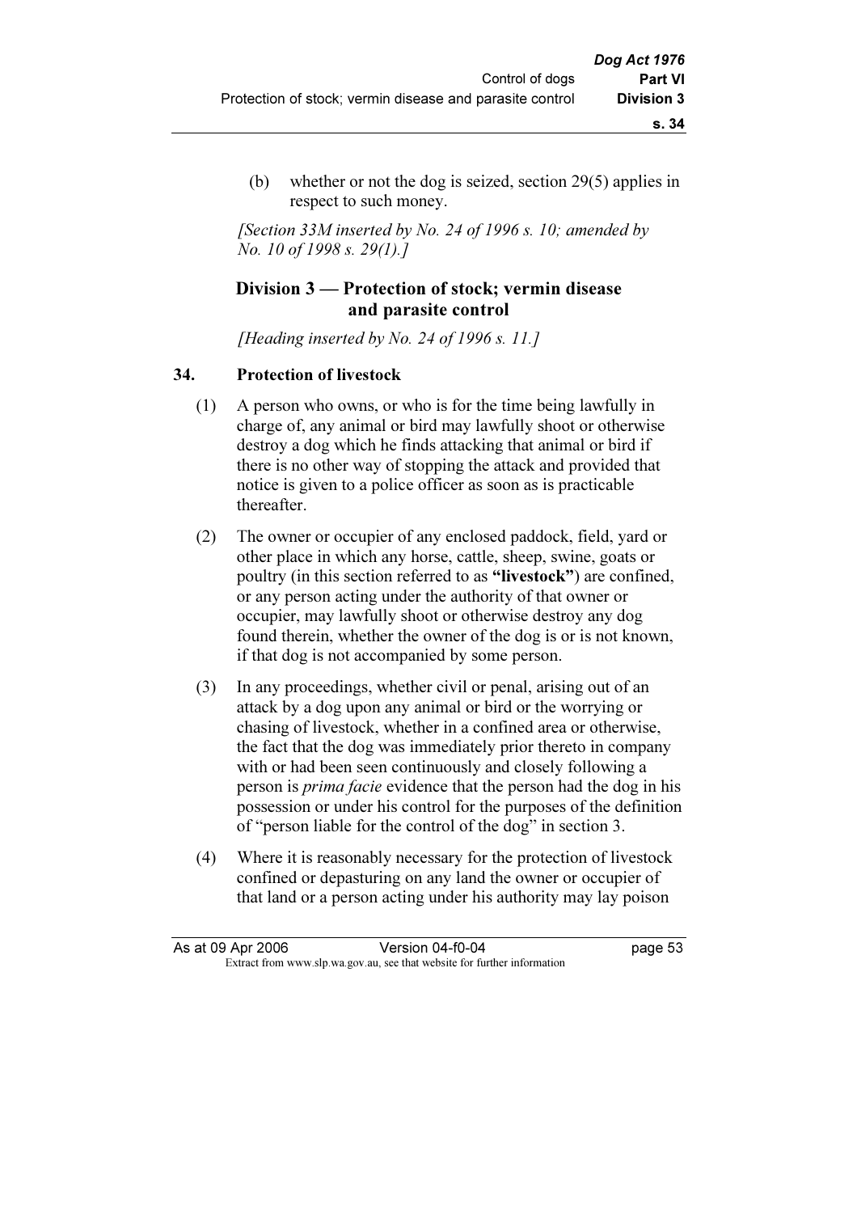(b) whether or not the dog is seized, section 29(5) applies in respect to such money.

*[Section 33M inserted by No. 24 of 1996 s. 10; amended by No. 10 of 1998 s. 29(1).]*

## Division 3 — Protection of stock; vermin disease and parasite control

*[Heading inserted by No. 24 of 1996 s. 11.]*

### 34. Protection of livestock

(1) A person who owns, or who is for the time being lawfully in charge of, any animal or bird may lawfully shoot or otherwise destroy a dog which he finds attacking that animal or bird if there is no other way of stopping the attack and provided that notice is given to a police officer as soon as is practicable thereafter.

(2) The owner or occupier of any enclosed paddock, field, yard or other place in which any horse, cattle, sheep, swine, goats or poultry (in this section referred to as **"livestock"**) are confined, or any person acting under the authority of that owner or occupier, may lawfully shoot or otherwise destroy any dog found therein, whether the owner of the dog is or is not known, if that dog is not accompanied by some person.

(3) In any proceedings, whether civil or penal, arising out of an attack by a dog upon any animal or bird or the worrying or chasing of livestock, whether in a confined area or otherwise, the fact that the dog was immediately prior thereto in company with or had been seen continuously and closely following a person is *prima facie* evidence that the person had the dog in his possession or under his control for the purposes of the definition of "person liable for the control of the dog" in section 3.

(4) Where it is reasonably necessary for the protection of livestock confined or depasturing on any land the owner or occupier of that land or a person acting under his authority may lay poison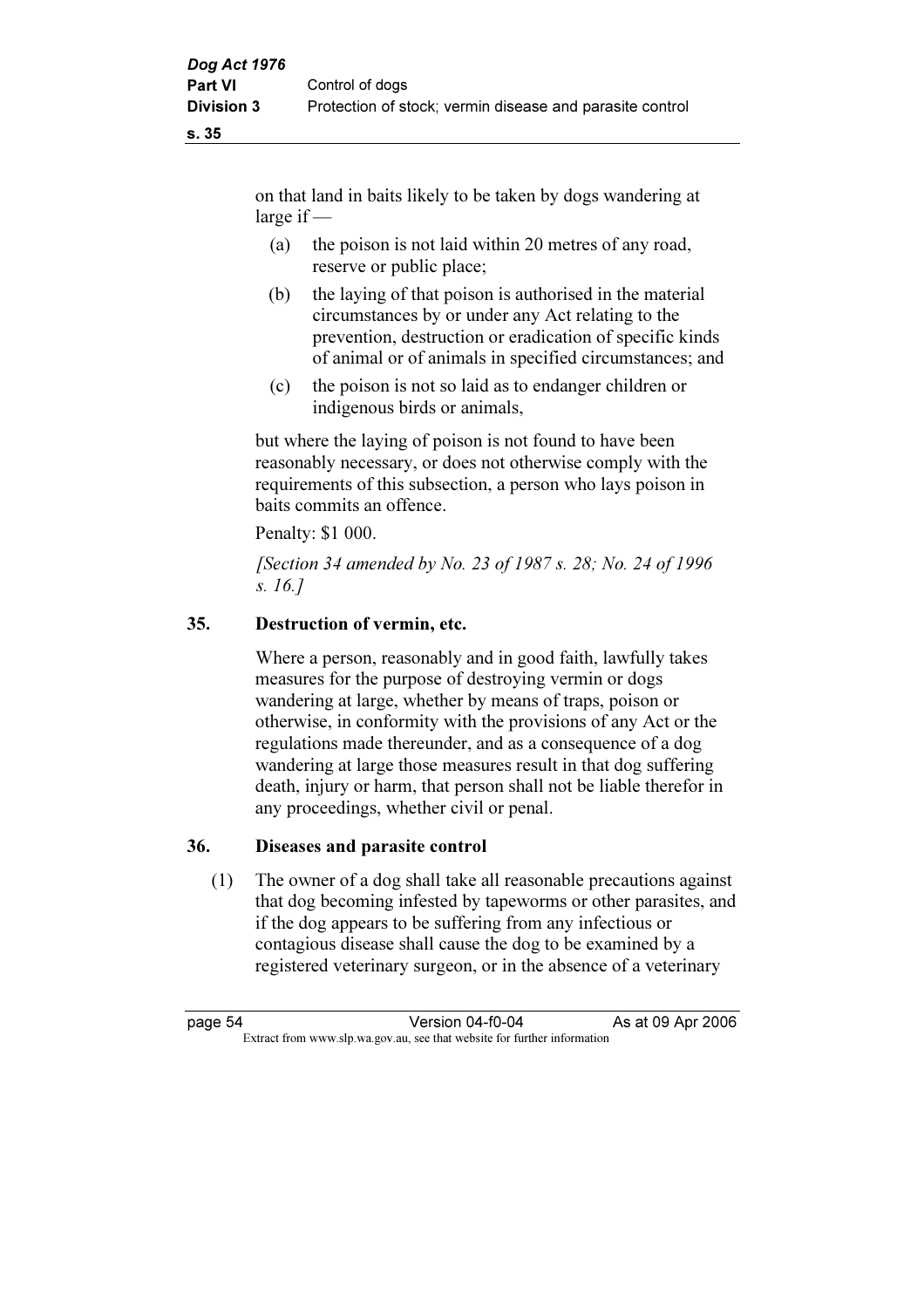on that land in baits likely to be taken by dogs wandering at large if —

(a) the poison is not laid within 20 metres of any road, reserve or public place;

(b) the laying of that poison is authorised in the material circumstances by or under any Act relating to the prevention, destruction or eradication of specific kinds of animal or of animals in specified circumstances; and

(c) the poison is not so laid as to endanger children or indigenous birds or animals,

but where the laying of poison is not found to have been reasonably necessary, or does not otherwise comply with the requirements of this subsection, a person who lays poison in baits commits an offence.

Penalty: $1 000.

*[Section 34 amended by No. 23 of 1987 s. 28; No. 24 of 1996 s. 16.]*

### 35. Destruction of vermin, etc.

Where a person, reasonably and in good faith, lawfully takes measures for the purpose of destroying vermin or dogs wandering at large, whether by means of traps, poison or otherwise, in conformity with the provisions of any Act or the regulations made thereunder, and as a consequence of a dog wandering at large those measures result in that dog suffering death, injury or harm, that person shall not be liable therefor in any proceedings, whether civil or penal.

### 36. Diseases and parasite control

(1) The owner of a dog shall take all reasonable precautions against that dog becoming infested by tapeworms or other parasites, and if the dog appears to be suffering from any infectious or contagious disease shall cause the dog to be examined by a registered veterinary surgeon, or in the absence of a veterinary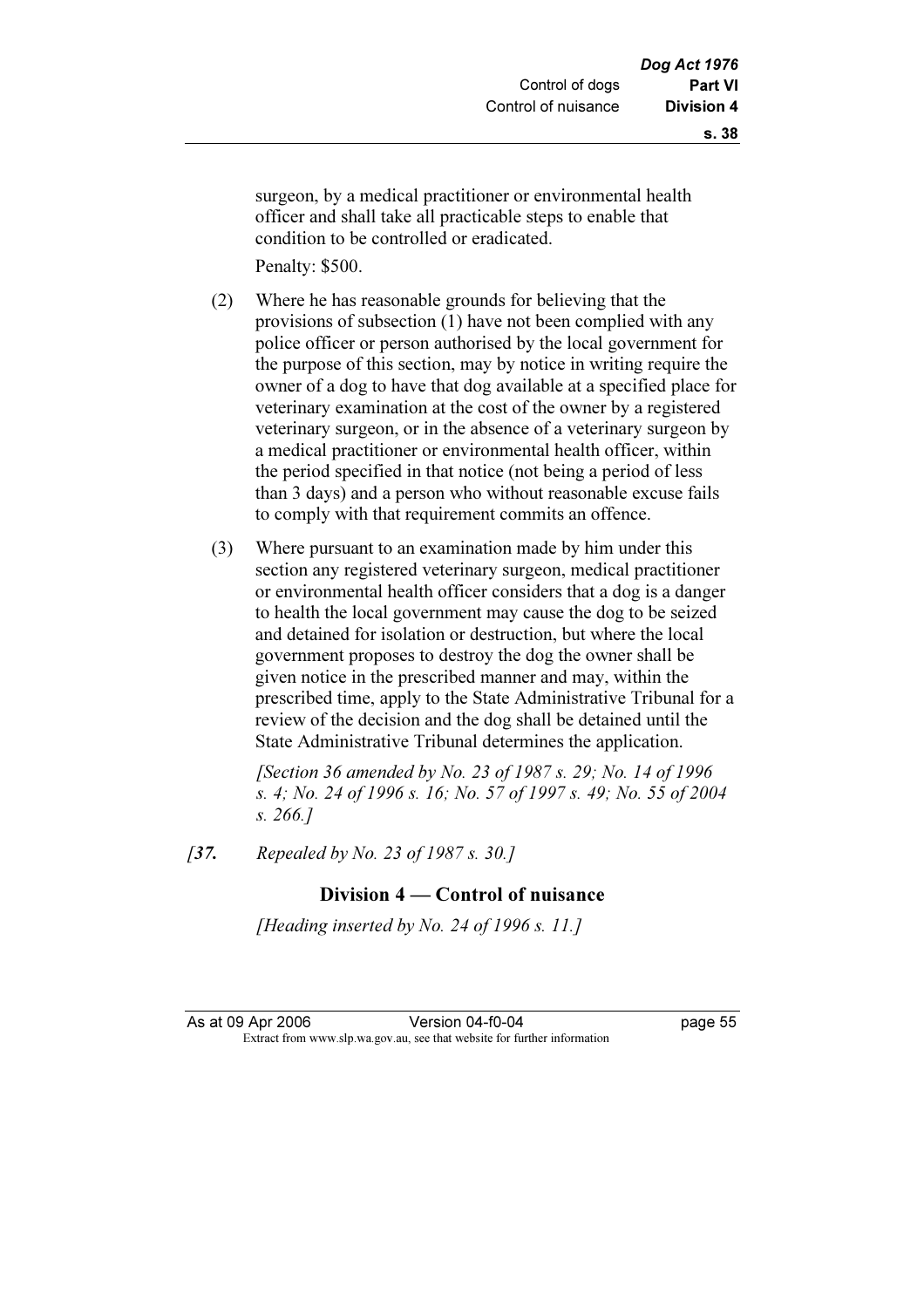surgeon, by a medical practitioner or environmental health officer and shall take all practicable steps to enable that condition to be controlled or eradicated.

Penalty: $500.

(2) Where he has reasonable grounds for believing that the provisions of subsection (1) have not been complied with any police officer or person authorised by the local government for the purpose of this section, may by notice in writing require the owner of a dog to have that dog available at a specified place for veterinary examination at the cost of the owner by a registered veterinary surgeon, or in the absence of a veterinary surgeon by a medical practitioner or environmental health officer, within the period specified in that notice (not being a period of less than 3 days) and a person who without reasonable excuse fails to comply with that requirement commits an offence.

(3) Where pursuant to an examination made by him under this section any registered veterinary surgeon, medical practitioner or environmental health officer considers that a dog is a danger to health the local government may cause the dog to be seized and detained for isolation or destruction, but where the local government proposes to destroy the dog the owner shall be given notice in the prescribed manner and may, within the prescribed time, apply to the State Administrative Tribunal for a review of the decision and the dog shall be detained until the State Administrative Tribunal determines the application.

*[Section 36 amended by No. 23 of 1987 s. 29; No. 14 of 1996 s. 4; No. 24 of 1996 s. 16; No. 57 of 1997 s. 49; No. 55 of 2004 s. 266.]*

*[**37.** Repealed by No. 23 of 1987 s. 30.]*

## Division 4 — Control of nuisance

*[Heading inserted by No. 24 of 1996 s. 11.]*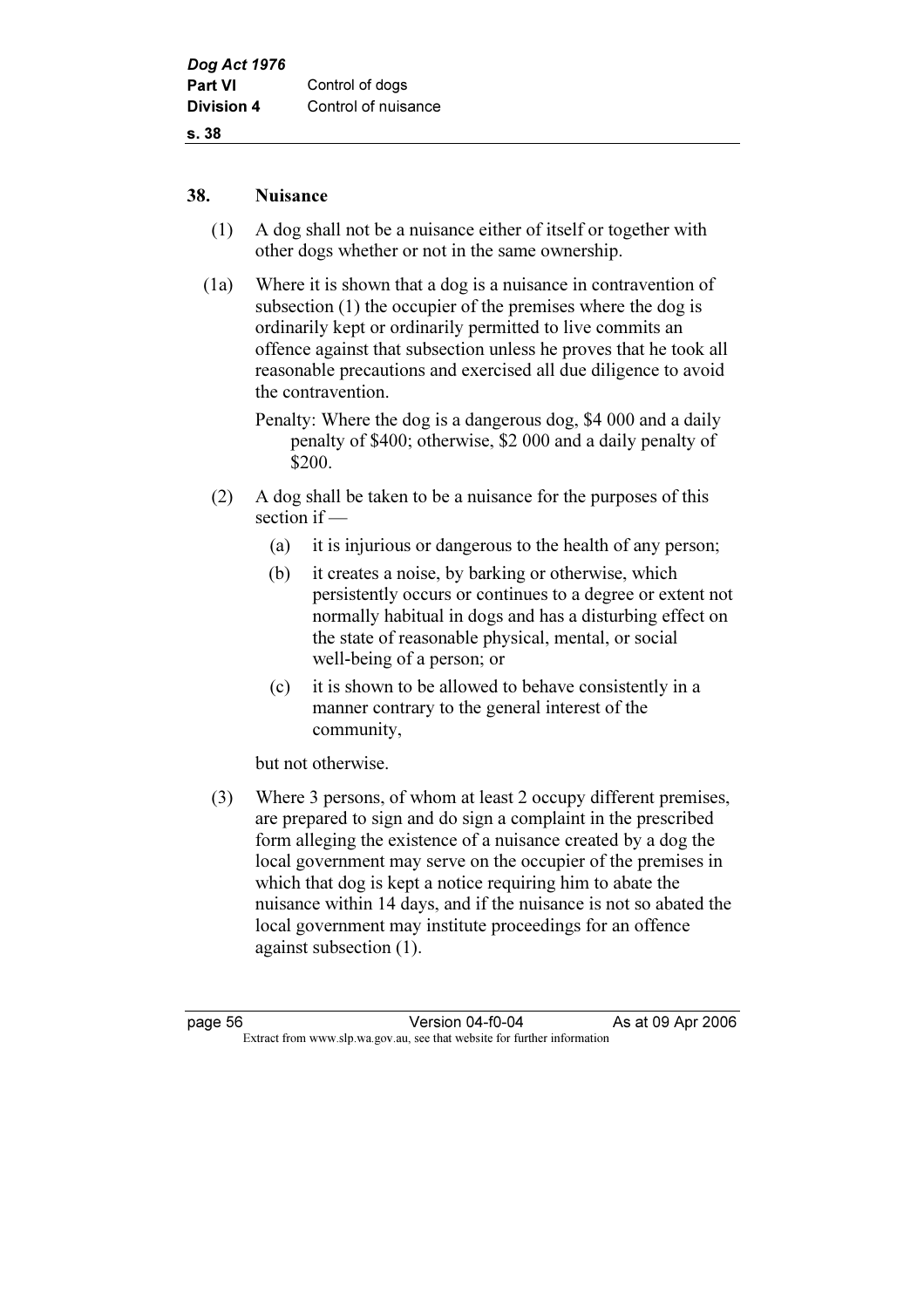## 38. Nuisance

(1) A dog shall not be a nuisance either of itself or together with other dogs whether or not in the same ownership.

(1a) Where it is shown that a dog is a nuisance in contravention of subsection (1) the occupier of the premises where the dog is ordinarily kept or ordinarily permitted to live commits an offence against that subsection unless he proves that he took all reasonable precautions and exercised all due diligence to avoid the contravention.

Penalty: Where the dog is a dangerous dog, $4 000 and a daily penalty of $400; otherwise, $2 000 and a daily penalty of $200.

(2) A dog shall be taken to be a nuisance for the purposes of this section if —

(a) it is injurious or dangerous to the health of any person;

(b) it creates a noise, by barking or otherwise, which persistently occurs or continues to a degree or extent not normally habitual in dogs and has a disturbing effect on the state of reasonable physical, mental, or social well-being of a person; or

(c) it is shown to be allowed to behave consistently in a manner contrary to the general interest of the community,

but not otherwise.

(3) Where 3 persons, of whom at least 2 occupy different premises, are prepared to sign and do sign a complaint in the prescribed form alleging the existence of a nuisance created by a dog the local government may serve on the occupier of the premises in which that dog is kept a notice requiring him to abate the nuisance within 14 days, and if the nuisance is not so abated the local government may institute proceedings for an offence against subsection (1).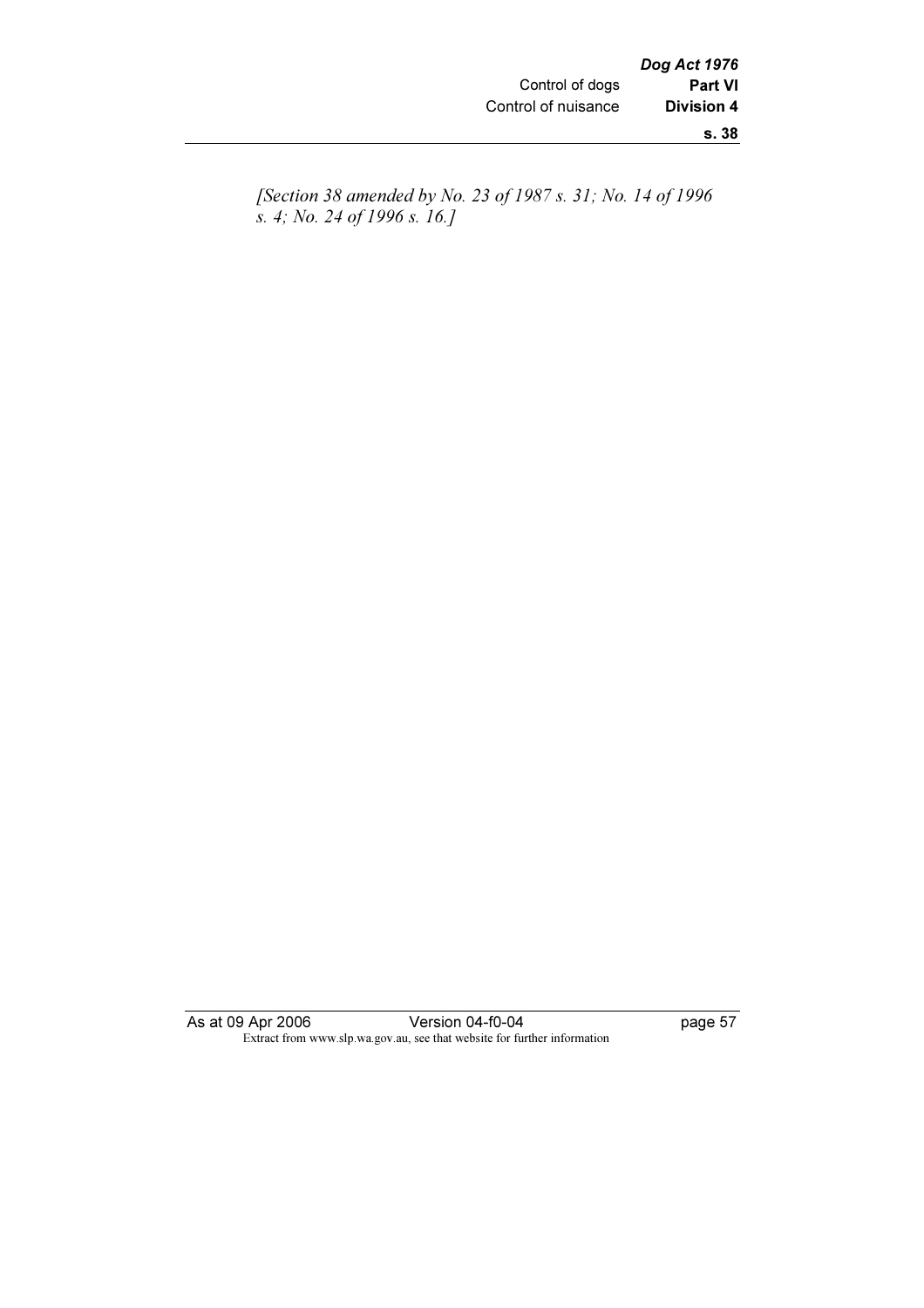*[Section 38 amended by No. 23 of 1987 s. 31; No. 14 of 1996 s. 4; No. 24 of 1996 s. 16.]*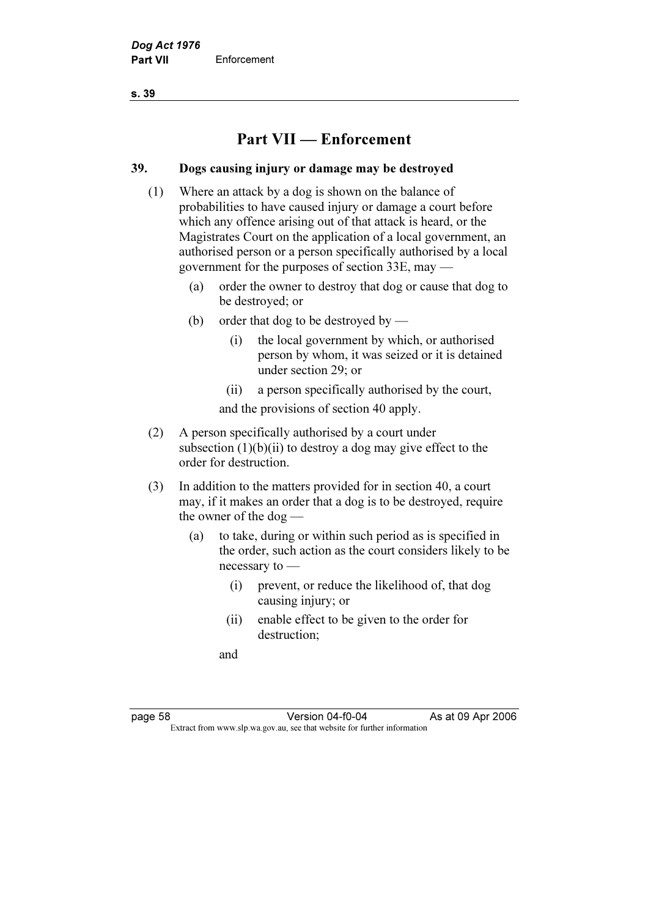# Part VII — Enforcement

## 39. Dogs causing injury or damage may be destroyed

(1) Where an attack by a dog is shown on the balance of probabilities to have caused injury or damage a court before which any offence arising out of that attack is heard, or the Magistrates Court on the application of a local government, an authorised person or a person specifically authorised by a local government for the purposes of section 33E, may —

- (a) order the owner to destroy that dog or cause that dog to be destroyed; or
- (b) order that dog to be destroyed by —
  - (i) the local government by which, or authorised person by whom, it was seized or it is detained under section 29; or
  - (ii) a person specifically authorised by the court,

  and the provisions of section 40 apply.

(2) A person specifically authorised by a court under subsection (1)(b)(ii) to destroy a dog may give effect to the order for destruction.

(3) In addition to the matters provided for in section 40, a court may, if it makes an order that a dog is to be destroyed, require the owner of the dog —

- (a) to take, during or within such period as is specified in the order, such action as the court considers likely to be necessary to —
  - (i) prevent, or reduce the likelihood of, that dog causing injury; or
  - (ii) enable effect to be given to the order for destruction;

  and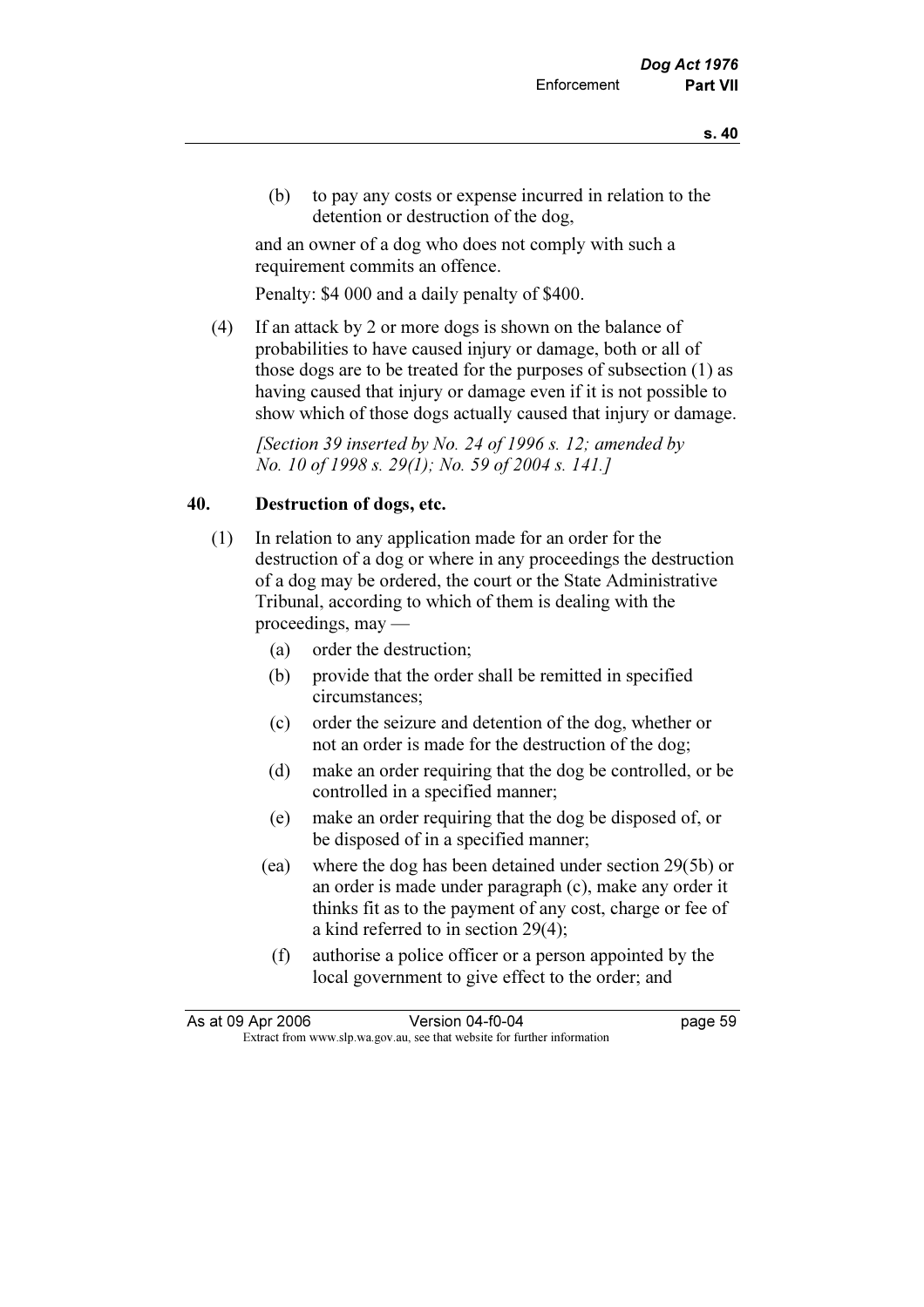(b) to pay any costs or expense incurred in relation to the detention or destruction of the dog,

and an owner of a dog who does not comply with such a requirement commits an offence.

Penalty: $4 000 and a daily penalty of $400.

(4) If an attack by 2 or more dogs is shown on the balance of probabilities to have caused injury or damage, both or all of those dogs are to be treated for the purposes of subsection (1) as having caused that injury or damage even if it is not possible to show which of those dogs actually caused that injury or damage.

*[Section 39 inserted by No. 24 of 1996 s. 12; amended by No. 10 of 1998 s. 29(1); No. 59 of 2004 s. 141.]*

## 40. Destruction of dogs, etc.

(1) In relation to any application made for an order for the destruction of a dog or where in any proceedings the destruction of a dog may be ordered, the court or the State Administrative Tribunal, according to which of them is dealing with the proceedings, may —

(a) order the destruction;

(b) provide that the order shall be remitted in specified circumstances;

(c) order the seizure and detention of the dog, whether or not an order is made for the destruction of the dog;

(d) make an order requiring that the dog be controlled, or be controlled in a specified manner;

(e) make an order requiring that the dog be disposed of, or be disposed of in a specified manner;

(ea) where the dog has been detained under section 29(5b) or an order is made under paragraph (c), make any order it thinks fit as to the payment of any cost, charge or fee of a kind referred to in section 29(4);

(f) authorise a police officer or a person appointed by the local government to give effect to the order; and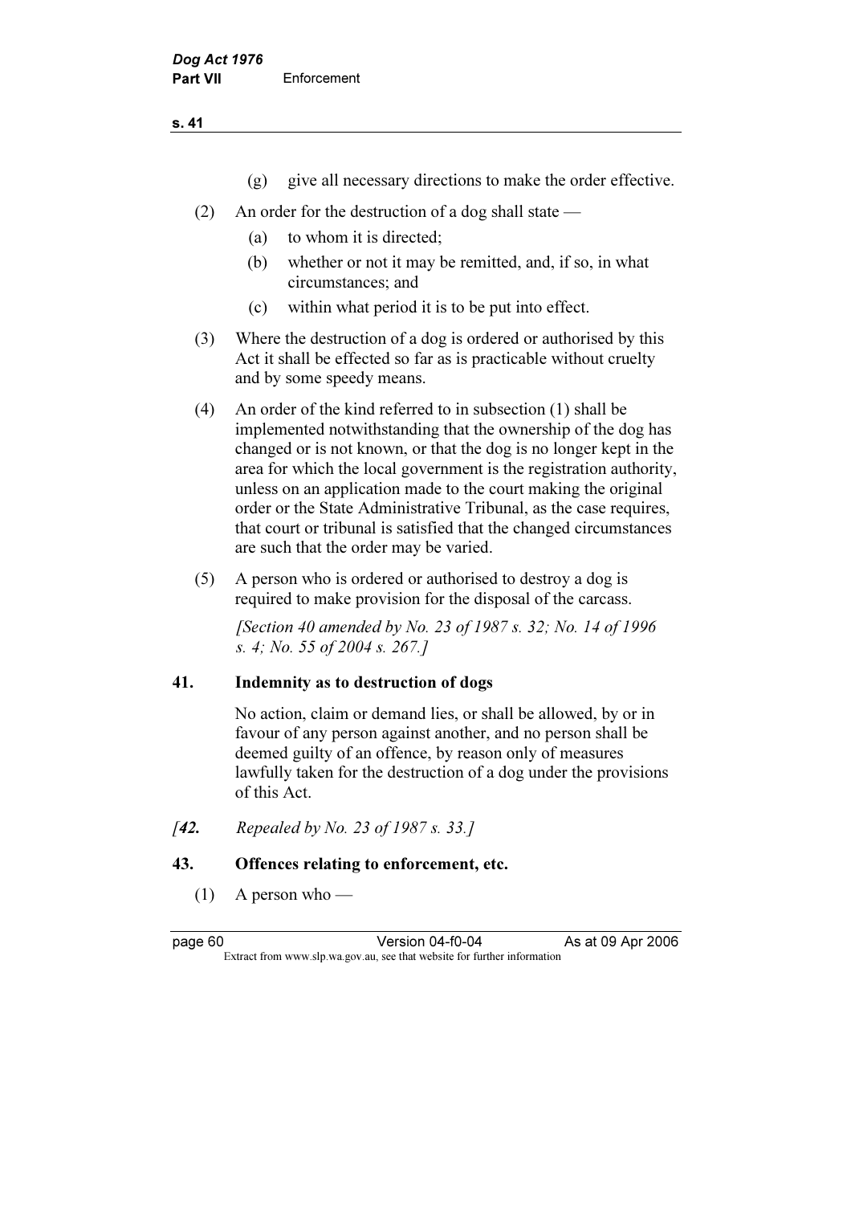(g) give all necessary directions to make the order effective.

(2) An order for the destruction of a dog shall state —

(a) to whom it is directed;

(b) whether or not it may be remitted, and, if so, in what circumstances; and

(c) within what period it is to be put into effect.

(3) Where the destruction of a dog is ordered or authorised by this Act it shall be effected so far as is practicable without cruelty and by some speedy means.

(4) An order of the kind referred to in subsection (1) shall be implemented notwithstanding that the ownership of the dog has changed or is not known, or that the dog is no longer kept in the area for which the local government is the registration authority, unless on an application made to the court making the original order or the State Administrative Tribunal, as the case requires, that court or tribunal is satisfied that the changed circumstances are such that the order may be varied.

(5) A person who is ordered or authorised to destroy a dog is required to make provision for the disposal of the carcass.

*[Section 40 amended by No. 23 of 1987 s. 32; No. 14 of 1996 s. 4; No. 55 of 2004 s. 267.]*

## 41. Indemnity as to destruction of dogs

No action, claim or demand lies, or shall be allowed, by or in favour of any person against another, and no person shall be deemed guilty of an offence, by reason only of measures lawfully taken for the destruction of a dog under the provisions of this Act.

*[**42.** Repealed by No. 23 of 1987 s. 33.]*

## 43. Offences relating to enforcement, etc.

(1) A person who —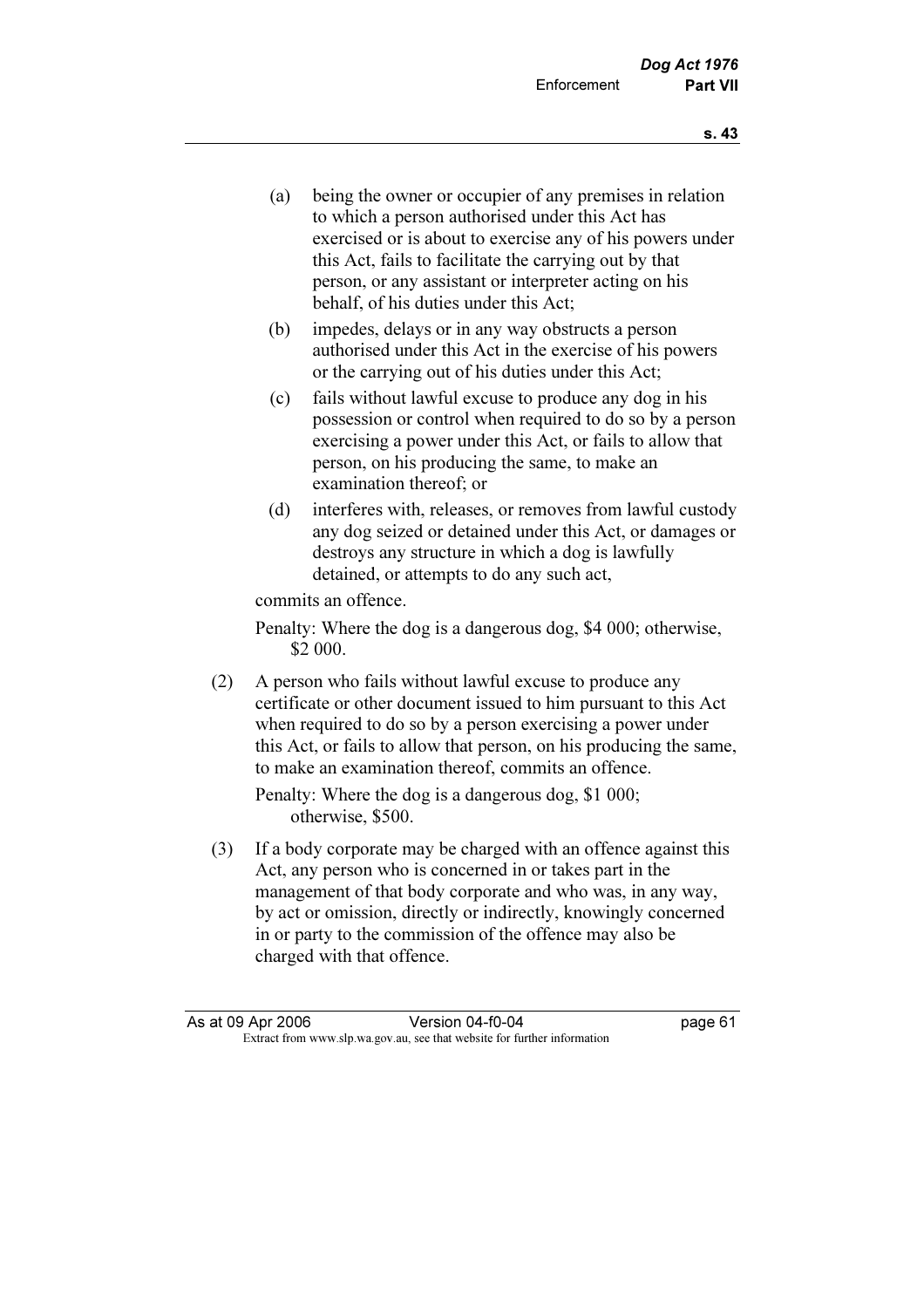(a) being the owner or occupier of any premises in relation to which a person authorised under this Act has exercised or is about to exercise any of his powers under this Act, fails to facilitate the carrying out by that person, or any assistant or interpreter acting on his behalf, of his duties under this Act;

(b) impedes, delays or in any way obstructs a person authorised under this Act in the exercise of his powers or the carrying out of his duties under this Act;

(c) fails without lawful excuse to produce any dog in his possession or control when required to do so by a person exercising a power under this Act, or fails to allow that person, on his producing the same, to make an examination thereof; or

(d) interferes with, releases, or removes from lawful custody any dog seized or detained under this Act, or damages or destroys any structure in which a dog is lawfully detained, or attempts to do any such act,

commits an offence.

Penalty: Where the dog is a dangerous dog, $4 000; otherwise, $2 000.

(2) A person who fails without lawful excuse to produce any certificate or other document issued to him pursuant to this Act when required to do so by a person exercising a power under this Act, or fails to allow that person, on his producing the same, to make an examination thereof, commits an offence.

Penalty: Where the dog is a dangerous dog, $1 000; otherwise, $500.

(3) If a body corporate may be charged with an offence against this Act, any person who is concerned in or takes part in the management of that body corporate and who was, in any way, by act or omission, directly or indirectly, knowingly concerned in or party to the commission of the offence may also be charged with that offence.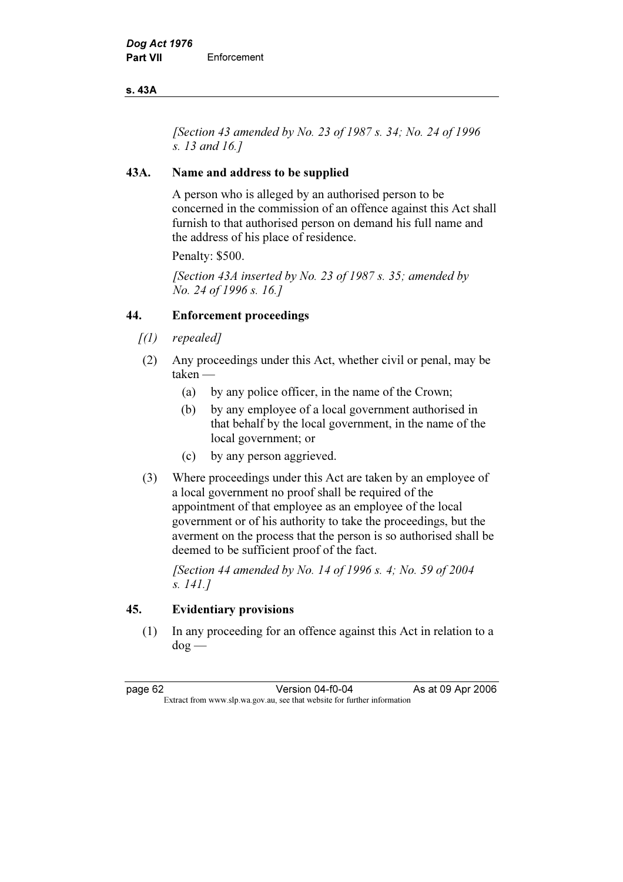*[Section 43 amended by No. 23 of 1987 s. 34; No. 24 of 1996 s. 13 and 16.]*

### 43A. Name and address to be supplied

A person who is alleged by an authorised person to be concerned in the commission of an offence against this Act shall furnish to that authorised person on demand his full name and the address of his place of residence.

Penalty: $500.

*[Section 43A inserted by No. 23 of 1987 s. 35; amended by No. 24 of 1996 s. 16.]*

### 44. Enforcement proceedings

*[(1) repealed]*

(2) Any proceedings under this Act, whether civil or penal, may be taken —

- (a) by any police officer, in the name of the Crown;
- (b) by any employee of a local government authorised in that behalf by the local government, in the name of the local government; or
- (c) by any person aggrieved.

(3) Where proceedings under this Act are taken by an employee of a local government no proof shall be required of the appointment of that employee as an employee of the local government or of his authority to take the proceedings, but the averment on the process that the person is so authorised shall be deemed to be sufficient proof of the fact.

*[Section 44 amended by No. 14 of 1996 s. 4; No. 59 of 2004 s. 141.]*

### 45. Evidentiary provisions

(1) In any proceeding for an offence against this Act in relation to a dog —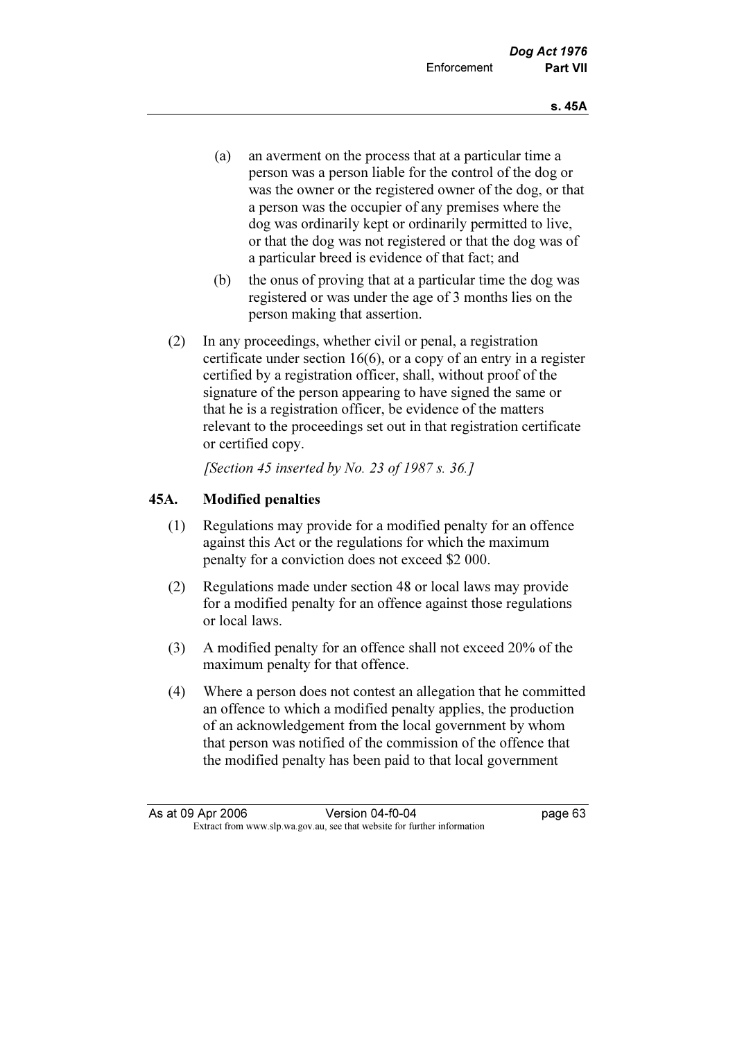(a) an averment on the process that at a particular time a person was a person liable for the control of the dog or was the owner or the registered owner of the dog, or that a person was the occupier of any premises where the dog was ordinarily kept or ordinarily permitted to live, or that the dog was not registered or that the dog was of a particular breed is evidence of that fact; and

(b) the onus of proving that at a particular time the dog was registered or was under the age of 3 months lies on the person making that assertion.

(2) In any proceedings, whether civil or penal, a registration certificate under section 16(6), or a copy of an entry in a register certified by a registration officer, shall, without proof of the signature of the person appearing to have signed the same or that he is a registration officer, be evidence of the matters relevant to the proceedings set out in that registration certificate or certified copy.

*[Section 45 inserted by No. 23 of 1987 s. 36.]*

### 45A. Modified penalties

(1) Regulations may provide for a modified penalty for an offence against this Act or the regulations for which the maximum penalty for a conviction does not exceed $2 000.

(2) Regulations made under section 48 or local laws may provide for a modified penalty for an offence against those regulations or local laws.

(3) A modified penalty for an offence shall not exceed 20% of the maximum penalty for that offence.

(4) Where a person does not contest an allegation that he committed an offence to which a modified penalty applies, the production of an acknowledgement from the local government by whom that person was notified of the commission of the offence that the modified penalty has been paid to that local government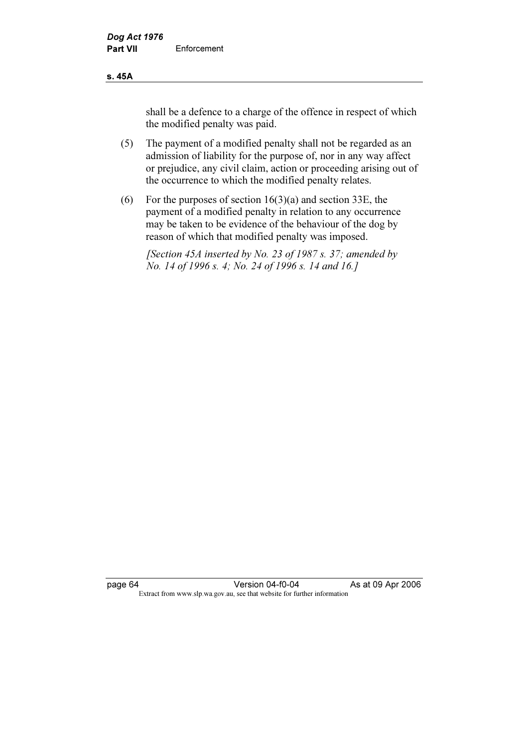shall be a defence to a charge of the offence in respect of which the modified penalty was paid.

(5) The payment of a modified penalty shall not be regarded as an admission of liability for the purpose of, nor in any way affect or prejudice, any civil claim, action or proceeding arising out of the occurrence to which the modified penalty relates.

(6) For the purposes of section 16(3)(a) and section 33E, the payment of a modified penalty in relation to any occurrence may be taken to be evidence of the behaviour of the dog by reason of which that modified penalty was imposed.

*[Section 45A inserted by No. 23 of 1987 s. 37; amended by No. 14 of 1996 s. 4; No. 24 of 1996 s. 14 and 16.]*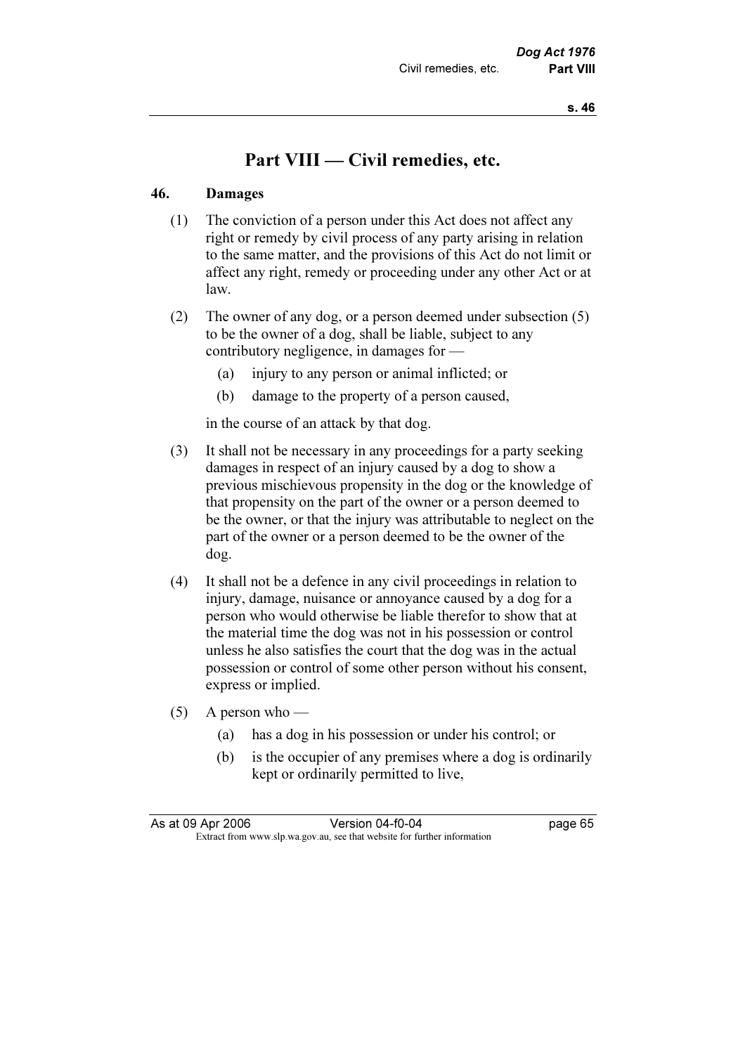# Part VIII — Civil remedies, etc.

## 46. Damages

(1) The conviction of a person under this Act does not affect any right or remedy by civil process of any party arising in relation to the same matter, and the provisions of this Act do not limit or affect any right, remedy or proceeding under any other Act or at law.

(2) The owner of any dog, or a person deemed under subsection (5) to be the owner of a dog, shall be liable, subject to any contributory negligence, in damages for —

- (a) injury to any person or animal inflicted; or
- (b) damage to the property of a person caused,

in the course of an attack by that dog.

(3) It shall not be necessary in any proceedings for a party seeking damages in respect of an injury caused by a dog to show a previous mischievous propensity in the dog or the knowledge of that propensity on the part of the owner or a person deemed to be the owner, or that the injury was attributable to neglect on the part of the owner or a person deemed to be the owner of the dog.

(4) It shall not be a defence in any civil proceedings in relation to injury, damage, nuisance or annoyance caused by a dog for a person who would otherwise be liable therefor to show that at the material time the dog was not in his possession or control unless he also satisfies the court that the dog was in the actual possession or control of some other person without his consent, express or implied.

(5) A person who —

- (a) has a dog in his possession or under his control; or
- (b) is the occupier of any premises where a dog is ordinarily kept or ordinarily permitted to live,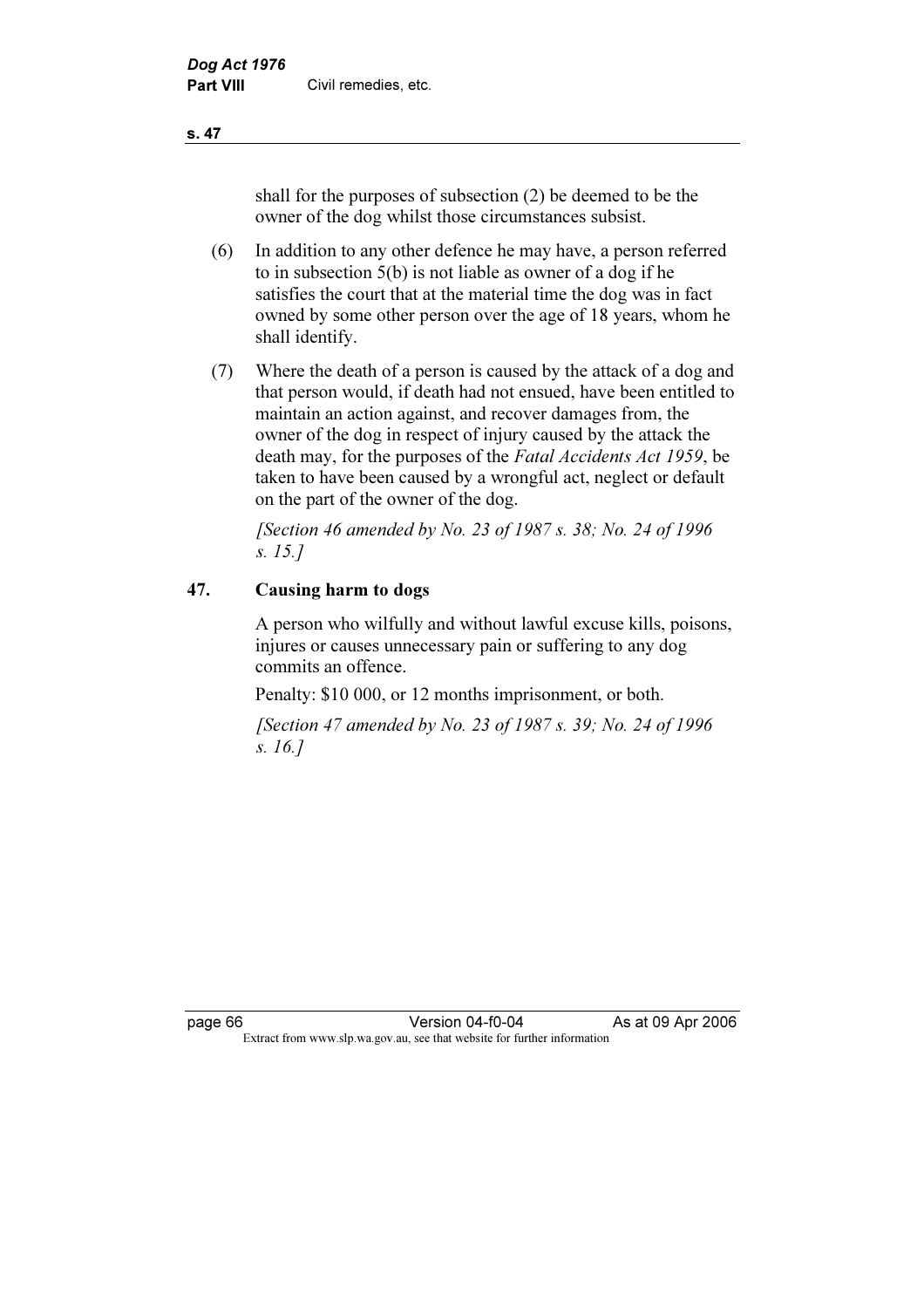shall for the purposes of subsection (2) be deemed to be the owner of the dog whilst those circumstances subsist.

(6) In addition to any other defence he may have, a person referred to in subsection 5(b) is not liable as owner of a dog if he satisfies the court that at the material time the dog was in fact owned by some other person over the age of 18 years, whom he shall identify.

(7) Where the death of a person is caused by the attack of a dog and that person would, if death had not ensued, have been entitled to maintain an action against, and recover damages from, the owner of the dog in respect of injury caused by the attack the death may, for the purposes of the *Fatal Accidents Act 1959*, be taken to have been caused by a wrongful act, neglect or default on the part of the owner of the dog.

*[Section 46 amended by No. 23 of 1987 s. 38; No. 24 of 1996 s. 15.]*

## 47. Causing harm to dogs

A person who wilfully and without lawful excuse kills, poisons, injures or causes unnecessary pain or suffering to any dog commits an offence.

Penalty: $10 000, or 12 months imprisonment, or both.

*[Section 47 amended by No. 23 of 1987 s. 39; No. 24 of 1996 s. 16.]*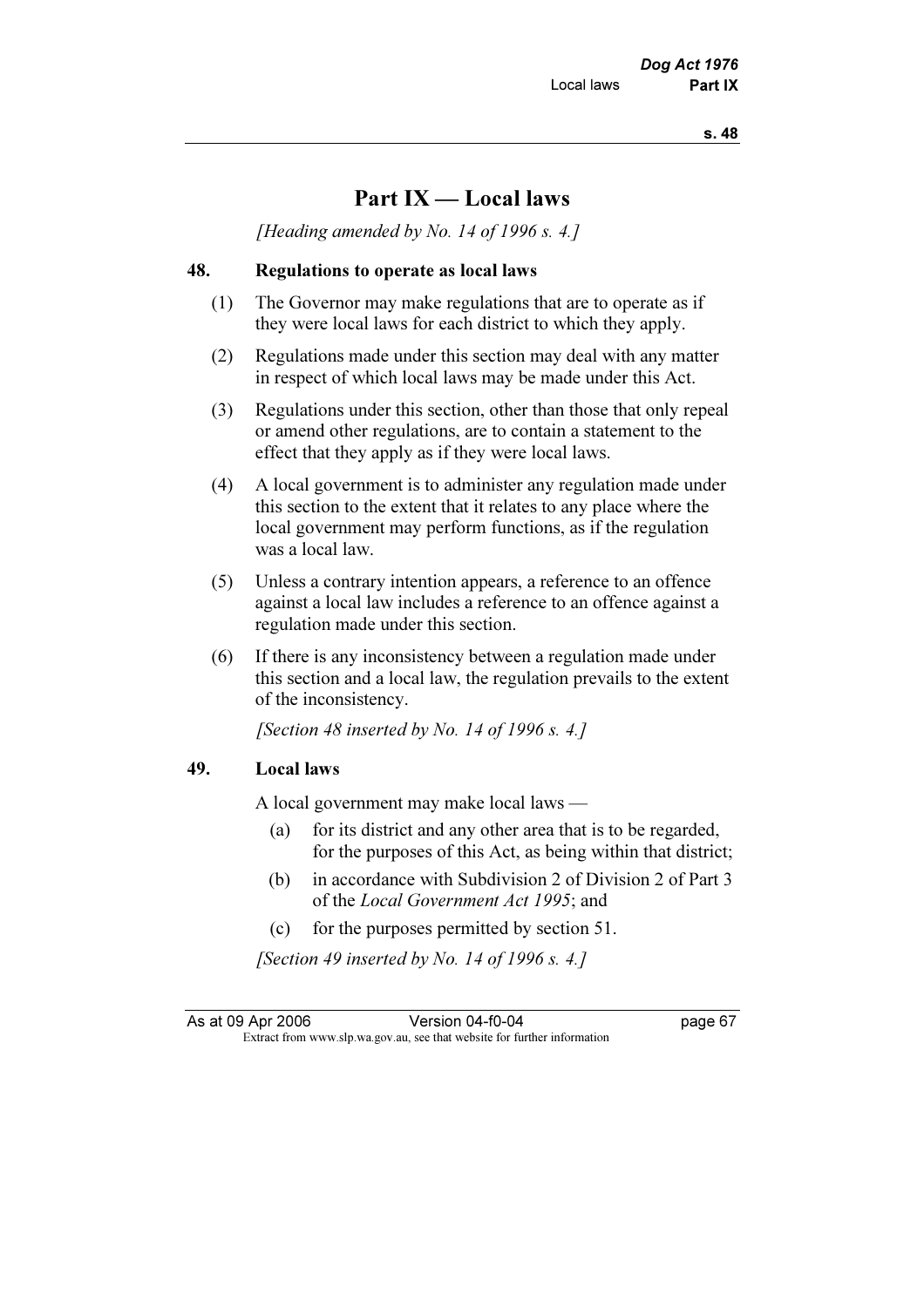# Part IX — Local laws

*[Heading amended by No. 14 of 1996 s. 4.]*

### 48. Regulations to operate as local laws

(1) The Governor may make regulations that are to operate as if they were local laws for each district to which they apply.

(2) Regulations made under this section may deal with any matter in respect of which local laws may be made under this Act.

(3) Regulations under this section, other than those that only repeal or amend other regulations, are to contain a statement to the effect that they apply as if they were local laws.

(4) A local government is to administer any regulation made under this section to the extent that it relates to any place where the local government may perform functions, as if the regulation was a local law.

(5) Unless a contrary intention appears, a reference to an offence against a local law includes a reference to an offence against a regulation made under this section.

(6) If there is any inconsistency between a regulation made under this section and a local law, the regulation prevails to the extent of the inconsistency.

*[Section 48 inserted by No. 14 of 1996 s. 4.]*

### 49. Local laws

A local government may make local laws —

(a) for its district and any other area that is to be regarded, for the purposes of this Act, as being within that district;

(b) in accordance with Subdivision 2 of Division 2 of Part 3 of the *Local Government Act 1995*; and

(c) for the purposes permitted by section 51.

*[Section 49 inserted by No. 14 of 1996 s. 4.]*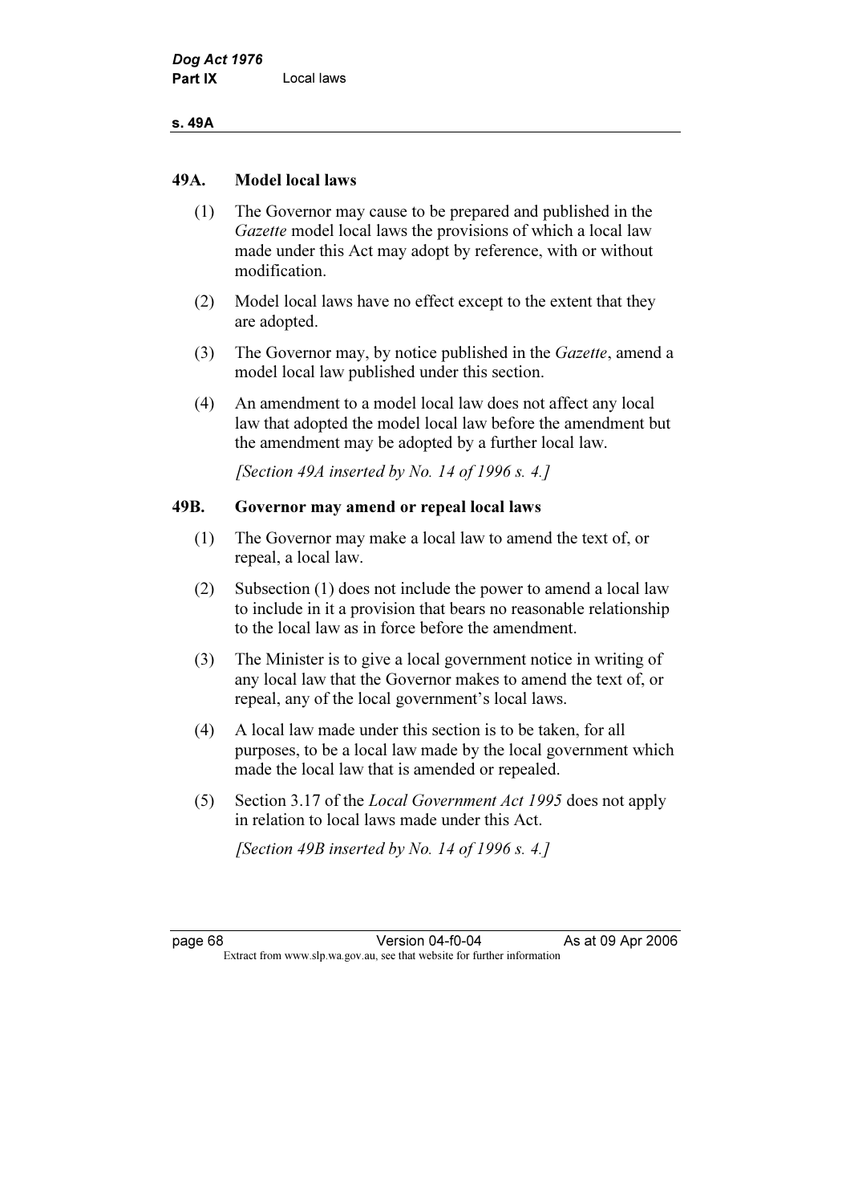## 49A. Model local laws

(1) The Governor may cause to be prepared and published in the *Gazette* model local laws the provisions of which a local law made under this Act may adopt by reference, with or without modification.

(2) Model local laws have no effect except to the extent that they are adopted.

(3) The Governor may, by notice published in the *Gazette*, amend a model local law published under this section.

(4) An amendment to a model local law does not affect any local law that adopted the model local law before the amendment but the amendment may be adopted by a further local law.

*[Section 49A inserted by No. 14 of 1996 s. 4.]*

## 49B. Governor may amend or repeal local laws

(1) The Governor may make a local law to amend the text of, or repeal, a local law.

(2) Subsection (1) does not include the power to amend a local law to include in it a provision that bears no reasonable relationship to the local law as in force before the amendment.

(3) The Minister is to give a local government notice in writing of any local law that the Governor makes to amend the text of, or repeal, any of the local government's local laws.

(4) A local law made under this section is to be taken, for all purposes, to be a local law made by the local government which made the local law that is amended or repealed.

(5) Section 3.17 of the *Local Government Act 1995* does not apply in relation to local laws made under this Act.

*[Section 49B inserted by No. 14 of 1996 s. 4.]*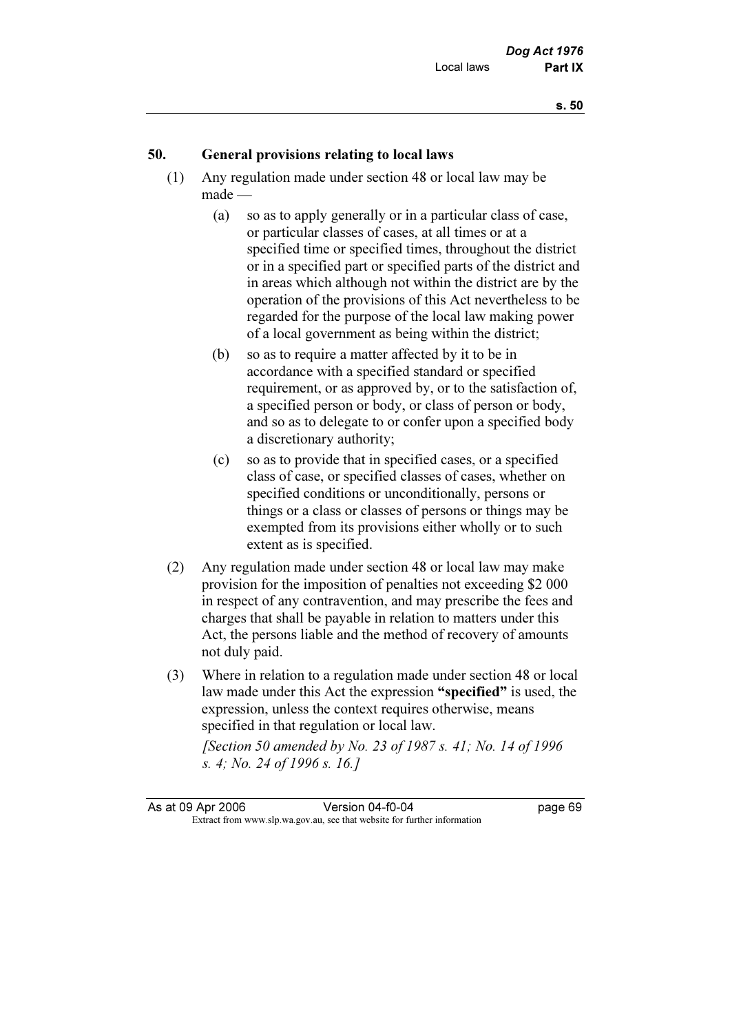## 50. General provisions relating to local laws

(1) Any regulation made under section 48 or local law may be made —

  (a) so as to apply generally or in a particular class of case, or particular classes of cases, at all times or at a specified time or specified times, throughout the district or in a specified part or specified parts of the district and in areas which although not within the district are by the operation of the provisions of this Act nevertheless to be regarded for the purpose of the local law making power of a local government as being within the district;

  (b) so as to require a matter affected by it to be in accordance with a specified standard or specified requirement, or as approved by, or to the satisfaction of, a specified person or body, or class of person or body, and so as to delegate to or confer upon a specified body a discretionary authority;

  (c) so as to provide that in specified cases, or a specified class of case, or specified classes of cases, whether on specified conditions or unconditionally, persons or things or a class or classes of persons or things may be exempted from its provisions either wholly or to such extent as is specified.

(2) Any regulation made under section 48 or local law may make provision for the imposition of penalties not exceeding $2 000 in respect of any contravention, and may prescribe the fees and charges that shall be payable in relation to matters under this Act, the persons liable and the method of recovery of amounts not duly paid.

(3) Where in relation to a regulation made under section 48 or local law made under this Act the expression **"specified"** is used, the expression, unless the context requires otherwise, means specified in that regulation or local law.

*[Section 50 amended by No. 23 of 1987 s. 41; No. 14 of 1996 s. 4; No. 24 of 1996 s. 16.]*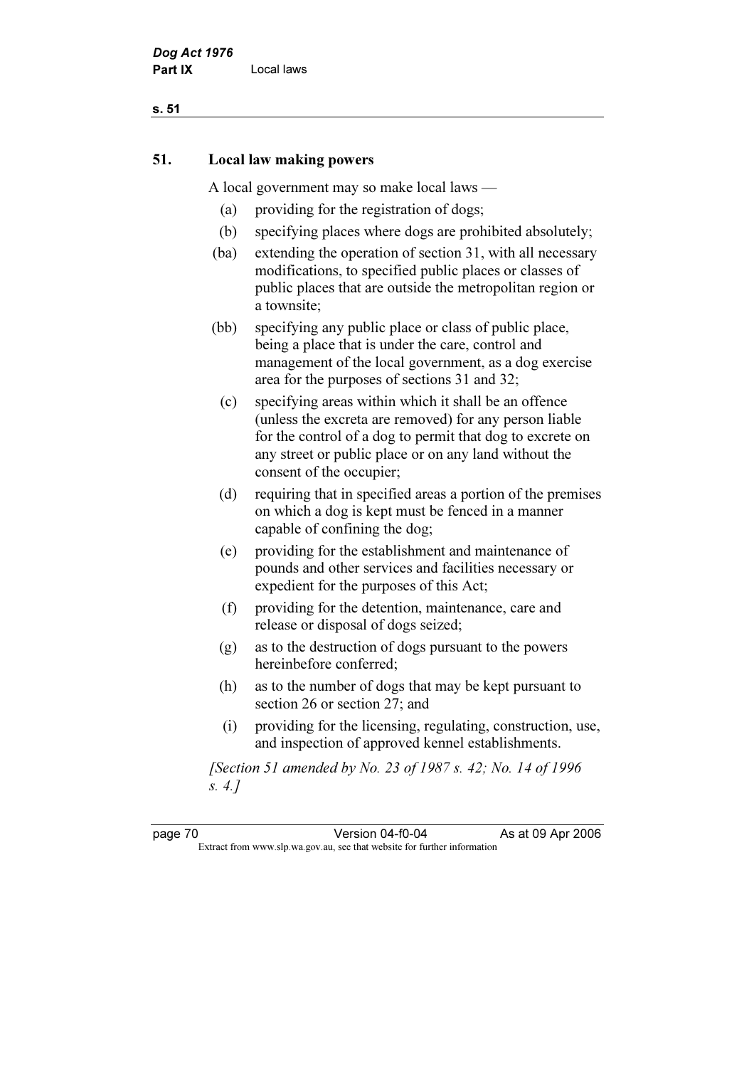## 51. Local law making powers

A local government may so make local laws —

(a) providing for the registration of dogs;

(b) specifying places where dogs are prohibited absolutely;

(ba) extending the operation of section 31, with all necessary modifications, to specified public places or classes of public places that are outside the metropolitan region or a townsite;

(bb) specifying any public place or class of public place, being a place that is under the care, control and management of the local government, as a dog exercise area for the purposes of sections 31 and 32;

(c) specifying areas within which it shall be an offence (unless the excreta are removed) for any person liable for the control of a dog to permit that dog to excrete on any street or public place or on any land without the consent of the occupier;

(d) requiring that in specified areas a portion of the premises on which a dog is kept must be fenced in a manner capable of confining the dog;

(e) providing for the establishment and maintenance of pounds and other services and facilities necessary or expedient for the purposes of this Act;

(f) providing for the detention, maintenance, care and release or disposal of dogs seized;

(g) as to the destruction of dogs pursuant to the powers hereinbefore conferred;

(h) as to the number of dogs that may be kept pursuant to section 26 or section 27; and

(i) providing for the licensing, regulating, construction, use, and inspection of approved kennel establishments.

*[Section 51 amended by No. 23 of 1987 s. 42; No. 14 of 1996 s. 4.]*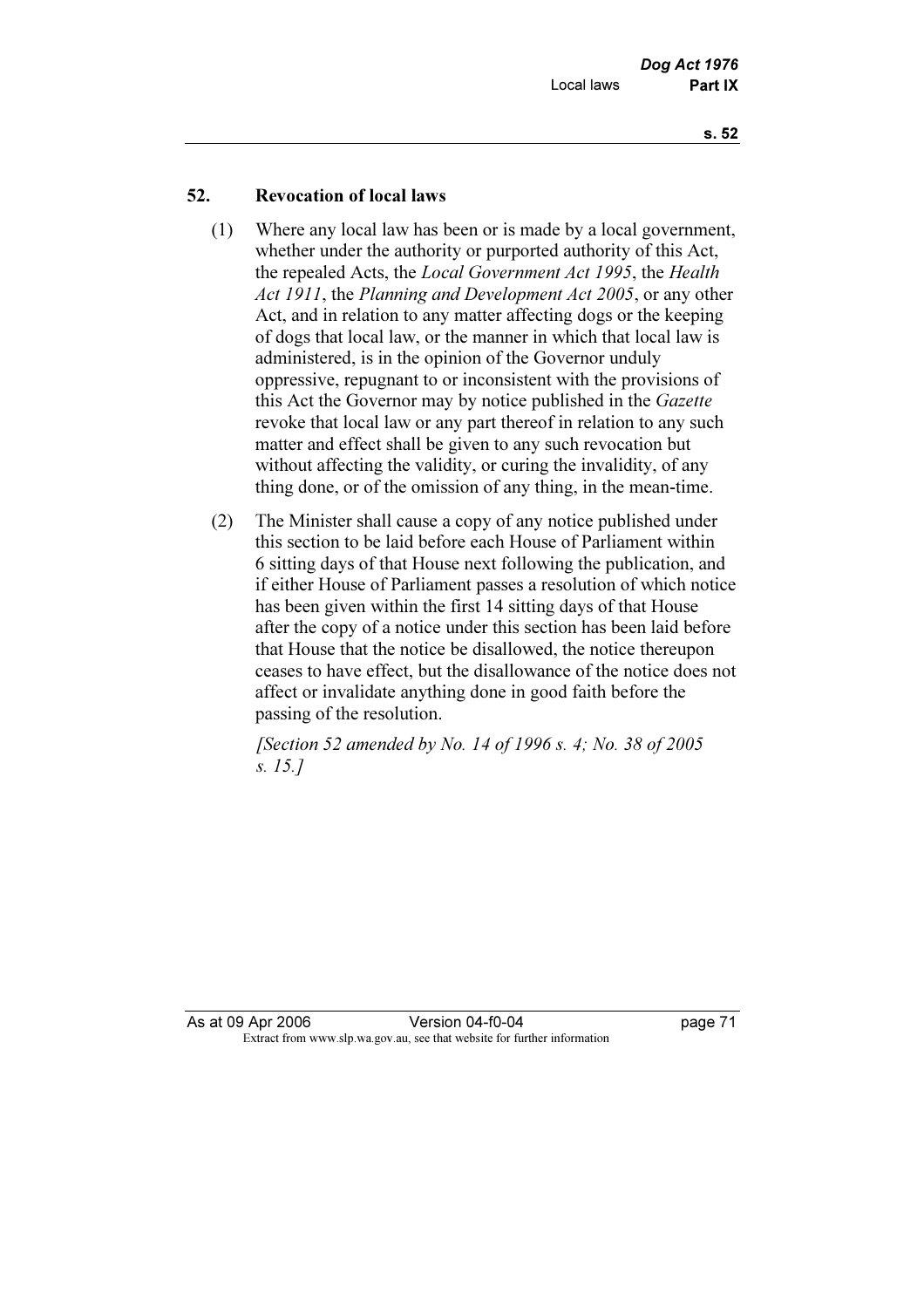## 52. Revocation of local laws

(1) Where any local law has been or is made by a local government, whether under the authority or purported authority of this Act, the repealed Acts, the *Local Government Act 1995*, the *Health Act 1911*, the *Planning and Development Act 2005*, or any other Act, and in relation to any matter affecting dogs or the keeping of dogs that local law, or the manner in which that local law is administered, is in the opinion of the Governor unduly oppressive, repugnant to or inconsistent with the provisions of this Act the Governor may by notice published in the *Gazette* revoke that local law or any part thereof in relation to any such matter and effect shall be given to any such revocation but without affecting the validity, or curing the invalidity, of any thing done, or of the omission of any thing, in the mean-time.

(2) The Minister shall cause a copy of any notice published under this section to be laid before each House of Parliament within 6 sitting days of that House next following the publication, and if either House of Parliament passes a resolution of which notice has been given within the first 14 sitting days of that House after the copy of a notice under this section has been laid before that House that the notice be disallowed, the notice thereupon ceases to have effect, but the disallowance of the notice does not affect or invalidate anything done in good faith before the passing of the resolution.

*[Section 52 amended by No. 14 of 1996 s. 4; No. 38 of 2005 s. 15.]*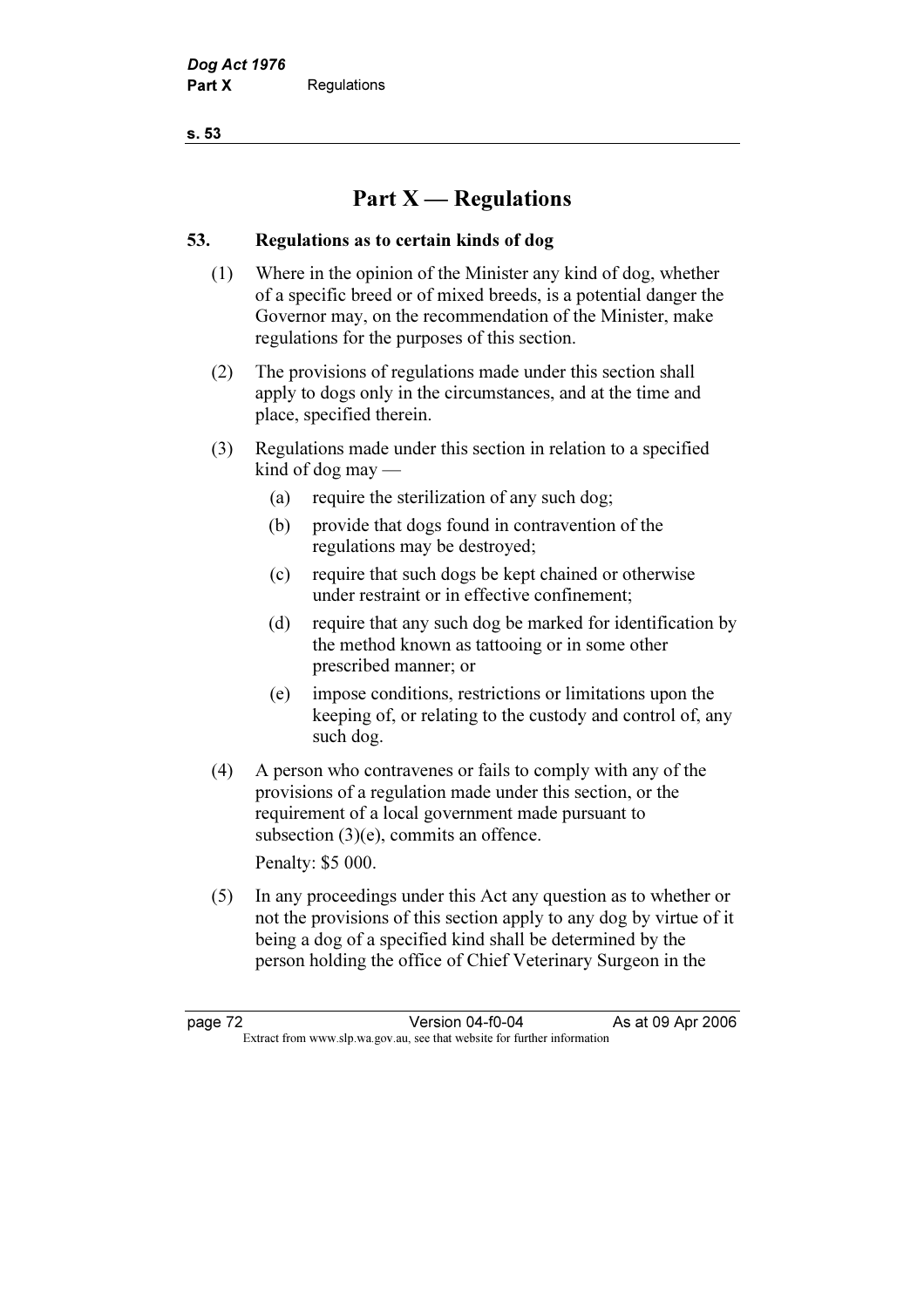# Part X — Regulations

## 53. Regulations as to certain kinds of dog

(1) Where in the opinion of the Minister any kind of dog, whether of a specific breed or of mixed breeds, is a potential danger the Governor may, on the recommendation of the Minister, make regulations for the purposes of this section.

(2) The provisions of regulations made under this section shall apply to dogs only in the circumstances, and at the time and place, specified therein.

(3) Regulations made under this section in relation to a specified kind of dog may —

- (a) require the sterilization of any such dog;
- (b) provide that dogs found in contravention of the regulations may be destroyed;
- (c) require that such dogs be kept chained or otherwise under restraint or in effective confinement;
- (d) require that any such dog be marked for identification by the method known as tattooing or in some other prescribed manner; or
- (e) impose conditions, restrictions or limitations upon the keeping of, or relating to the custody and control of, any such dog.

(4) A person who contravenes or fails to comply with any of the provisions of a regulation made under this section, or the requirement of a local government made pursuant to subsection (3)(e), commits an offence.

Penalty: $5 000.

(5) In any proceedings under this Act any question as to whether or not the provisions of this section apply to any dog by virtue of it being a dog of a specified kind shall be determined by the person holding the office of Chief Veterinary Surgeon in the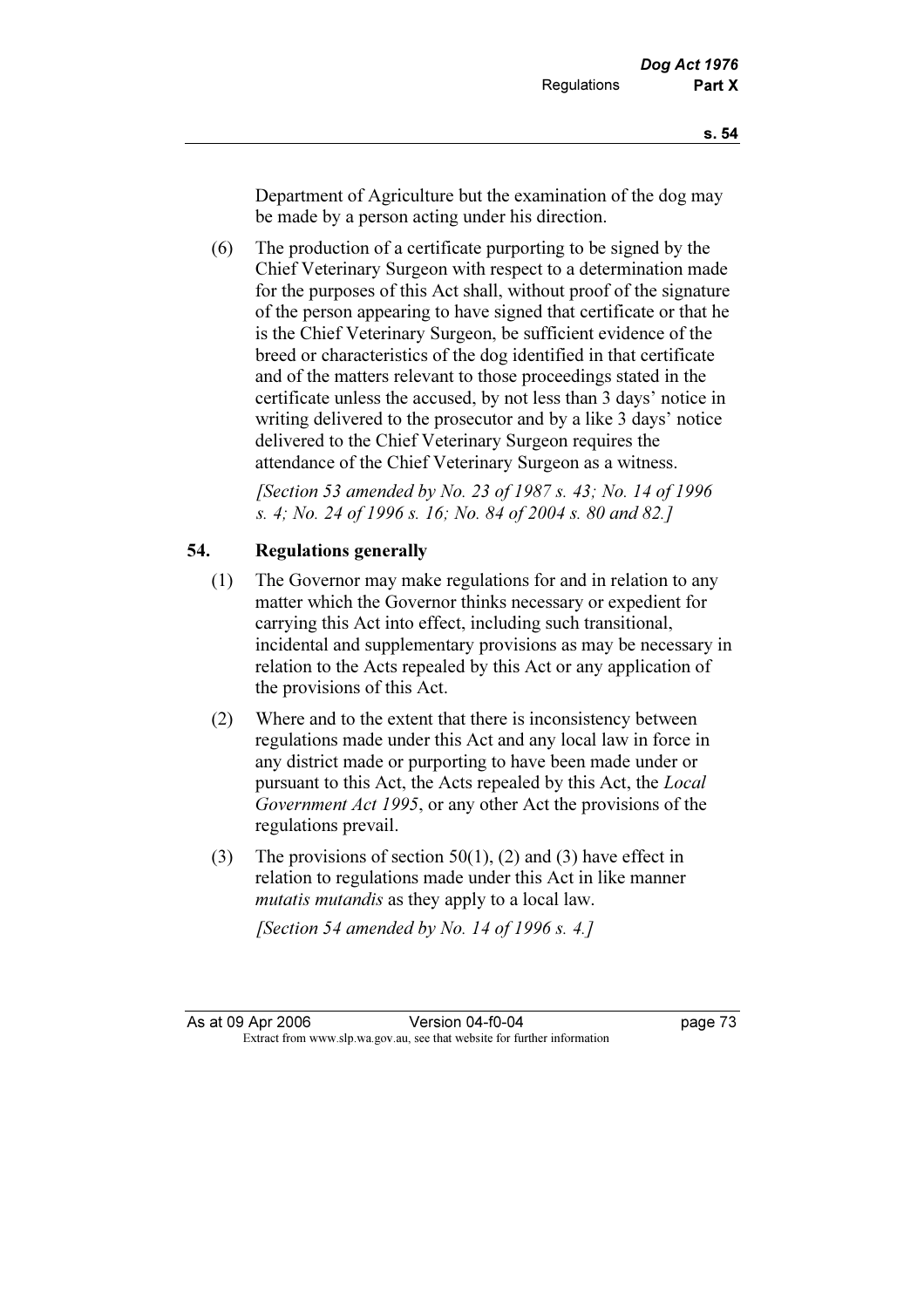Department of Agriculture but the examination of the dog may be made by a person acting under his direction.

(6) The production of a certificate purporting to be signed by the Chief Veterinary Surgeon with respect to a determination made for the purposes of this Act shall, without proof of the signature of the person appearing to have signed that certificate or that he is the Chief Veterinary Surgeon, be sufficient evidence of the breed or characteristics of the dog identified in that certificate and of the matters relevant to those proceedings stated in the certificate unless the accused, by not less than 3 days' notice in writing delivered to the prosecutor and by a like 3 days' notice delivered to the Chief Veterinary Surgeon requires the attendance of the Chief Veterinary Surgeon as a witness.

*[Section 53 amended by No. 23 of 1987 s. 43; No. 14 of 1996 s. 4; No. 24 of 1996 s. 16; No. 84 of 2004 s. 80 and 82.]*

## 54. Regulations generally

(1) The Governor may make regulations for and in relation to any matter which the Governor thinks necessary or expedient for carrying this Act into effect, including such transitional, incidental and supplementary provisions as may be necessary in relation to the Acts repealed by this Act or any application of the provisions of this Act.

(2) Where and to the extent that there is inconsistency between regulations made under this Act and any local law in force in any district made or purporting to have been made under or pursuant to this Act, the Acts repealed by this Act, the *Local Government Act 1995*, or any other Act the provisions of the regulations prevail.

(3) The provisions of section 50(1), (2) and (3) have effect in relation to regulations made under this Act in like manner *mutatis mutandis* as they apply to a local law.

*[Section 54 amended by No. 14 of 1996 s. 4.]*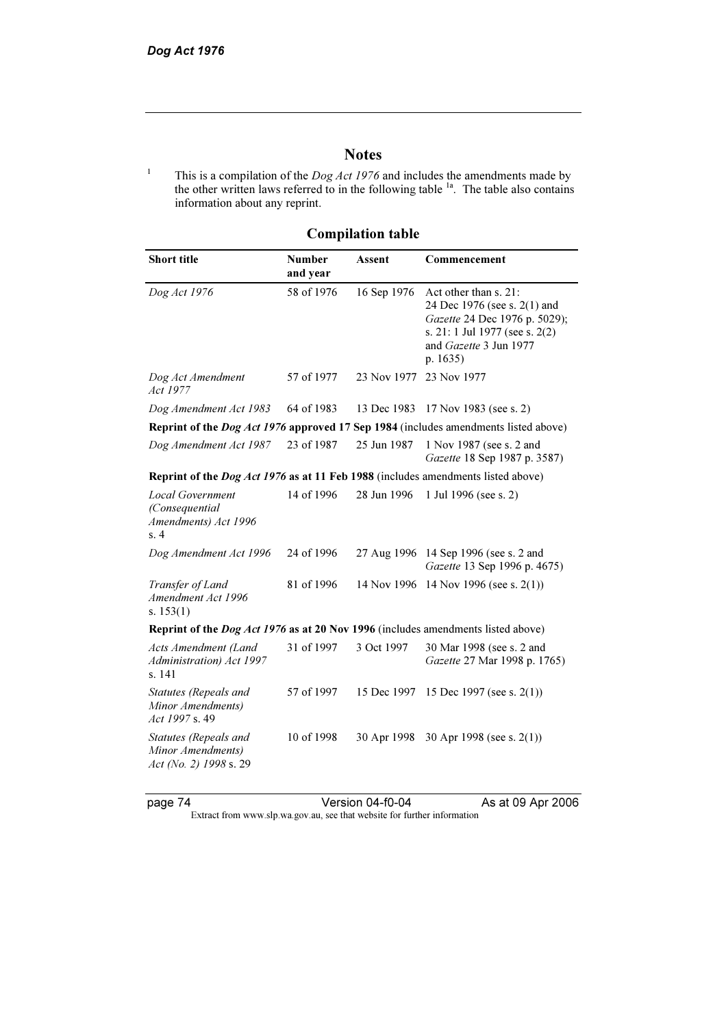# Notes

[1] This is a compilation of the *Dog Act 1976* and includes the amendments made by the other written laws referred to in the following table [1a]. The table also contains information about any reprint.

## Compilation table

| Short title | Number and year | Assent | Commencement |
|---|---|---|---|
| *Dog Act 1976* | 58 of 1976 | 16 Sep 1976 | Act other than s. 21: 24 Dec 1976 (see s. 2(1) and *Gazette* 24 Dec 1976 p. 5029); s. 21: 1 Jul 1977 (see s. 2(2) and *Gazette* 3 Jun 1977 p. 1635) |
| *Dog Act Amendment Act 1977* | 57 of 1977 | 23 Nov 1977 | 23 Nov 1977 |
| *Dog Amendment Act 1983* | 64 of 1983 | 13 Dec 1983 | 17 Nov 1983 (see s. 2) |
| **Reprint of the *Dog Act 1976* approved 17 Sep 1984** (includes amendments listed above) | | | |
| *Dog Amendment Act 1987* | 23 of 1987 | 25 Jun 1987 | 1 Nov 1987 (see s. 2 and *Gazette* 18 Sep 1987 p. 3587) |
| **Reprint of the *Dog Act 1976* as at 11 Feb 1988** (includes amendments listed above) | | | |
| *Local Government (Consequential Amendments) Act 1996* s. 4 | 14 of 1996 | 28 Jun 1996 | 1 Jul 1996 (see s. 2) |
| *Dog Amendment Act 1996* | 24 of 1996 | 27 Aug 1996 | 14 Sep 1996 (see s. 2 and *Gazette* 13 Sep 1996 p. 4675) |
| *Transfer of Land Amendment Act 1996* s. 153(1) | 81 of 1996 | 14 Nov 1996 | 14 Nov 1996 (see s. 2(1)) |
| **Reprint of the *Dog Act 1976* as at 20 Nov 1996** (includes amendments listed above) | | | |
| *Acts Amendment (Land Administration) Act 1997* s. 141 | 31 of 1997 | 3 Oct 1997 | 30 Mar 1998 (see s. 2 and *Gazette* 27 Mar 1998 p. 1765) |
| *Statutes (Repeals and Minor Amendments) Act 1997* s. 49 | 57 of 1997 | 15 Dec 1997 | 15 Dec 1997 (see s. 2(1)) |
| *Statutes (Repeals and Minor Amendments) Act (No. 2) 1998* s. 29 | 10 of 1998 | 30 Apr 1998 | 30 Apr 1998 (see s. 2(1)) |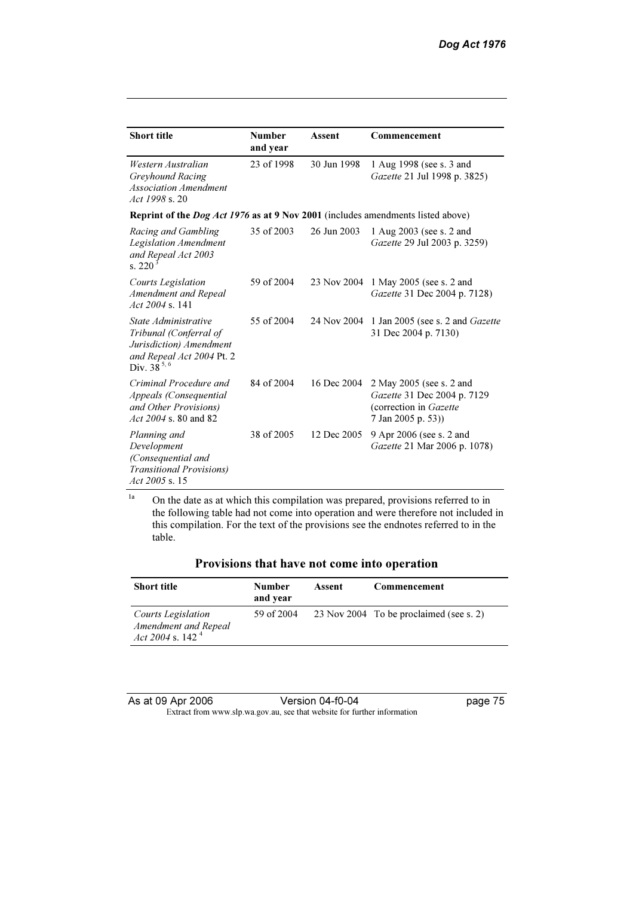| Short title | Number and year | Assent | Commencement |
|---|---|---|---|
| *Western Australian Greyhound Racing Association Amendment Act 1998* s. 20 | 23 of 1998 | 30 Jun 1998 | 1 Aug 1998 (see s. 3 and *Gazette* 21 Jul 1998 p. 3825) |
| **Reprint of the *Dog Act 1976* as at 9 Nov 2001** (includes amendments listed above) | | | |
| *Racing and Gambling Legislation Amendment and Repeal Act 2003* s. 220 [3] | 35 of 2003 | 26 Jun 2003 | 1 Aug 2003 (see s. 2 and *Gazette* 29 Jul 2003 p. 3259) |
| *Courts Legislation Amendment and Repeal Act 2004* s. 141 | 59 of 2004 | 23 Nov 2004 | 1 May 2005 (see s. 2 and *Gazette* 31 Dec 2004 p. 7128) |
| *State Administrative Tribunal (Conferral of Jurisdiction) Amendment and Repeal Act 2004* Pt. 2 Div. 38 [5, 6] | 55 of 2004 | 24 Nov 2004 | 1 Jan 2005 (see s. 2 and *Gazette* 31 Dec 2004 p. 7130) |
| *Criminal Procedure and Appeals (Consequential and Other Provisions) Act 2004* s. 80 and 82 | 84 of 2004 | 16 Dec 2004 | 2 May 2005 (see s. 2 and *Gazette* 31 Dec 2004 p. 7129 (correction in *Gazette* 7 Jan 2005 p. 53)) |
| *Planning and Development (Consequential and Transitional Provisions) Act 2005* s. 15 | 38 of 2005 | 12 Dec 2005 | 9 Apr 2006 (see s. 2 and *Gazette* 21 Mar 2006 p. 1078) |

[1a] On the date as at which this compilation was prepared, provisions referred to in the following table had not come into operation and were therefore not included in this compilation. For the text of the provisions see the endnotes referred to in the table.

## Provisions that have not come into operation

| Short title | Number and year | Assent | Commencement |
|---|---|---|---|
| *Courts Legislation Amendment and Repeal Act 2004* s. 142 [4] | 59 of 2004 | 23 Nov 2004 | To be proclaimed (see s. 2) |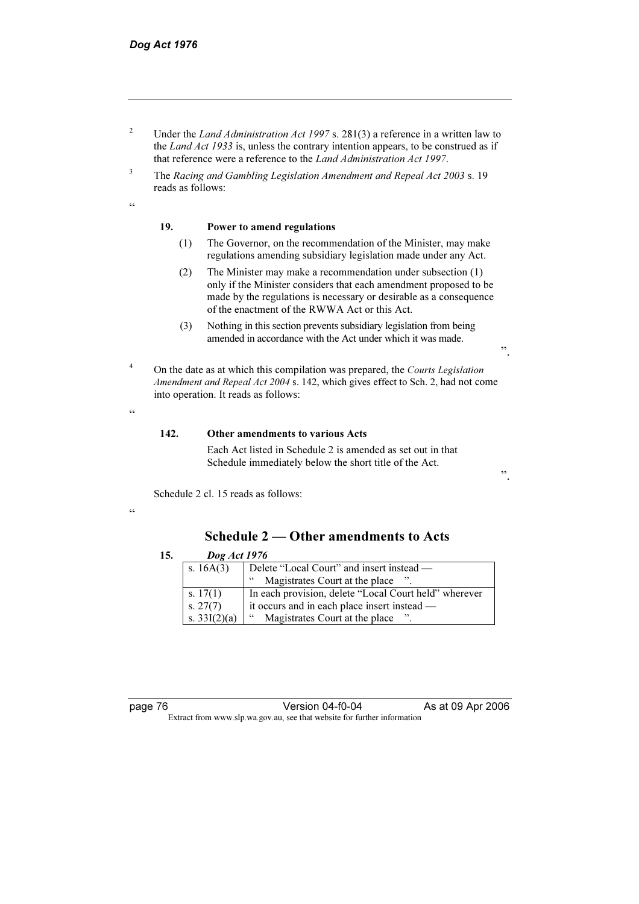2 Under the *Land Administration Act 1997* s. 281(3) a reference in a written law to the *Land Act 1933* is, unless the contrary intention appears, to be construed as if that reference were a reference to the *Land Administration Act 1997*.

3 The *Racing and Gambling Legislation Amendment and Repeal Act 2003* s. 19 reads as follows:

"

**19. Power to amend regulations**

(1) The Governor, on the recommendation of the Minister, may make regulations amending subsidiary legislation made under any Act.

(2) The Minister may make a recommendation under subsection (1) only if the Minister considers that each amendment proposed to be made by the regulations is necessary or desirable as a consequence of the enactment of the RWWA Act or this Act.

(3) Nothing in this section prevents subsidiary legislation from being amended in accordance with the Act under which it was made.

".

4 On the date as at which this compilation was prepared, the *Courts Legislation Amendment and Repeal Act 2004* s. 142, which gives effect to Sch. 2, had not come into operation. It reads as follows:

"

**142. Other amendments to various Acts**

Each Act listed in Schedule 2 is amended as set out in that Schedule immediately below the short title of the Act.

".

Schedule 2 cl. 15 reads as follows:

"

## Schedule 2 — Other amendments to Acts

**15. *Dog Act 1976***

| | |
|---|---|
| s. 16A(3) | Delete "Local Court" and insert instead — " Magistrates Court at the place ". |
| s. 17(1)<br>s. 27(7)<br>s. 33I(2)(a) | In each provision, delete "Local Court held" wherever it occurs and in each place insert instead — " Magistrates Court at the place ". |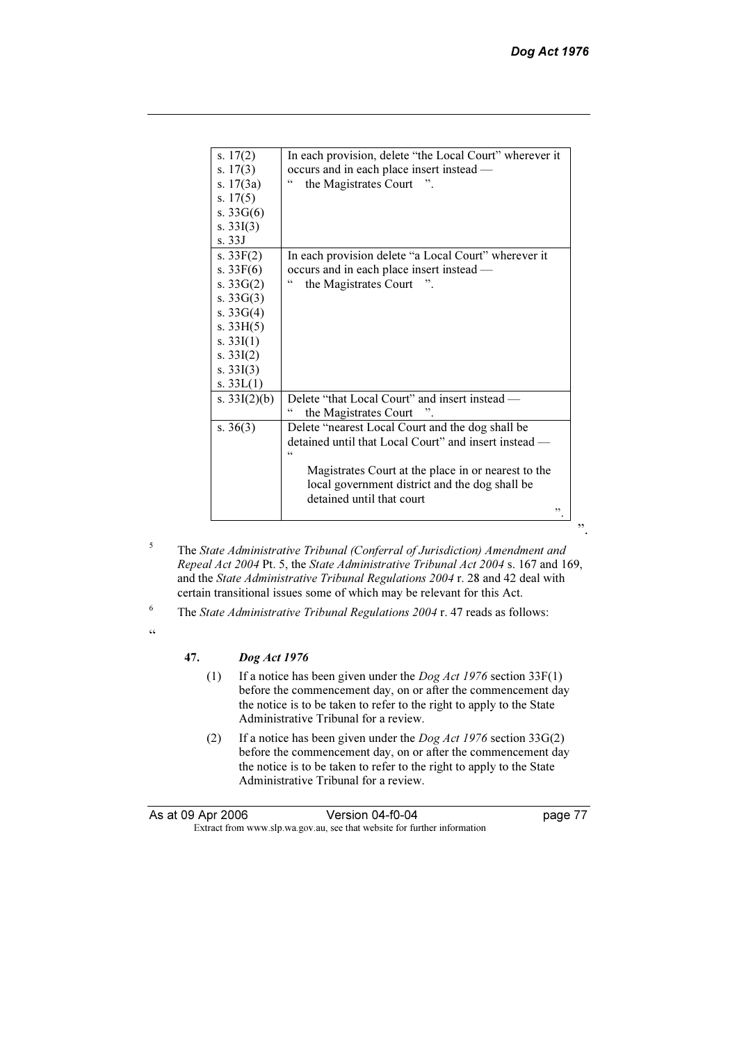| | |
|---|---|
| s. 17(2)<br>s. 17(3)<br>s. 17(3a)<br>s. 17(5)<br>s. 33G(6)<br>s. 33I(3)<br>s. 33J | In each provision, delete "the Local Court" wherever it occurs and in each place insert instead —<br>" the Magistrates Court ". |
| s. 33F(2)<br>s. 33F(6)<br>s. 33G(2)<br>s. 33G(3)<br>s. 33G(4)<br>s. 33H(5)<br>s. 33I(1)<br>s. 33I(2)<br>s. 33I(3)<br>s. 33L(1) | In each provision delete "a Local Court" wherever it occurs and in each place insert instead —<br>" the Magistrates Court ". |
| s. 33I(2)(b) | Delete "that Local Court" and insert instead —<br>" the Magistrates Court ". |
| s. 36(3) | Delete "nearest Local Court and the dog shall be detained until that Local Court" and insert instead —<br>"<br>Magistrates Court at the place in or nearest to the local government district and the dog shall be detained until that court<br>". |

".

[5] The *State Administrative Tribunal (Conferral of Jurisdiction) Amendment and Repeal Act 2004* Pt. 5, the *State Administrative Tribunal Act 2004* s. 167 and 169, and the *State Administrative Tribunal Regulations 2004* r. 28 and 42 deal with certain transitional issues some of which may be relevant for this Act.

[6] The *State Administrative Tribunal Regulations 2004* r. 47 reads as follows:

"

**47. *Dog Act 1976***

(1) If a notice has been given under the *Dog Act 1976* section 33F(1) before the commencement day, on or after the commencement day the notice is to be taken to refer to the right to apply to the State Administrative Tribunal for a review.

(2) If a notice has been given under the *Dog Act 1976* section 33G(2) before the commencement day, on or after the commencement day the notice is to be taken to refer to the right to apply to the State Administrative Tribunal for a review.